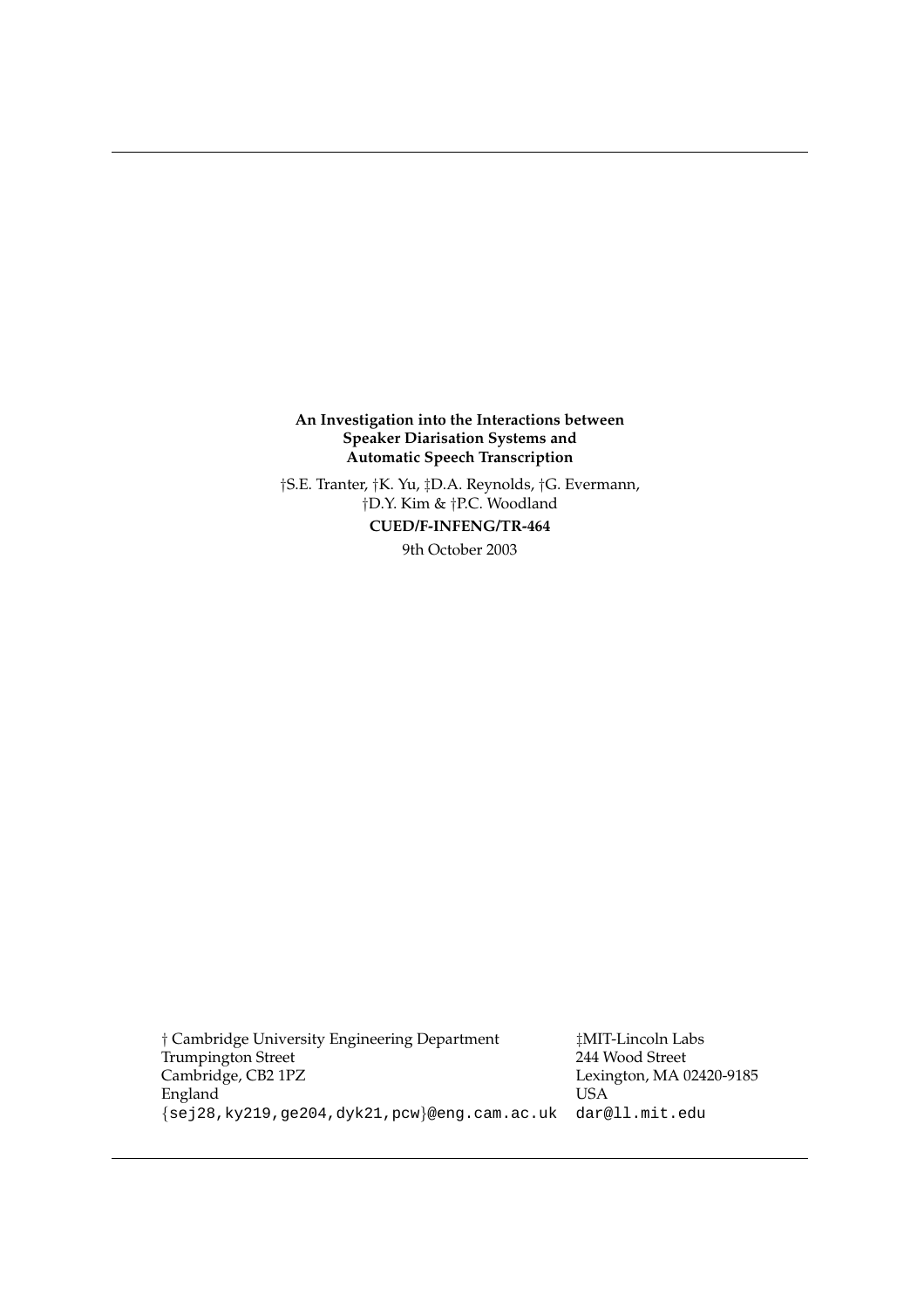**An Investigation into the Interactions between Speaker Diarisation Systems and Automatic Speech Transcription**

†S.E. Tranter, †K. Yu, ‡D.A. Reynolds, †G. Evermann, †D.Y. Kim & †P.C. Woodland

**CUED/F-INFENG/TR-464**

9th October 2003

† Cambridge University Engineering Department
Trumpington Street
Cambridge, CB2 1PZ
England
{sej28,ky219,ge204,dyk21,pcw}@eng.cam.ac.uk

‡MIT-Lincoln Labs
244 Wood Street
Lexington, MA 02420-9185
USA
dar@ll.mit.edu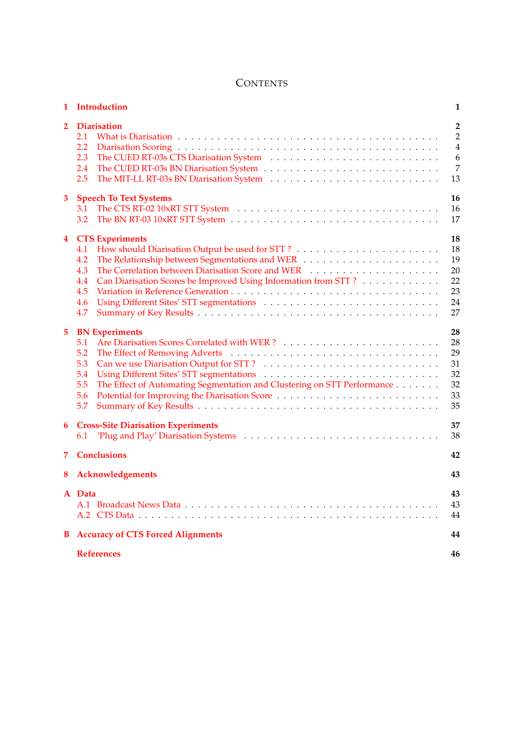# Contents

1 Introduction — 1

2 Diarisation — 2
- 2.1 What is Diarisation — 2
- 2.2 Diarisation Scoring — 4
- 2.3 The CUED RT-03s CTS Diarisation System — 6
- 2.4 The CUED RT-03s BN Diarisation System — 7
- 2.5 The MIT-LL RT-03s BN Diarisation System — 13

3 Speech To Text Systems — 16
- 3.1 The CTS RT-02 10xRT STT System — 16
- 3.2 The BN RT-03 10xRT STT System — 17

4 CTS Experiments — 18
- 4.1 How should Diarisation Output be used for STT ? — 18
- 4.2 The Relationship between Segmentations and WER — 19
- 4.3 The Correlation between Diarisation Score and WER — 20
- 4.4 Can Diarisation Scores be Improved Using Information from STT ? — 22
- 4.5 Variation in Reference Generation — 23
- 4.6 Using Different Sites' STT segmentations — 24
- 4.7 Summary of Key Results — 27

5 BN Experiments — 28
- 5.1 Are Diarisation Scores Correlated with WER ? — 28
- 5.2 The Effect of Removing Adverts — 29
- 5.3 Can we use Diarisation Output for STT ? — 31
- 5.4 Using Different Sites' STT segmentations — 32
- 5.5 The Effect of Automating Segmentation and Clustering on STT Performance — 32
- 5.6 Potential for Improving the Diarisation Score — 33
- 5.7 Summary of Key Results — 35

6 Cross-Site Diarisation Experiments — 37
- 6.1 'Plug and Play' Diarisation Systems — 38

7 Conclusions — 42

8 Acknowledgements — 43

A Data — 43
- A.1 Broadcast News Data — 43
- A.2 CTS Data — 44

B Accuracy of CTS Forced Alignments — 44

References — 46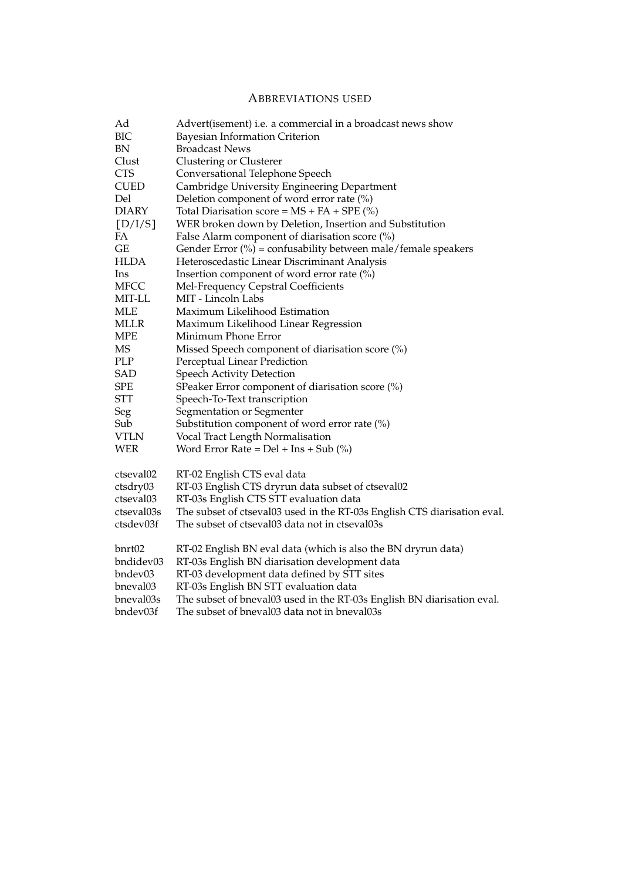## ABBREVIATIONS USED

| | |
|---|---|
| Ad | Advert(isement) i.e. a commercial in a broadcast news show |
| BIC | Bayesian Information Criterion |
| BN | Broadcast News |
| Clust | Clustering or Clusterer |
| CTS | Conversational Telephone Speech |
| CUED | Cambridge University Engineering Department |
| Del | Deletion component of word error rate (%) |
| DIARY | Total Diarisation score = MS + FA + SPE (%) |
| [D/I/S] | WER broken down by Deletion, Insertion and Substitution |
| FA | False Alarm component of diarisation score (%) |
| GE | Gender Error (%) = confusability between male/female speakers |
| HLDA | Heteroscedastic Linear Discriminant Analysis |
| Ins | Insertion component of word error rate (%) |
| MFCC | Mel-Frequency Cepstral Coefficients |
| MIT-LL | MIT - Lincoln Labs |
| MLE | Maximum Likelihood Estimation |
| MLLR | Maximum Likelihood Linear Regression |
| MPE | Minimum Phone Error |
| MS | Missed Speech component of diarisation score (%) |
| PLP | Perceptual Linear Prediction |
| SAD | Speech Activity Detection |
| SPE | SPeaker Error component of diarisation score (%) |
| STT | Speech-To-Text transcription |
| Seg | Segmentation or Segmenter |
| Sub | Substitution component of word error rate (%) |
| VTLN | Vocal Tract Length Normalisation |
| WER | Word Error Rate = Del + Ins + Sub (%) |

| | |
|---|---|
| ctseval02 | RT-02 English CTS eval data |
| ctsdry03 | RT-03 English CTS dryrun data subset of ctseval02 |
| ctseval03 | RT-03s English CTS STT evaluation data |
| ctseval03s | The subset of ctseval03 used in the RT-03s English CTS diarisation eval. |
| ctsdev03f | The subset of ctseval03 data not in ctseval03s |

| | |
|---|---|
| bnrt02 | RT-02 English BN eval data (which is also the BN dryrun data) |
| bndidev03 | RT-03s English BN diarisation development data |
| bndev03 | RT-03 development data defined by STT sites |
| bneval03 | RT-03s English BN STT evaluation data |
| bneval03s | The subset of bneval03 used in the RT-03s English BN diarisation eval. |
| bndev03f | The subset of bneval03 data not in bneval03s |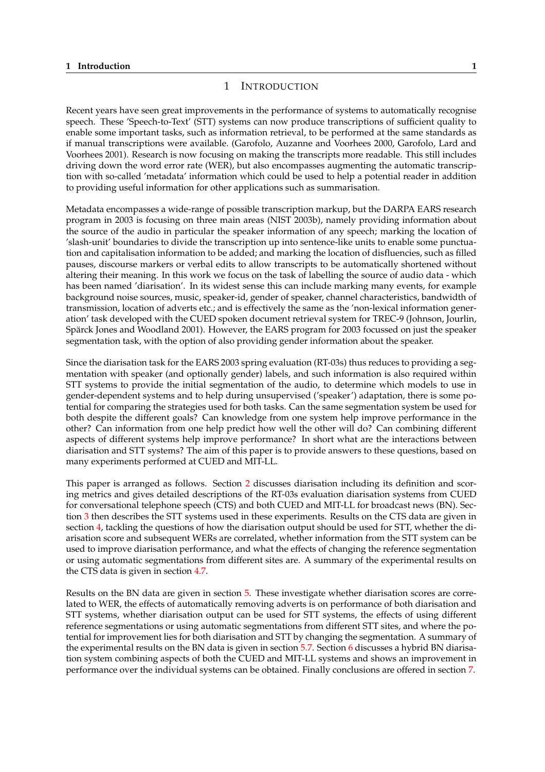# 1 INTRODUCTION

Recent years have seen great improvements in the performance of systems to automatically recognise speech. These 'Speech-to-Text' (STT) systems can now produce transcriptions of sufficient quality to enable some important tasks, such as information retrieval, to be performed at the same standards as if manual transcriptions were available. (Garofolo, Auzanne and Voorhees 2000, Garofolo, Lard and Voorhees 2001). Research is now focusing on making the transcripts more readable. This still includes driving down the word error rate (WER), but also encompasses augmenting the automatic transcription with so-called 'metadata' information which could be used to help a potential reader in addition to providing useful information for other applications such as summarisation.

Metadata encompasses a wide-range of possible transcription markup, but the DARPA EARS research program in 2003 is focusing on three main areas (NIST 2003b), namely providing information about the source of the audio in particular the speaker information of any speech; marking the location of 'slash-unit' boundaries to divide the transcription up into sentence-like units to enable some punctuation and capitalisation information to be added; and marking the location of disfluencies, such as filled pauses, discourse markers or verbal edits to allow transcripts to be automatically shortened without altering their meaning. In this work we focus on the task of labelling the source of audio data - which has been named 'diarisation'. In its widest sense this can include marking many events, for example background noise sources, music, speaker-id, gender of speaker, channel characteristics, bandwidth of transmission, location of adverts etc.; and is effectively the same as the 'non-lexical information generation' task developed with the CUED spoken document retrieval system for TREC-9 (Johnson, Jourlin, Spärck Jones and Woodland 2001). However, the EARS program for 2003 focussed on just the speaker segmentation task, with the option of also providing gender information about the speaker.

Since the diarisation task for the EARS 2003 spring evaluation (RT-03s) thus reduces to providing a segmentation with speaker (and optionally gender) labels, and such information is also required within STT systems to provide the initial segmentation of the audio, to determine which models to use in gender-dependent systems and to help during unsupervised ('speaker') adaptation, there is some potential for comparing the strategies used for both tasks. Can the same segmentation system be used for both despite the different goals? Can knowledge from one system help improve performance in the other? Can information from one help predict how well the other will do? Can combining different aspects of different systems help improve performance? In short what are the interactions between diarisation and STT systems? The aim of this paper is to provide answers to these questions, based on many experiments performed at CUED and MIT-LL.

This paper is arranged as follows. Section 2 discusses diarisation including its definition and scoring metrics and gives detailed descriptions of the RT-03s evaluation diarisation systems from CUED for conversational telephone speech (CTS) and both CUED and MIT-LL for broadcast news (BN). Section 3 then describes the STT systems used in these experiments. Results on the CTS data are given in section 4, tackling the questions of how the diarisation output should be used for STT, whether the diarisation score and subsequent WERs are correlated, whether information from the STT system can be used to improve diarisation performance, and what the effects of changing the reference segmentation or using automatic segmentations from different sites are. A summary of the experimental results on the CTS data is given in section 4.7.

Results on the BN data are given in section 5. These investigate whether diarisation scores are correlated to WER, the effects of automatically removing adverts is on performance of both diarisation and STT systems, whether diarisation output can be used for STT systems, the effects of using different reference segmentations or using automatic segmentations from different STT sites, and where the potential for improvement lies for both diarisation and STT by changing the segmentation. A summary of the experimental results on the BN data is given in section 5.7. Section 6 discusses a hybrid BN diarisation system combining aspects of both the CUED and MIT-LL systems and shows an improvement in performance over the individual systems can be obtained. Finally conclusions are offered in section 7.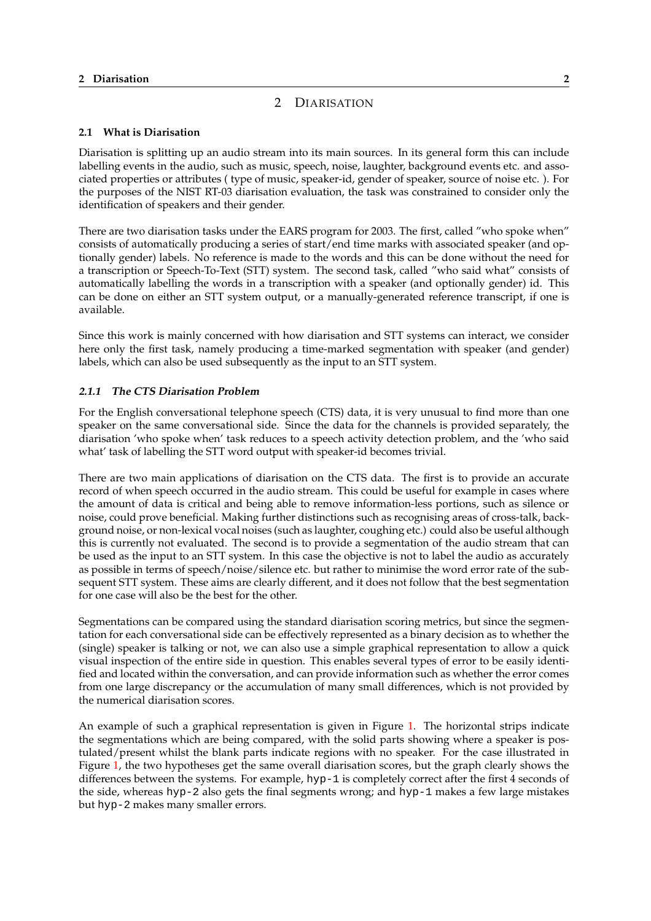# 2 Diarisation

## 2.1 What is Diarisation

Diarisation is splitting up an audio stream into its main sources. In its general form this can include labelling events in the audio, such as music, speech, noise, laughter, background events etc. and associated properties or attributes ( type of music, speaker-id, gender of speaker, source of noise etc. ). For the purposes of the NIST RT-03 diarisation evaluation, the task was constrained to consider only the identification of speakers and their gender.

There are two diarisation tasks under the EARS program for 2003. The first, called "who spoke when" consists of automatically producing a series of start/end time marks with associated speaker (and optionally gender) labels. No reference is made to the words and this can be done without the need for a transcription or Speech-To-Text (STT) system. The second task, called "who said what" consists of automatically labelling the words in a transcription with a speaker (and optionally gender) id. This can be done on either an STT system output, or a manually-generated reference transcript, if one is available.

Since this work is mainly concerned with how diarisation and STT systems can interact, we consider here only the first task, namely producing a time-marked segmentation with speaker (and gender) labels, which can also be used subsequently as the input to an STT system.

### *2.1.1 The CTS Diarisation Problem*

For the English conversational telephone speech (CTS) data, it is very unusual to find more than one speaker on the same conversational side. Since the data for the channels is provided separately, the diarisation 'who spoke when' task reduces to a speech activity detection problem, and the 'who said what' task of labelling the STT word output with speaker-id becomes trivial.

There are two main applications of diarisation on the CTS data. The first is to provide an accurate record of when speech occurred in the audio stream. This could be useful for example in cases where the amount of data is critical and being able to remove information-less portions, such as silence or noise, could prove beneficial. Making further distinctions such as recognising areas of cross-talk, background noise, or non-lexical vocal noises (such as laughter, coughing etc.) could also be useful although this is currently not evaluated. The second is to provide a segmentation of the audio stream that can be used as the input to an STT system. In this case the objective is not to label the audio as accurately as possible in terms of speech/noise/silence etc. but rather to minimise the word error rate of the subsequent STT system. These aims are clearly different, and it does not follow that the best segmentation for one case will also be the best for the other.

Segmentations can be compared using the standard diarisation scoring metrics, but since the segmentation for each conversational side can be effectively represented as a binary decision as to whether the (single) speaker is talking or not, we can also use a simple graphical representation to allow a quick visual inspection of the entire side in question. This enables several types of error to be easily identified and located within the conversation, and can provide information such as whether the error comes from one large discrepancy or the accumulation of many small differences, which is not provided by the numerical diarisation scores.

An example of such a graphical representation is given in Figure 1. The horizontal strips indicate the segmentations which are being compared, with the solid parts showing where a speaker is postulated/present whilst the blank parts indicate regions with no speaker. For the case illustrated in Figure 1, the two hypotheses get the same overall diarisation scores, but the graph clearly shows the differences between the systems. For example, `hyp-1` is completely correct after the first 4 seconds of the side, whereas `hyp-2` also gets the final segments wrong; and `hyp-1` makes a few large mistakes but `hyp-2` makes many smaller errors.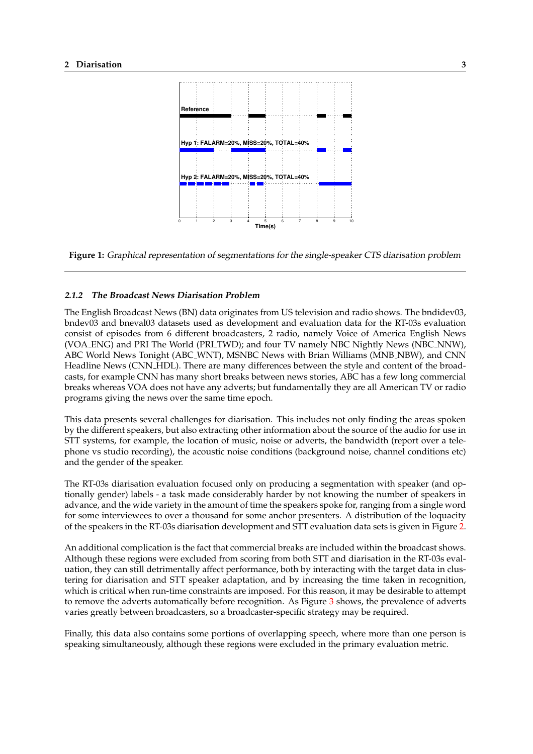Figure 1: *Graphical representation of segmentations for the single-speaker CTS diarisation problem*

#### 2.1.2 The Broadcast News Diarisation Problem

The English Broadcast News (BN) data originates from US television and radio shows. The bndidev03, bndev03 and bneval03 datasets used as development and evaluation data for the RT-03s evaluation consist of episodes from 6 different broadcasters, 2 radio, namely Voice of America English News (VOA_ENG) and PRI The World (PRI_TWD); and four TV namely NBC Nightly News (NBC_NNW), ABC World News Tonight (ABC_WNT), MSNBC News with Brian Williams (MNB_NBW), and CNN Headline News (CNN_HDL). There are many differences between the style and content of the broadcasts, for example CNN has many short breaks between news stories, ABC has a few long commercial breaks whereas VOA does not have any adverts; but fundamentally they are all American TV or radio programs giving the news over the same time epoch.

This data presents several challenges for diarisation. This includes not only finding the areas spoken by the different speakers, but also extracting other information about the source of the audio for use in STT systems, for example, the location of music, noise or adverts, the bandwidth (report over a telephone vs studio recording), the acoustic noise conditions (background noise, channel conditions etc) and the gender of the speaker.

The RT-03s diarisation evaluation focused only on producing a segmentation with speaker (and optionally gender) labels - a task made considerably harder by not knowing the number of speakers in advance, and the wide variety in the amount of time the speakers spoke for, ranging from a single word for some interviewees to over a thousand for some anchor presenters. A distribution of the loquacity of the speakers in the RT-03s diarisation development and STT evaluation data sets is given in Figure 2.

An additional complication is the fact that commercial breaks are included within the broadcast shows. Although these regions were excluded from scoring from both STT and diarisation in the RT-03s evaluation, they can still detrimentally affect performance, both by interacting with the target data in clustering for diarisation and STT speaker adaptation, and by increasing the time taken in recognition, which is critical when run-time constraints are imposed. For this reason, it may be desirable to attempt to remove the adverts automatically before recognition. As Figure 3 shows, the prevalence of adverts varies greatly between broadcasters, so a broadcaster-specific strategy may be required.

Finally, this data also contains some portions of overlapping speech, where more than one person is speaking simultaneously, although these regions were excluded in the primary evaluation metric.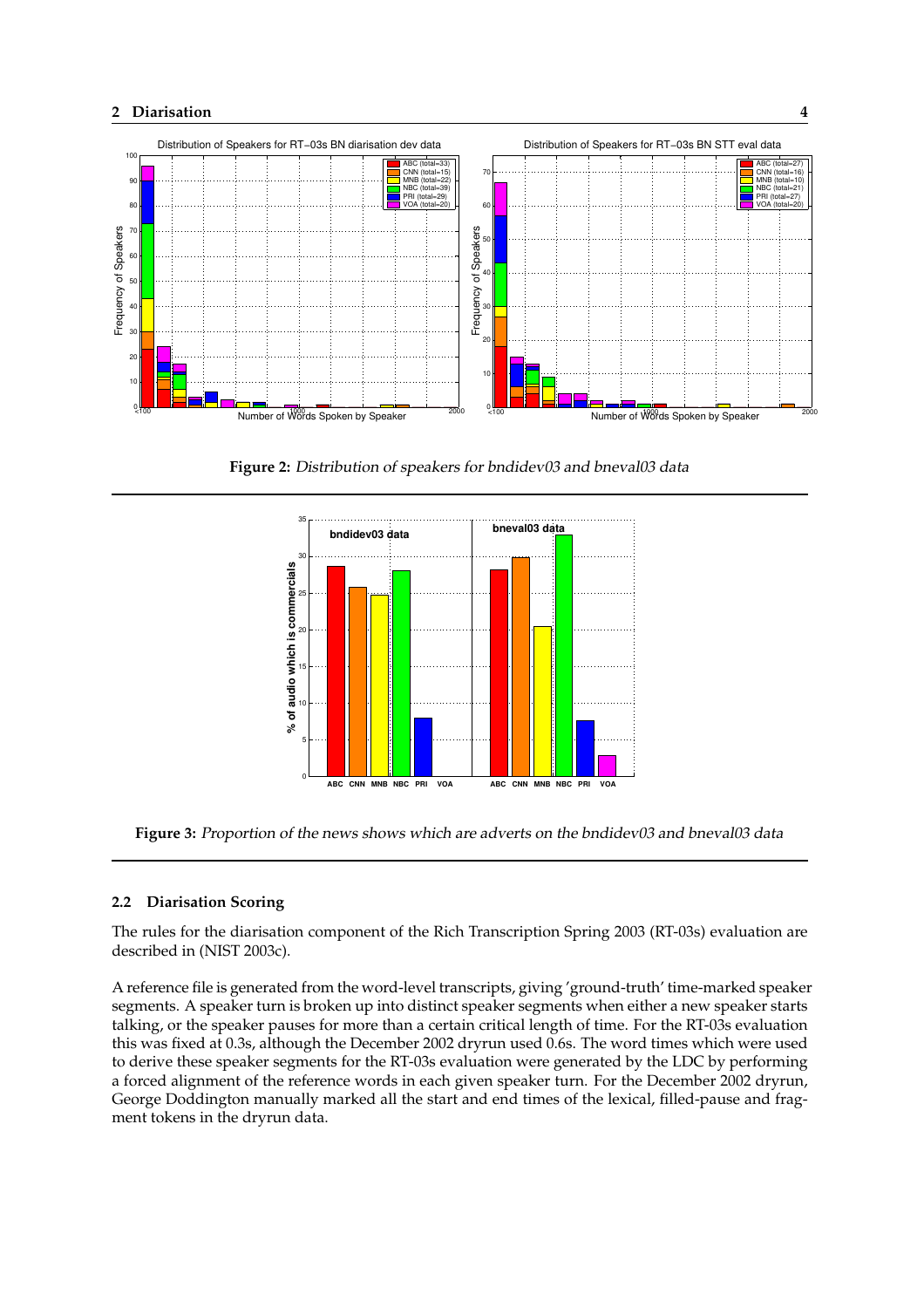Figure 2: *Distribution of speakers for bndidev03 and bneval03 data*

Figure 3: *Proportion of the news shows which are adverts on the bndidev03 and bneval03 data*

### 2.2 Diarisation Scoring

The rules for the diarisation component of the Rich Transcription Spring 2003 (RT-03s) evaluation are described in (NIST 2003c).

A reference file is generated from the word-level transcripts, giving 'ground-truth' time-marked speaker segments. A speaker turn is broken up into distinct speaker segments when either a new speaker starts talking, or the speaker pauses for more than a certain critical length of time. For the RT-03s evaluation this was fixed at 0.3s, although the December 2002 dryrun used 0.6s. The word times which were used to derive these speaker segments for the RT-03s evaluation were generated by the LDC by performing a forced alignment of the reference words in each given speaker turn. For the December 2002 dryrun, George Doddington manually marked all the start and end times of the lexical, filled-pause and fragment tokens in the dryrun data.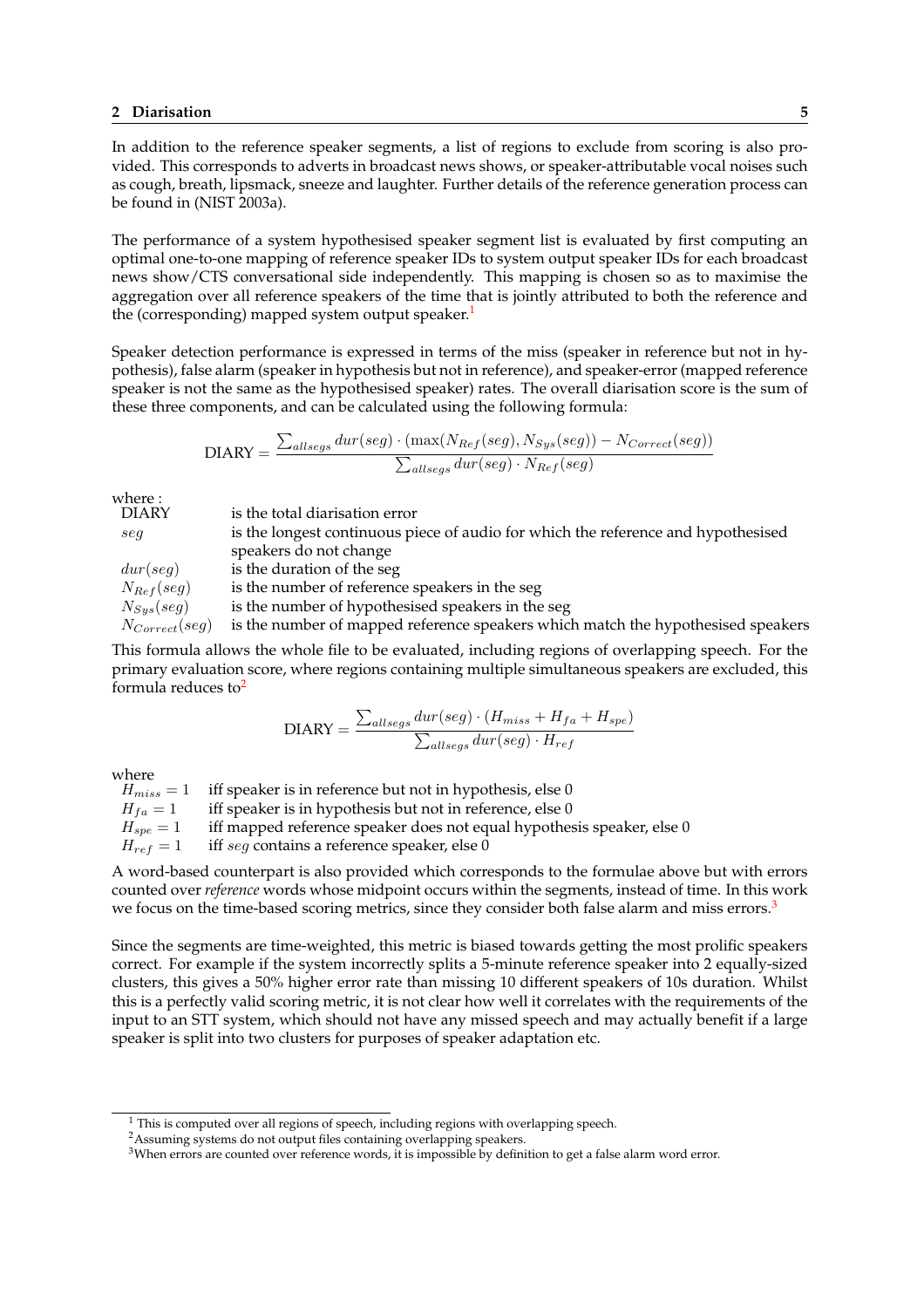In addition to the reference speaker segments, a list of regions to exclude from scoring is also provided. This corresponds to adverts in broadcast news shows, or speaker-attributable vocal noises such as cough, breath, lipsmack, sneeze and laughter. Further details of the reference generation process can be found in (NIST 2003a).

The performance of a system hypothesised speaker segment list is evaluated by first computing an optimal one-to-one mapping of reference speaker IDs to system output speaker IDs for each broadcast news show/CTS conversational side independently. This mapping is chosen so as to maximise the aggregation over all reference speakers of the time that is jointly attributed to both the reference and the (corresponding) mapped system output speaker.[1]

Speaker detection performance is expressed in terms of the miss (speaker in reference but not in hypothesis), false alarm (speaker in hypothesis but not in reference), and speaker-error (mapped reference speaker is not the same as the hypothesised speaker) rates. The overall diarisation score is the sum of these three components, and can be calculated using the following formula:

$$\text{DIARY} = \frac{\sum_{allsegs} dur(seg) \cdot (\max(N_{Ref}(seg), N_{Sys}(seg)) - N_{Correct}(seg))}{\sum_{allsegs} dur(seg) \cdot N_{Ref}(seg)}$$

where :

| | |
|---|---|
| DIARY | is the total diarisation error |
| $seg$ | is the longest continuous piece of audio for which the reference and hypothesised speakers do not change |
| $dur(seg)$ | is the duration of the seg |
| $N_{Ref}(seg)$ | is the number of reference speakers in the seg |
| $N_{Sys}(seg)$ | is the number of hypothesised speakers in the seg |
| $N_{Correct}(seg)$ | is the number of mapped reference speakers which match the hypothesised speakers |

This formula allows the whole file to be evaluated, including regions of overlapping speech. For the primary evaluation score, where regions containing multiple simultaneous speakers are excluded, this formula reduces to[2]

$$\text{DIARY} = \frac{\sum_{allsegs} dur(seg) \cdot (H_{miss} + H_{fa} + H_{spe})}{\sum_{allsegs} dur(seg) \cdot H_{ref}}$$

where

| | |
|---|---|
| $H_{miss} = 1$ | iff speaker is in reference but not in hypothesis, else 0 |
| $H_{fa} = 1$ | iff speaker is in hypothesis but not in reference, else 0 |
| $H_{spe} = 1$ | iff mapped reference speaker does not equal hypothesis speaker, else 0 |
| $H_{ref} = 1$ | iff $seg$ contains a reference speaker, else 0 |

A word-based counterpart is also provided which corresponds to the formulae above but with errors counted over *reference* words whose midpoint occurs within the segments, instead of time. In this work we focus on the time-based scoring metrics, since they consider both false alarm and miss errors.[3]

Since the segments are time-weighted, this metric is biased towards getting the most prolific speakers correct. For example if the system incorrectly splits a 5-minute reference speaker into 2 equally-sized clusters, this gives a 50% higher error rate than missing 10 different speakers of 10s duration. Whilst this is a perfectly valid scoring metric, it is not clear how well it correlates with the requirements of the input to an STT system, which should not have any missed speech and may actually benefit if a large speaker is split into two clusters for purposes of speaker adaptation etc.

---

[1] This is computed over all regions of speech, including regions with overlapping speech.

[2] Assuming systems do not output files containing overlapping speakers.

[3] When errors are counted over reference words, it is impossible by definition to get a false alarm word error.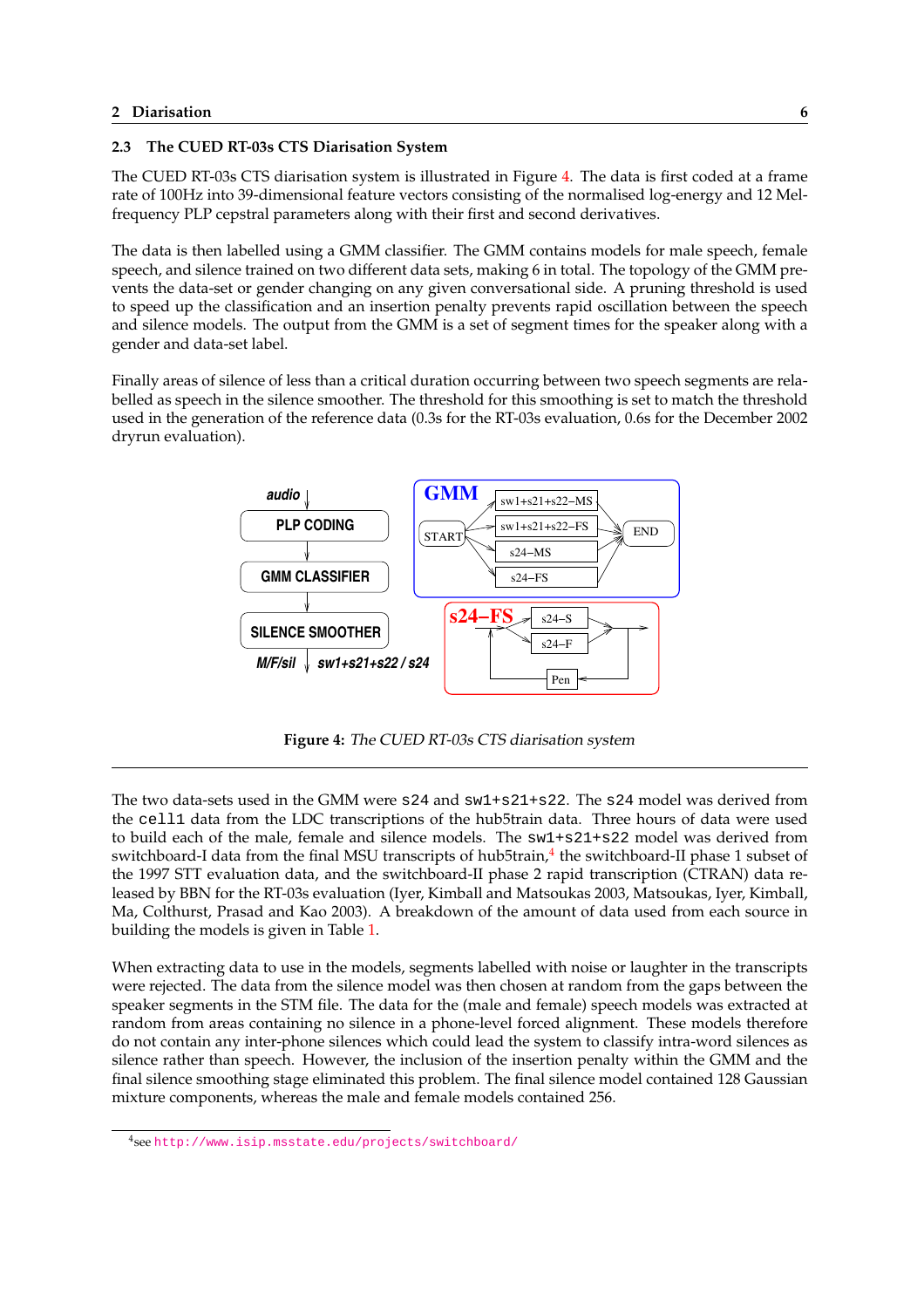### 2.3 The CUED RT-03s CTS Diarisation System

The CUED RT-03s CTS diarisation system is illustrated in Figure 4. The data is first coded at a frame rate of 100Hz into 39-dimensional feature vectors consisting of the normalised log-energy and 12 Mel-frequency PLP cepstral parameters along with their first and second derivatives.

The data is then labelled using a GMM classifier. The GMM contains models for male speech, female speech, and silence trained on two different data sets, making 6 in total. The topology of the GMM prevents the data-set or gender changing on any given conversational side. A pruning threshold is used to speed up the classification and an insertion penalty prevents rapid oscillation between the speech and silence models. The output from the GMM is a set of segment times for the speaker along with a gender and data-set label.

Finally areas of silence of less than a critical duration occurring between two speech segments are relabelled as speech in the silence smoother. The threshold for this smoothing is set to match the threshold used in the generation of the reference data (0.3s for the RT-03s evaluation, 0.6s for the December 2002 dryrun evaluation).

**Figure 4:** *The CUED RT-03s CTS diarisation system*

The two data-sets used in the GMM were `s24` and `sw1+s21+s22`. The `s24` model was derived from the `cell1` data from the LDC transcriptions of the hub5train data. Three hours of data were used to build each of the male, female and silence models. The `sw1+s21+s22` model was derived from switchboard-I data from the final MSU transcripts of hub5train,[4] the switchboard-II phase 1 subset of the 1997 STT evaluation data, and the switchboard-II phase 2 rapid transcription (CTRAN) data released by BBN for the RT-03s evaluation (Iyer, Kimball and Matsoukas 2003, Matsoukas, Iyer, Kimball, Ma, Colthurst, Prasad and Kao 2003). A breakdown of the amount of data used from each source in building the models is given in Table 1.

When extracting data to use in the models, segments labelled with noise or laughter in the transcripts were rejected. The data from the silence model was then chosen at random from the gaps between the speaker segments in the STM file. The data for the (male and female) speech models was extracted at random from areas containing no silence in a phone-level forced alignment. These models therefore do not contain any inter-phone silences which could lead the system to classify intra-word silences as silence rather than speech. However, the inclusion of the insertion penalty within the GMM and the final silence smoothing stage eliminated this problem. The final silence model contained 128 Gaussian mixture components, whereas the male and female models contained 256.

[4] see http://www.isip.msstate.edu/projects/switchboard/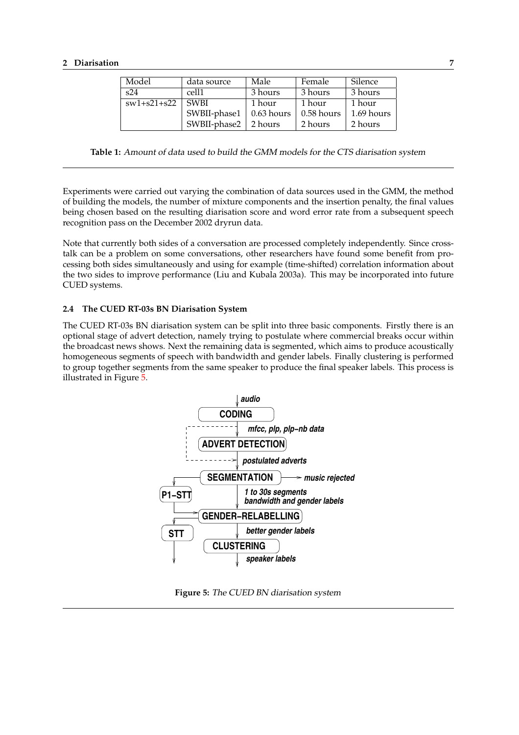| Model | data source | Male | Female | Silence |
|---|---|---|---|---|
| s24 | cell1 | 3 hours | 3 hours | 3 hours |
| sw1+s21+s22 | SWBI | 1 hour | 1 hour | 1 hour |
| | SWBII-phase1 | 0.63 hours | 0.58 hours | 1.69 hours |
| | SWBII-phase2 | 2 hours | 2 hours | 2 hours |

**Table 1:** *Amount of data used to build the GMM models for the CTS diarisation system*

Experiments were carried out varying the combination of data sources used in the GMM, the method of building the models, the number of mixture components and the insertion penalty, the final values being chosen based on the resulting diarisation score and word error rate from a subsequent speech recognition pass on the December 2002 dryrun data.

Note that currently both sides of a conversation are processed completely independently. Since cross-talk can be a problem on some conversations, other researchers have found some benefit from processing both sides simultaneously and using for example (time-shifted) correlation information about the two sides to improve performance (Liu and Kubala 2003a). This may be incorporated into future CUED systems.

### 2.4 The CUED RT-03s BN Diarisation System

The CUED RT-03s BN diarisation system can be split into three basic components. Firstly there is an optional stage of advert detection, namely trying to postulate where commercial breaks occur within the broadcast news shows. Next the remaining data is segmented, which aims to produce acoustically homogeneous segments of speech with bandwidth and gender labels. Finally clustering is performed to group together segments from the same speaker to produce the final speaker labels. This process is illustrated in Figure 5.

**Figure 5:** *The CUED BN diarisation system*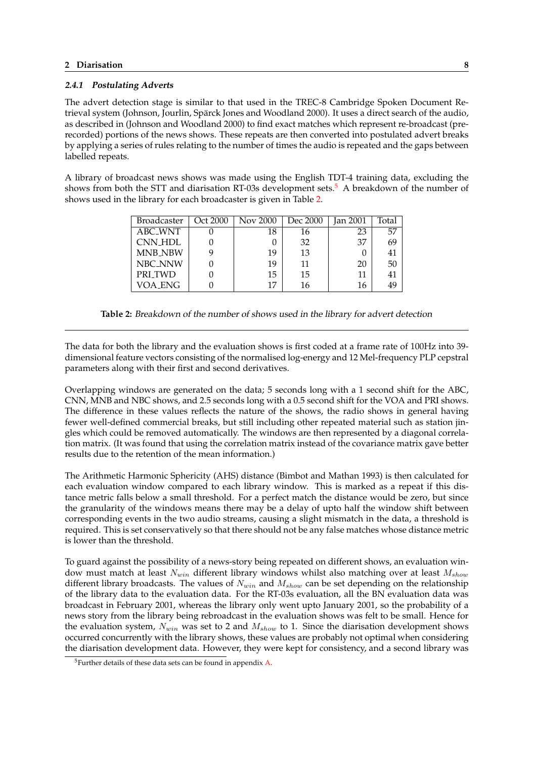#### 2.4.1 *Postulating Adverts*

The advert detection stage is similar to that used in the TREC-8 Cambridge Spoken Document Retrieval system (Johnson, Jourlin, Spärck Jones and Woodland 2000). It uses a direct search of the audio, as described in (Johnson and Woodland 2000) to find exact matches which represent re-broadcast (prerecorded) portions of the news shows. These repeats are then converted into postulated advert breaks by applying a series of rules relating to the number of times the audio is repeated and the gaps between labelled repeats.

A library of broadcast news shows was made using the English TDT-4 training data, excluding the shows from both the STT and diarisation RT-03s development sets.[5] A breakdown of the number of shows used in the library for each broadcaster is given in Table 2.

| Broadcaster | Oct 2000 | Nov 2000 | Dec 2000 | Jan 2001 | Total |
|---|---|---|---|---|---|
| ABC_WNT | 0 | 18 | 16 | 23 | 57 |
| CNN_HDL | 0 | 0 | 32 | 37 | 69 |
| MNB_NBW | 9 | 19 | 13 | 0 | 41 |
| NBC_NNW | 0 | 19 | 11 | 20 | 50 |
| PRI_TWD | 0 | 15 | 15 | 11 | 41 |
| VOA_ENG | 0 | 17 | 16 | 16 | 49 |

**Table 2:** *Breakdown of the number of shows used in the library for advert detection*

The data for both the library and the evaluation shows is first coded at a frame rate of 100Hz into 39-dimensional feature vectors consisting of the normalised log-energy and 12 Mel-frequency PLP cepstral parameters along with their first and second derivatives.

Overlapping windows are generated on the data; 5 seconds long with a 1 second shift for the ABC, CNN, MNB and NBC shows, and 2.5 seconds long with a 0.5 second shift for the VOA and PRI shows. The difference in these values reflects the nature of the shows, the radio shows in general having fewer well-defined commercial breaks, but still including other repeated material such as station jingles which could be removed automatically. The windows are then represented by a diagonal correlation matrix. (It was found that using the correlation matrix instead of the covariance matrix gave better results due to the retention of the mean information.)

The Arithmetic Harmonic Sphericity (AHS) distance (Bimbot and Mathan 1993) is then calculated for each evaluation window compared to each library window. This is marked as a repeat if this distance metric falls below a small threshold. For a perfect match the distance would be zero, but since the granularity of the windows means there may be a delay of upto half the window shift between corresponding events in the two audio streams, causing a slight mismatch in the data, a threshold is required. This is set conservatively so that there should not be any false matches whose distance metric is lower than the threshold.

To guard against the possibility of a news-story being repeated on different shows, an evaluation window must match at least $N_{win}$ different library windows whilst also matching over at least $M_{show}$ different library broadcasts. The values of $N_{win}$ and $M_{show}$ can be set depending on the relationship of the library data to the evaluation data. For the RT-03s evaluation, all the BN evaluation data was broadcast in February 2001, whereas the library only went upto January 2001, so the probability of a news story from the library being rebroadcast in the evaluation shows was felt to be small. Hence for the evaluation system, $N_{win}$ was set to 2 and $M_{show}$ to 1. Since the diarisation development shows occurred concurrently with the library shows, these values are probably not optimal when considering the diarisation development data. However, they were kept for consistency, and a second library was

[5] Further details of these data sets can be found in appendix A.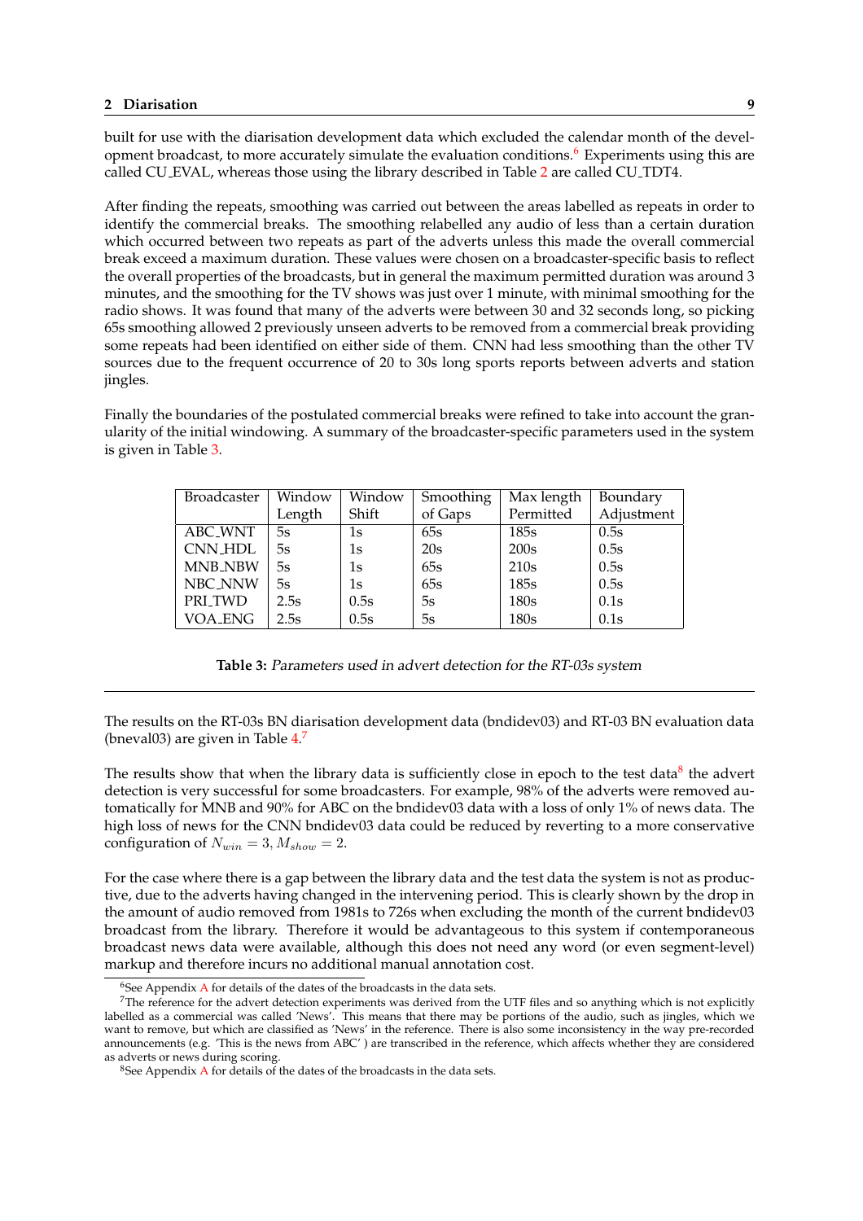built for use with the diarisation development data which excluded the calendar month of the development broadcast, to more accurately simulate the evaluation conditions.[6] Experiments using this are called CU_EVAL, whereas those using the library described in Table 2 are called CU_TDT4.

After finding the repeats, smoothing was carried out between the areas labelled as repeats in order to identify the commercial breaks. The smoothing relabelled any audio of less than a certain duration which occurred between two repeats as part of the adverts unless this made the overall commercial break exceed a maximum duration. These values were chosen on a broadcaster-specific basis to reflect the overall properties of the broadcasts, but in general the maximum permitted duration was around 3 minutes, and the smoothing for the TV shows was just over 1 minute, with minimal smoothing for the radio shows. It was found that many of the adverts were between 30 and 32 seconds long, so picking 65s smoothing allowed 2 previously unseen adverts to be removed from a commercial break providing some repeats had been identified on either side of them. CNN had less smoothing than the other TV sources due to the frequent occurrence of 20 to 30s long sports reports between adverts and station jingles.

Finally the boundaries of the postulated commercial breaks were refined to take into account the granularity of the initial windowing. A summary of the broadcaster-specific parameters used in the system is given in Table 3.

| Broadcaster | Window Length | Window Shift | Smoothing of Gaps | Max length Permitted | Boundary Adjustment |
|---|---|---|---|---|---|
| ABC_WNT | 5s | 1s | 65s | 185s | 0.5s |
| CNN_HDL | 5s | 1s | 20s | 200s | 0.5s |
| MNB_NBW | 5s | 1s | 65s | 210s | 0.5s |
| NBC_NNW | 5s | 1s | 65s | 185s | 0.5s |
| PRI_TWD | 2.5s | 0.5s | 5s | 180s | 0.1s |
| VOA_ENG | 2.5s | 0.5s | 5s | 180s | 0.1s |

**Table 3:** *Parameters used in advert detection for the RT-03s system*

---

The results on the RT-03s BN diarisation development data (bndidev03) and RT-03 BN evaluation data (bneval03) are given in Table 4.[7]

The results show that when the library data is sufficiently close in epoch to the test data[8] the advert detection is very successful for some broadcasters. For example, 98% of the adverts were removed automatically for MNB and 90% for ABC on the bndidev03 data with a loss of only 1% of news data. The high loss of news for the CNN bndidev03 data could be reduced by reverting to a more conservative configuration of $N_{win} = 3, M_{show} = 2$.

For the case where there is a gap between the library data and the test data the system is not as productive, due to the adverts having changed in the intervening period. This is clearly shown by the drop in the amount of audio removed from 1981s to 726s when excluding the month of the current bndidev03 broadcast from the library. Therefore it would be advantageous to this system if contemporaneous broadcast news data were available, although this does not need any word (or even segment-level) markup and therefore incurs no additional manual annotation cost.

[6] See Appendix A for details of the dates of the broadcasts in the data sets.

[7] The reference for the advert detection experiments was derived from the UTF files and so anything which is not explicitly labelled as a commercial was called 'News'. This means that there may be portions of the audio, such as jingles, which we want to remove, but which are classified as 'News' in the reference. There is also some inconsistency in the way pre-recorded announcements (e.g. 'This is the news from ABC' ) are transcribed in the reference, which affects whether they are considered as adverts or news during scoring.

[8] See Appendix A for details of the dates of the broadcasts in the data sets.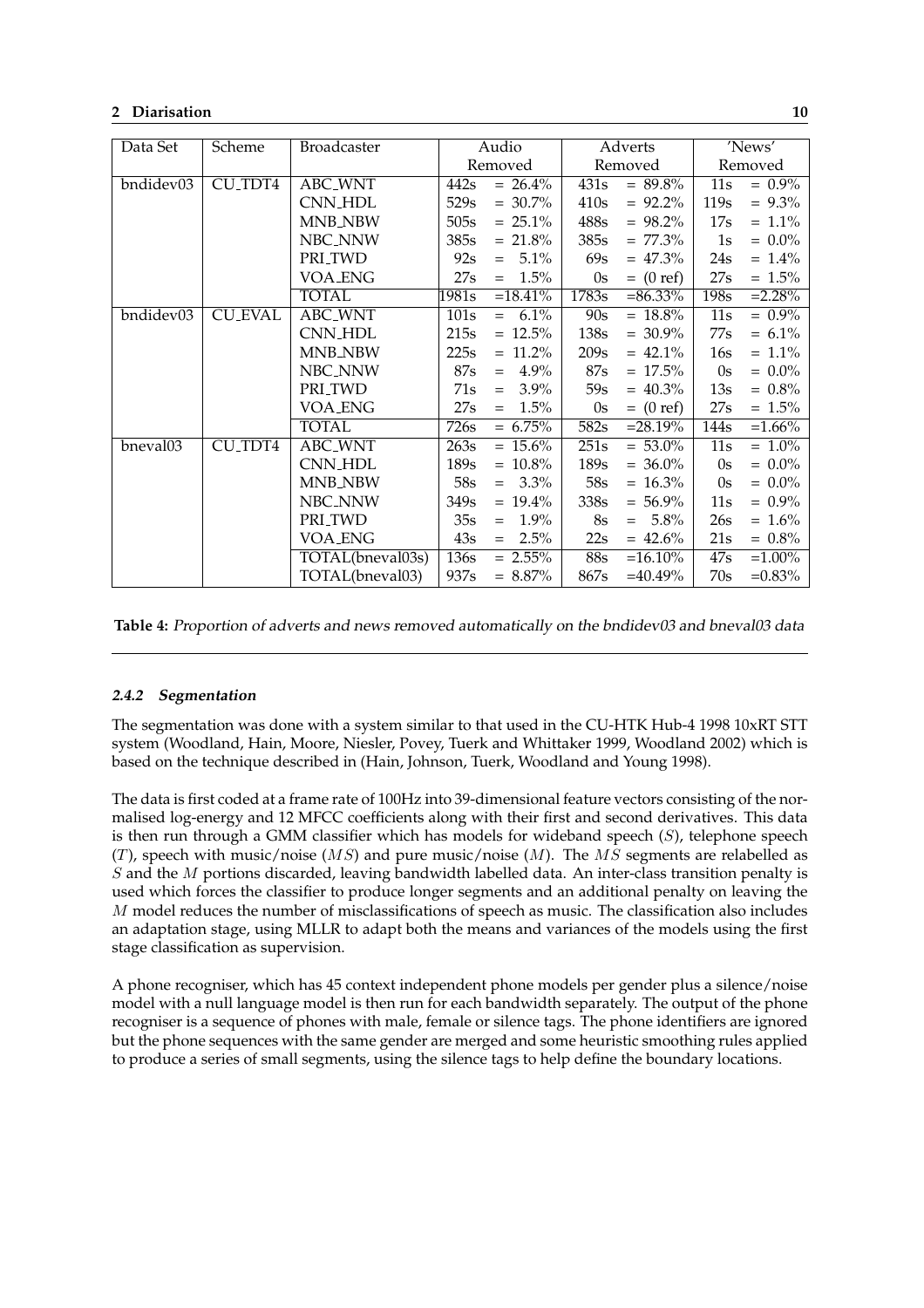| Data Set | Scheme | Broadcaster | Audio Removed | | Adverts Removed | | 'News' Removed | |
|---|---|---|---|---|---|---|---|---|
| bndidev03 | CU_TDT4 | ABC_WNT | 442s | = 26.4% | 431s | = 89.8% | 11s | = 0.9% |
| | | CNN_HDL | 529s | = 30.7% | 410s | = 92.2% | 119s | = 9.3% |
| | | MNB_NBW | 505s | = 25.1% | 488s | = 98.2% | 17s | = 1.1% |
| | | NBC_NNW | 385s | = 21.8% | 385s | = 77.3% | 1s | = 0.0% |
| | | PRI_TWD | 92s | = 5.1% | 69s | = 47.3% | 24s | = 1.4% |
| | | VOA_ENG | 27s | = 1.5% | 0s | = (0 ref) | 27s | = 1.5% |
| | | TOTAL | 1981s | =18.41% | 1783s | =86.33% | 198s | =2.28% |
| bndidev03 | CU_EVAL | ABC_WNT | 101s | = 6.1% | 90s | = 18.8% | 11s | = 0.9% |
| | | CNN_HDL | 215s | = 12.5% | 138s | = 30.9% | 77s | = 6.1% |
| | | MNB_NBW | 225s | = 11.2% | 209s | = 42.1% | 16s | = 1.1% |
| | | NBC_NNW | 87s | = 4.9% | 87s | = 17.5% | 0s | = 0.0% |
| | | PRI_TWD | 71s | = 3.9% | 59s | = 40.3% | 13s | = 0.8% |
| | | VOA_ENG | 27s | = 1.5% | 0s | = (0 ref) | 27s | = 1.5% |
| | | TOTAL | 726s | = 6.75% | 582s | =28.19% | 144s | =1.66% |
| bneval03 | CU_TDT4 | ABC_WNT | 263s | = 15.6% | 251s | = 53.0% | 11s | = 1.0% |
| | | CNN_HDL | 189s | = 10.8% | 189s | = 36.0% | 0s | = 0.0% |
| | | MNB_NBW | 58s | = 3.3% | 58s | = 16.3% | 0s | = 0.0% |
| | | NBC_NNW | 349s | = 19.4% | 338s | = 56.9% | 11s | = 0.9% |
| | | PRI_TWD | 35s | = 1.9% | 8s | = 5.8% | 26s | = 1.6% |
| | | VOA_ENG | 43s | = 2.5% | 22s | = 42.6% | 21s | = 0.8% |
| | | TOTAL(bneval03s) | 136s | = 2.55% | 88s | =16.10% | 47s | =1.00% |
| | | TOTAL(bneval03) | 937s | = 8.87% | 867s | =40.49% | 70s | =0.83% |

**Table 4:** *Proportion of adverts and news removed automatically on the bndidev03 and bneval03 data*

#### *2.4.2 Segmentation*

The segmentation was done with a system similar to that used in the CU-HTK Hub-4 1998 10xRT STT system (Woodland, Hain, Moore, Niesler, Povey, Tuerk and Whittaker 1999, Woodland 2002) which is based on the technique described in (Hain, Johnson, Tuerk, Woodland and Young 1998).

The data is first coded at a frame rate of 100Hz into 39-dimensional feature vectors consisting of the normalised log-energy and 12 MFCC coefficients along with their first and second derivatives. This data is then run through a GMM classifier which has models for wideband speech ($S$), telephone speech ($T$), speech with music/noise ($MS$) and pure music/noise ($M$). The $MS$ segments are relabelled as $S$ and the $M$ portions discarded, leaving bandwidth labelled data. An inter-class transition penalty is used which forces the classifier to produce longer segments and an additional penalty on leaving the $M$ model reduces the number of misclassifications of speech as music. The classification also includes an adaptation stage, using MLLR to adapt both the means and variances of the models using the first stage classification as supervision.

A phone recogniser, which has 45 context independent phone models per gender plus a silence/noise model with a null language model is then run for each bandwidth separately. The output of the phone recogniser is a sequence of phones with male, female or silence tags. The phone identifiers are ignored but the phone sequences with the same gender are merged and some heuristic smoothing rules applied to produce a series of small segments, using the silence tags to help define the boundary locations.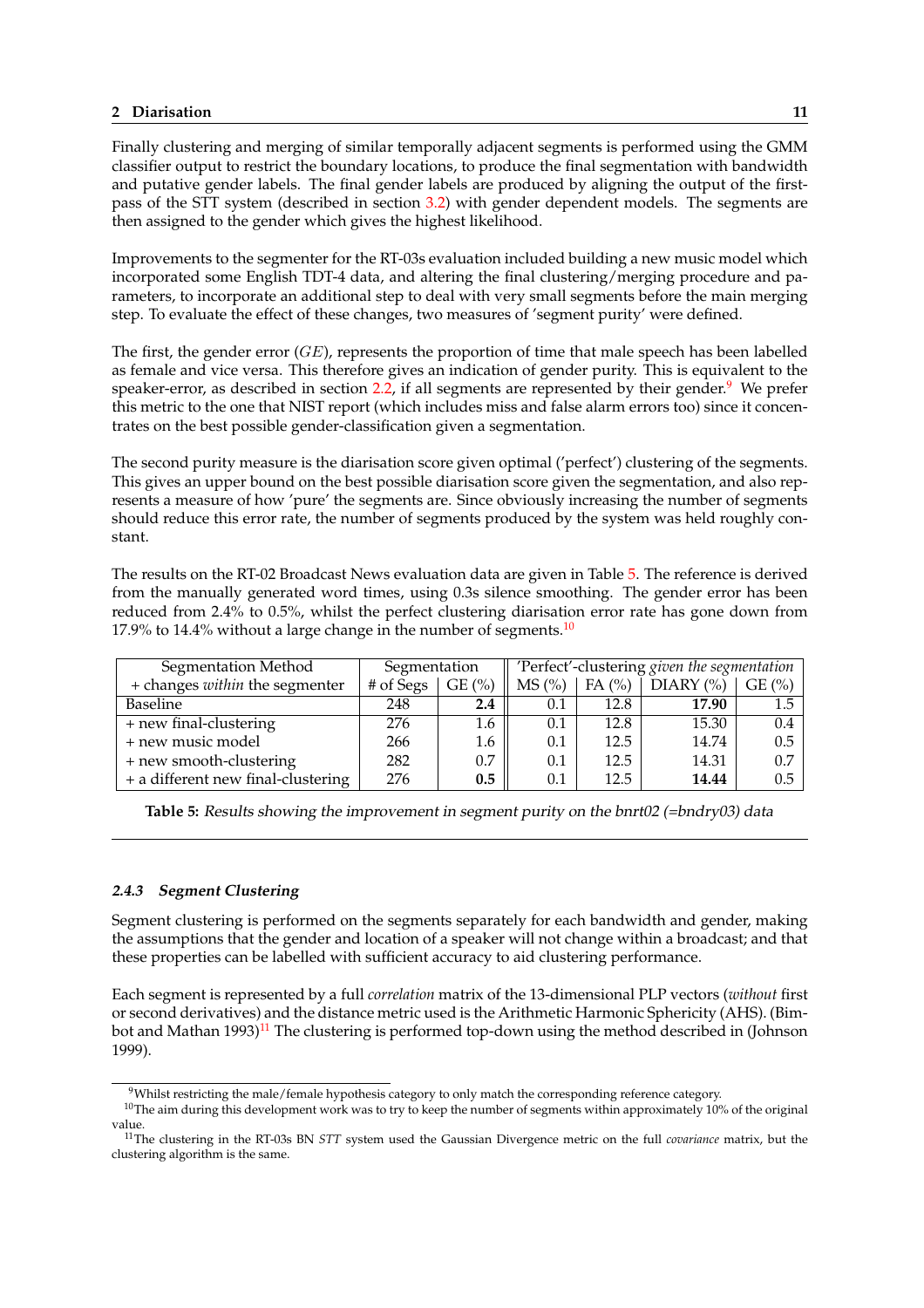Finally clustering and merging of similar temporally adjacent segments is performed using the GMM classifier output to restrict the boundary locations, to produce the final segmentation with bandwidth and putative gender labels. The final gender labels are produced by aligning the output of the first-pass of the STT system (described in section 3.2) with gender dependent models. The segments are then assigned to the gender which gives the highest likelihood.

Improvements to the segmenter for the RT-03s evaluation included building a new music model which incorporated some English TDT-4 data, and altering the final clustering/merging procedure and parameters, to incorporate an additional step to deal with very small segments before the main merging step. To evaluate the effect of these changes, two measures of 'segment purity' were defined.

The first, the gender error ($GE$), represents the proportion of time that male speech has been labelled as female and vice versa. This therefore gives an indication of gender purity. This is equivalent to the speaker-error, as described in section 2.2, if all segments are represented by their gender.[9] We prefer this metric to the one that NIST report (which includes miss and false alarm errors too) since it concentrates on the best possible gender-classification given a segmentation.

The second purity measure is the diarisation score given optimal ('perfect') clustering of the segments. This gives an upper bound on the best possible diarisation score given the segmentation, and also represents a measure of how 'pure' the segments are. Since obviously increasing the number of segments should reduce this error rate, the number of segments produced by the system was held roughly constant.

The results on the RT-02 Broadcast News evaluation data are given in Table 5. The reference is derived from the manually generated word times, using 0.3s silence smoothing. The gender error has been reduced from 2.4% to 0.5%, whilst the perfect clustering diarisation error rate has gone down from 17.9% to 14.4% without a large change in the number of segments.[10]

| Segmentation Method | Segmentation | | 'Perfect'-clustering *given the segmentation* | | | |
|---|---|---|---|---|---|---|
| + changes *within* the segmenter | # of Segs | GE (%) | MS (%) | FA (%) | DIARY (%) | GE (%) |
| Baseline | 248 | **2.4** | 0.1 | 12.8 | **17.90** | 1.5 |
| + new final-clustering | 276 | 1.6 | 0.1 | 12.8 | 15.30 | 0.4 |
| + new music model | 266 | 1.6 | 0.1 | 12.5 | 14.74 | 0.5 |
| + new smooth-clustering | 282 | 0.7 | 0.1 | 12.5 | 14.31 | 0.7 |
| + a different new final-clustering | 276 | **0.5** | 0.1 | 12.5 | **14.44** | 0.5 |

**Table 5:** *Results showing the improvement in segment purity on the bnrt02 (=bndry03) data*

#### 2.4.3 Segment Clustering

Segment clustering is performed on the segments separately for each bandwidth and gender, making the assumptions that the gender and location of a speaker will not change within a broadcast; and that these properties can be labelled with sufficient accuracy to aid clustering performance.

Each segment is represented by a full *correlation* matrix of the 13-dimensional PLP vectors (*without* first or second derivatives) and the distance metric used is the Arithmetic Harmonic Sphericity (AHS). (Bimbot and Mathan 1993)[11] The clustering is performed top-down using the method described in (Johnson 1999).

[9] Whilst restricting the male/female hypothesis category to only match the corresponding reference category.

[10] The aim during this development work was to try to keep the number of segments within approximately 10% of the original value.

[11] The clustering in the RT-03s BN *STT* system used the Gaussian Divergence metric on the full *covariance* matrix, but the clustering algorithm is the same.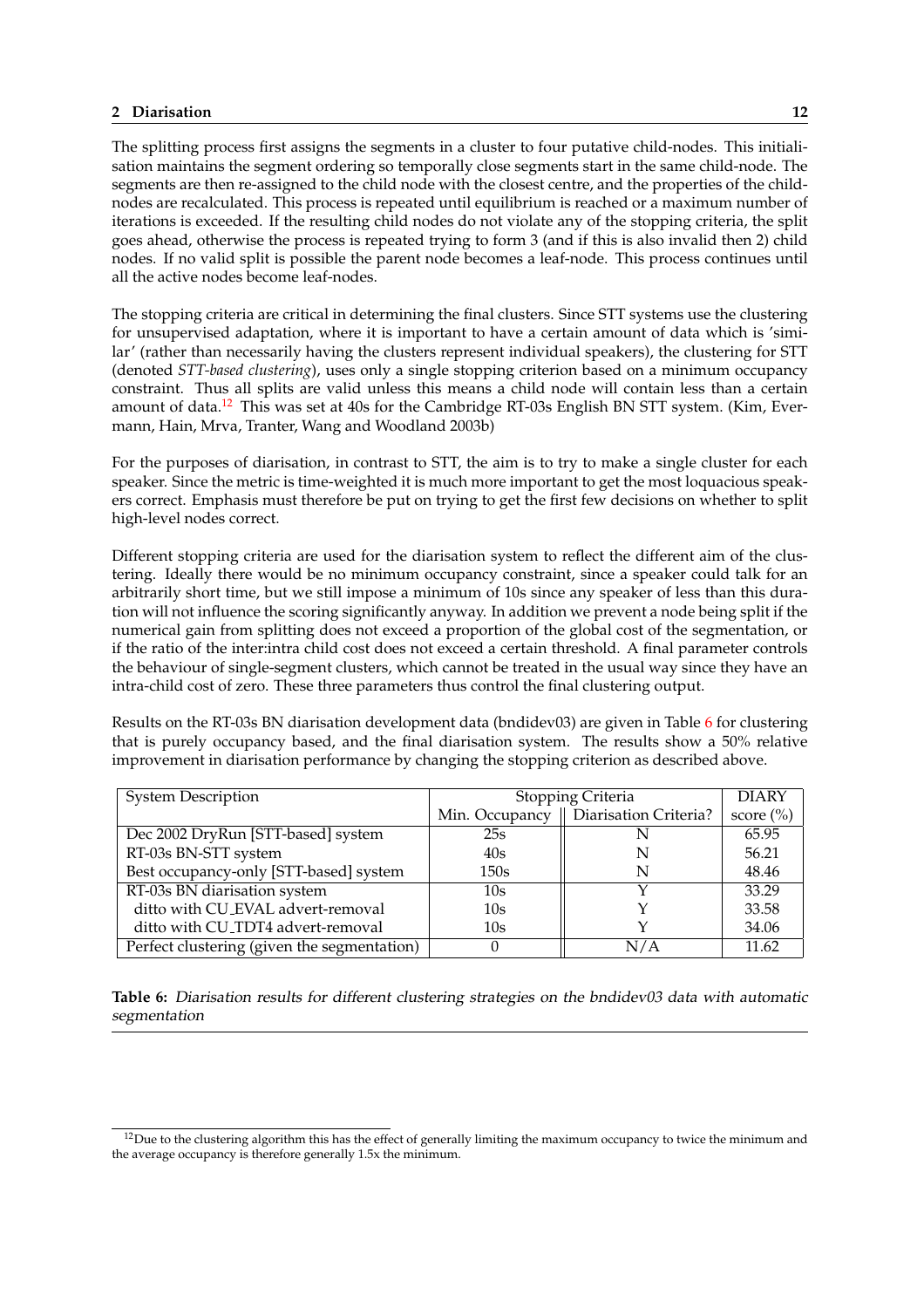The splitting process first assigns the segments in a cluster to four putative child-nodes. This initialisation maintains the segment ordering so temporally close segments start in the same child-node. The segments are then re-assigned to the child node with the closest centre, and the properties of the child-nodes are recalculated. This process is repeated until equilibrium is reached or a maximum number of iterations is exceeded. If the resulting child nodes do not violate any of the stopping criteria, the split goes ahead, otherwise the process is repeated trying to form 3 (and if this is also invalid then 2) child nodes. If no valid split is possible the parent node becomes a leaf-node. This process continues until all the active nodes become leaf-nodes.

The stopping criteria are critical in determining the final clusters. Since STT systems use the clustering for unsupervised adaptation, where it is important to have a certain amount of data which is 'similar' (rather than necessarily having the clusters represent individual speakers), the clustering for STT (denoted *STT-based clustering*), uses only a single stopping criterion based on a minimum occupancy constraint. Thus all splits are valid unless this means a child node will contain less than a certain amount of data.[12] This was set at 40s for the Cambridge RT-03s English BN STT system. (Kim, Evermann, Hain, Mrva, Tranter, Wang and Woodland 2003b)

For the purposes of diarisation, in contrast to STT, the aim is to try to make a single cluster for each speaker. Since the metric is time-weighted it is much more important to get the most loquacious speakers correct. Emphasis must therefore be put on trying to get the first few decisions on whether to split high-level nodes correct.

Different stopping criteria are used for the diarisation system to reflect the different aim of the clustering. Ideally there would be no minimum occupancy constraint, since a speaker could talk for an arbitrarily short time, but we still impose a minimum of 10s since any speaker of less than this duration will not influence the scoring significantly anyway. In addition we prevent a node being split if the numerical gain from splitting does not exceed a proportion of the global cost of the segmentation, or if the ratio of the inter:intra child cost does not exceed a certain threshold. A final parameter controls the behaviour of single-segment clusters, which cannot be treated in the usual way since they have an intra-child cost of zero. These three parameters thus control the final clustering output.

Results on the RT-03s BN diarisation development data (bndidev03) are given in Table 6 for clustering that is purely occupancy based, and the final diarisation system. The results show a 50% relative improvement in diarisation performance by changing the stopping criterion as described above.

| System Description | Stopping Criteria | | DIARY |
|---|---|---|---|
| | Min. Occupancy | Diarisation Criteria? | score (%) |
| Dec 2002 DryRun [STT-based] system | 25s | N | 65.95 |
| RT-03s BN-STT system | 40s | N | 56.21 |
| Best occupancy-only [STT-based] system | 150s | N | 48.46 |
| RT-03s BN diarisation system | 10s | Y | 33.29 |
| ditto with CU_EVAL advert-removal | 10s | Y | 33.58 |
| ditto with CU_TDT4 advert-removal | 10s | Y | 34.06 |
| Perfect clustering (given the segmentation) | 0 | N/A | 11.62 |

**Table 6:** *Diarisation results for different clustering strategies on the bndidev03 data with automatic segmentation*

[12] Due to the clustering algorithm this has the effect of generally limiting the maximum occupancy to twice the minimum and the average occupancy is therefore generally 1.5x the minimum.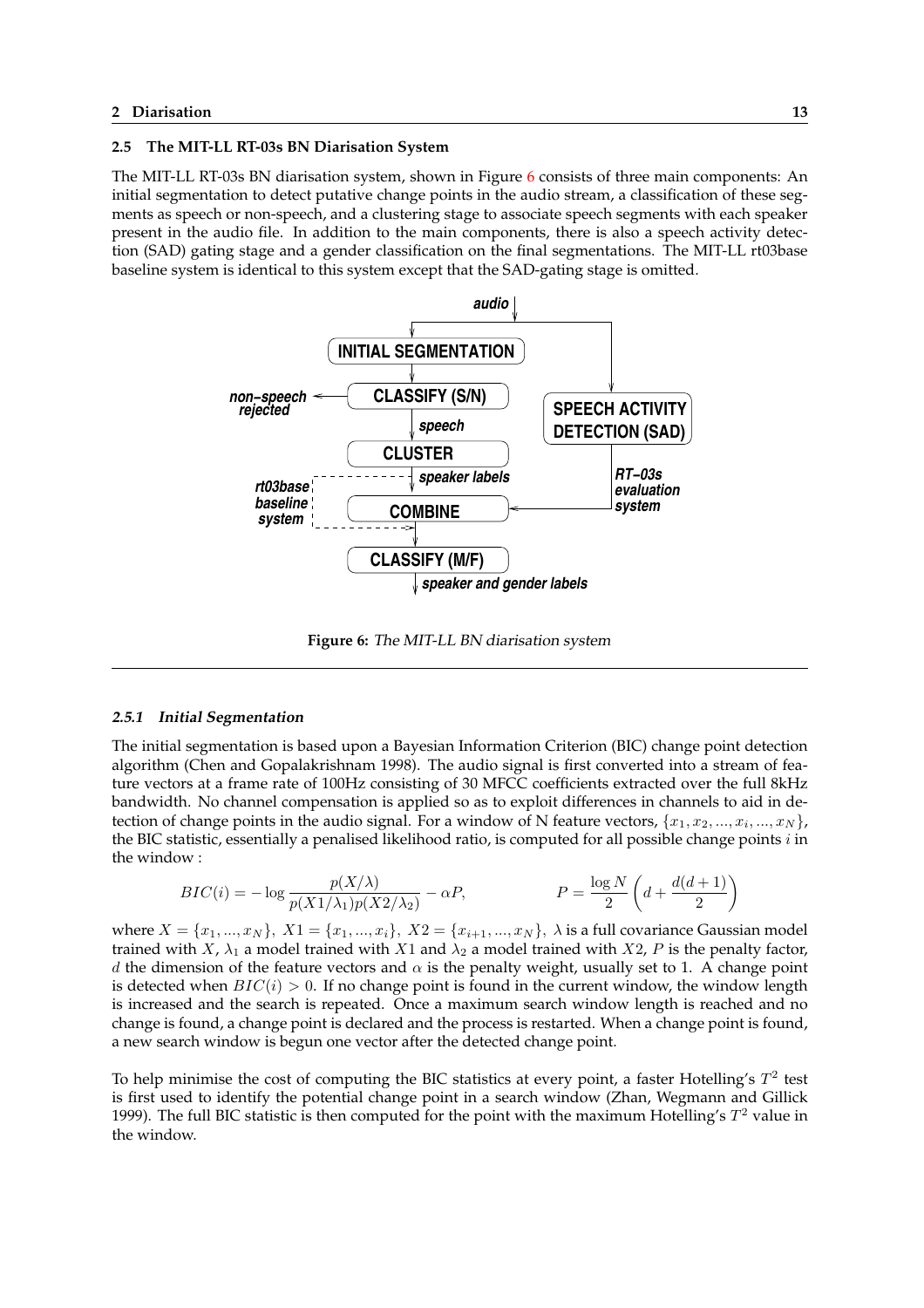## 2.5 The MIT-LL RT-03s BN Diarisation System

The MIT-LL RT-03s BN diarisation system, shown in Figure 6 consists of three main components: An initial segmentation to detect putative change points in the audio stream, a classification of these segments as speech or non-speech, and a clustering stage to associate speech segments with each speaker present in the audio file. In addition to the main components, there is also a speech activity detection (SAD) gating stage and a gender classification on the final segmentations. The MIT-LL rt03base baseline system is identical to this system except that the SAD-gating stage is omitted.

**Figure 6:** *The MIT-LL BN diarisation system*

### 2.5.1 Initial Segmentation

The initial segmentation is based upon a Bayesian Information Criterion (BIC) change point detection algorithm (Chen and Gopalakrishnam 1998). The audio signal is first converted into a stream of feature vectors at a frame rate of 100Hz consisting of 30 MFCC coefficients extracted over the full 8kHz bandwidth. No channel compensation is applied so as to exploit differences in channels to aid in detection of change points in the audio signal. For a window of N feature vectors, $\{x_1, x_2, ..., x_i, ..., x_N\}$, the BIC statistic, essentially a penalised likelihood ratio, is computed for all possible change points $i$ in the window :

$$BIC(i) = -\log \frac{p(X/\lambda)}{p(X1/\lambda_1)p(X2/\lambda_2)} - \alpha P, \qquad P = \frac{\log N}{2}\left(d + \frac{d(d+1)}{2}\right)$$

where $X = \{x_1, ..., x_N\}$, $X1 = \{x_1, ..., x_i\}$, $X2 = \{x_{i+1}, ..., x_N\}$, $\lambda$ is a full covariance Gaussian model trained with $X$, $\lambda_1$ a model trained with $X1$ and $\lambda_2$ a model trained with $X2$, $P$ is the penalty factor, $d$ the dimension of the feature vectors and $\alpha$ is the penalty weight, usually set to 1. A change point is detected when $BIC(i) > 0$. If no change point is found in the current window, the window length is increased and the search is repeated. Once a maximum search window length is reached and no change is found, a change point is declared and the process is restarted. When a change point is found, a new search window is begun one vector after the detected change point.

To help minimise the cost of computing the BIC statistics at every point, a faster Hotelling's $T^2$ test is first used to identify the potential change point in a search window (Zhan, Wegmann and Gillick 1999). The full BIC statistic is then computed for the point with the maximum Hotelling's $T^2$ value in the window.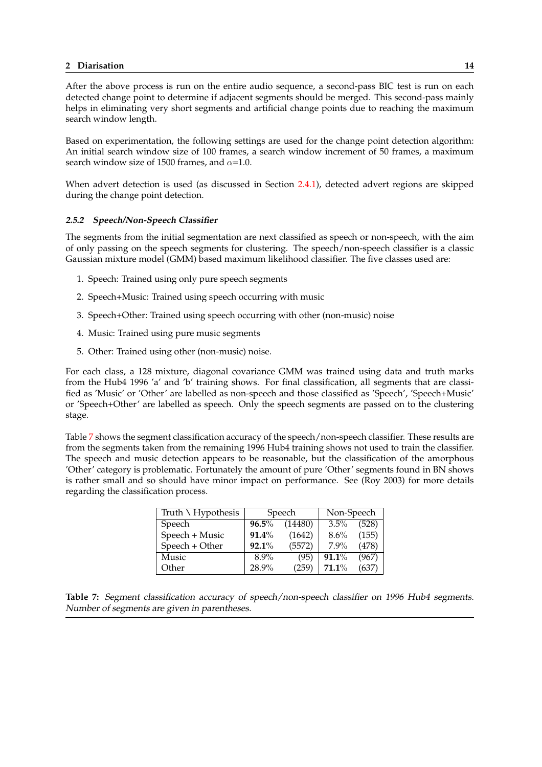After the above process is run on the entire audio sequence, a second-pass BIC test is run on each detected change point to determine if adjacent segments should be merged. This second-pass mainly helps in eliminating very short segments and artificial change points due to reaching the maximum search window length.

Based on experimentation, the following settings are used for the change point detection algorithm: An initial search window size of 100 frames, a search window increment of 50 frames, a maximum search window size of 1500 frames, and $\alpha$=1.0.

When advert detection is used (as discussed in Section 2.4.1), detected advert regions are skipped during the change point detection.

#### 2.5.2 Speech/Non-Speech Classifier

The segments from the initial segmentation are next classified as speech or non-speech, with the aim of only passing on the speech segments for clustering. The speech/non-speech classifier is a classic Gaussian mixture model (GMM) based maximum likelihood classifier. The five classes used are:

1. Speech: Trained using only pure speech segments
2. Speech+Music: Trained using speech occurring with music
3. Speech+Other: Trained using speech occurring with other (non-music) noise
4. Music: Trained using pure music segments
5. Other: Trained using other (non-music) noise.

For each class, a 128 mixture, diagonal covariance GMM was trained using data and truth marks from the Hub4 1996 'a' and 'b' training shows. For final classification, all segments that are classified as 'Music' or 'Other' are labelled as non-speech and those classified as 'Speech', 'Speech+Music' or 'Speech+Other' are labelled as speech. Only the speech segments are passed on to the clustering stage.

Table 7 shows the segment classification accuracy of the speech/non-speech classifier. These results are from the segments taken from the remaining 1996 Hub4 training shows not used to train the classifier. The speech and music detection appears to be reasonable, but the classification of the amorphous 'Other' category is problematic. Fortunately the amount of pure 'Other' segments found in BN shows is rather small and so should have minor impact on performance. See (Roy 2003) for more details regarding the classification process.

| Truth \ Hypothesis | Speech | | Non-Speech | |
|---|---|---|---|---|
| Speech | **96.5**% | (14480) | 3.5% | (528) |
| Speech + Music | **91.4**% | (1642) | 8.6% | (155) |
| Speech + Other | **92.1**% | (5572) | 7.9% | (478) |
| Music | 8.9% | (95) | **91.1**% | (967) |
| Other | 28.9% | (259) | **71.1**% | (637) |

**Table 7:** *Segment classification accuracy of speech/non-speech classifier on 1996 Hub4 segments. Number of segments are given in parentheses.*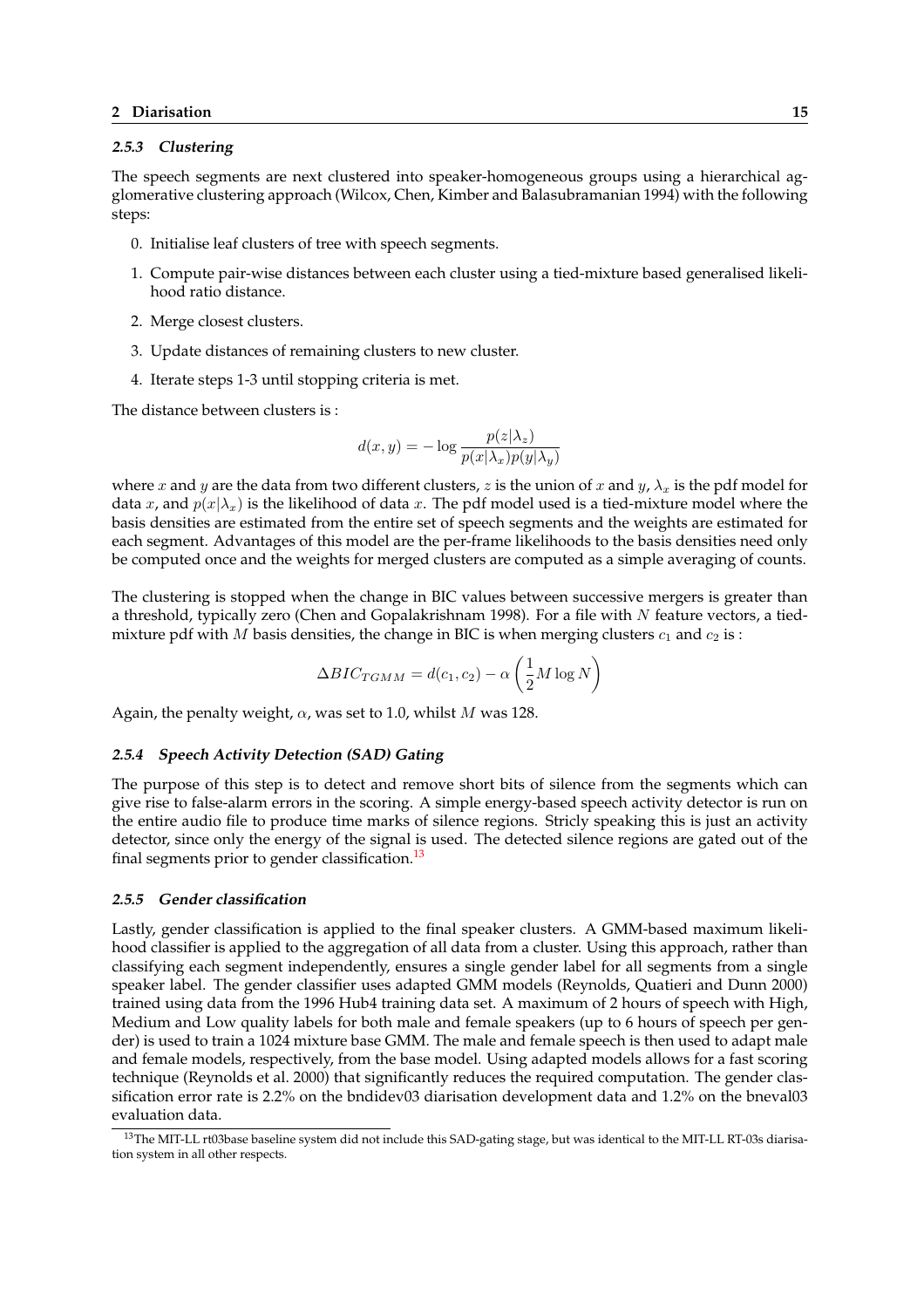#### 2.5.3 Clustering

The speech segments are next clustered into speaker-homogeneous groups using a hierarchical agglomerative clustering approach (Wilcox, Chen, Kimber and Balasubramanian 1994) with the following steps:

0. Initialise leaf clusters of tree with speech segments.
1. Compute pair-wise distances between each cluster using a tied-mixture based generalised likelihood ratio distance.
2. Merge closest clusters.
3. Update distances of remaining clusters to new cluster.
4. Iterate steps 1-3 until stopping criteria is met.

The distance between clusters is :

$$d(x, y) = -\log \frac{p(z|\lambda_z)}{p(x|\lambda_x)p(y|\lambda_y)}$$

where $x$ and $y$ are the data from two different clusters, $z$ is the union of $x$ and $y$, $\lambda_x$ is the pdf model for data $x$, and $p(x|\lambda_x)$ is the likelihood of data $x$. The pdf model used is a tied-mixture model where the basis densities are estimated from the entire set of speech segments and the weights are estimated for each segment. Advantages of this model are the per-frame likelihoods to the basis densities need only be computed once and the weights for merged clusters are computed as a simple averaging of counts.

The clustering is stopped when the change in BIC values between successive mergers is greater than a threshold, typically zero (Chen and Gopalakrishnam 1998). For a file with $N$ feature vectors, a tied-mixture pdf with $M$ basis densities, the change in BIC is when merging clusters $c_1$ and $c_2$ is :

$$\Delta BIC_{TGMM} = d(c_1, c_2) - \alpha \left( \frac{1}{2} M \log N \right)$$

Again, the penalty weight, $\alpha$, was set to 1.0, whilst $M$ was 128.

#### 2.5.4 Speech Activity Detection (SAD) Gating

The purpose of this step is to detect and remove short bits of silence from the segments which can give rise to false-alarm errors in the scoring. A simple energy-based speech activity detector is run on the entire audio file to produce time marks of silence regions. Stricly speaking this is just an activity detector, since only the energy of the signal is used. The detected silence regions are gated out of the final segments prior to gender classification.[13]

#### 2.5.5 Gender classification

Lastly, gender classification is applied to the final speaker clusters. A GMM-based maximum likelihood classifier is applied to the aggregation of all data from a cluster. Using this approach, rather than classifying each segment independently, ensures a single gender label for all segments from a single speaker label. The gender classifier uses adapted GMM models (Reynolds, Quatieri and Dunn 2000) trained using data from the 1996 Hub4 training data set. A maximum of 2 hours of speech with High, Medium and Low quality labels for both male and female speakers (up to 6 hours of speech per gender) is used to train a 1024 mixture base GMM. The male and female speech is then used to adapt male and female models, respectively, from the base model. Using adapted models allows for a fast scoring technique (Reynolds et al. 2000) that significantly reduces the required computation. The gender classification error rate is 2.2% on the bndidev03 diarisation development data and 1.2% on the bneval03 evaluation data.

[13] The MIT-LL rt03base baseline system did not include this SAD-gating stage, but was identical to the MIT-LL RT-03s diarisation system in all other respects.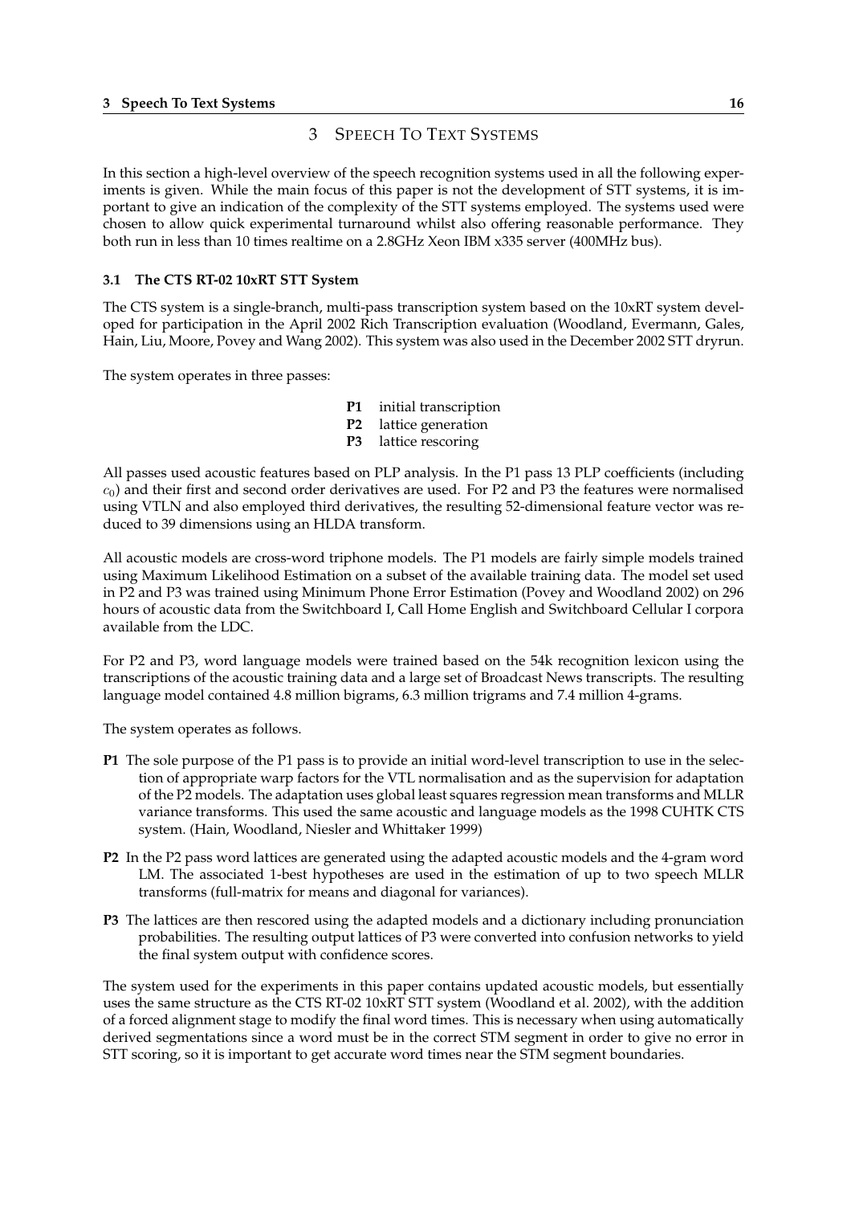# 3 Speech To Text Systems

In this section a high-level overview of the speech recognition systems used in all the following experiments is given. While the main focus of this paper is not the development of STT systems, it is important to give an indication of the complexity of the STT systems employed. The systems used were chosen to allow quick experimental turnaround whilst also offering reasonable performance. They both run in less than 10 times realtime on a 2.8GHz Xeon IBM x335 server (400MHz bus).

### 3.1 The CTS RT-02 10xRT STT System

The CTS system is a single-branch, multi-pass transcription system based on the 10xRT system developed for participation in the April 2002 Rich Transcription evaluation (Woodland, Evermann, Gales, Hain, Liu, Moore, Povey and Wang 2002). This system was also used in the December 2002 STT dryrun.

The system operates in three passes:

- **P1** initial transcription
- **P2** lattice generation
- **P3** lattice rescoring

All passes used acoustic features based on PLP analysis. In the P1 pass 13 PLP coefficients (including $c_0$) and their first and second order derivatives are used. For P2 and P3 the features were normalised using VTLN and also employed third derivatives, the resulting 52-dimensional feature vector was reduced to 39 dimensions using an HLDA transform.

All acoustic models are cross-word triphone models. The P1 models are fairly simple models trained using Maximum Likelihood Estimation on a subset of the available training data. The model set used in P2 and P3 was trained using Minimum Phone Error Estimation (Povey and Woodland 2002) on 296 hours of acoustic data from the Switchboard I, Call Home English and Switchboard Cellular I corpora available from the LDC.

For P2 and P3, word language models were trained based on the 54k recognition lexicon using the transcriptions of the acoustic training data and a large set of Broadcast News transcripts. The resulting language model contained 4.8 million bigrams, 6.3 million trigrams and 7.4 million 4-grams.

The system operates as follows.

**P1** The sole purpose of the P1 pass is to provide an initial word-level transcription to use in the selection of appropriate warp factors for the VTL normalisation and as the supervision for adaptation of the P2 models. The adaptation uses global least squares regression mean transforms and MLLR variance transforms. This used the same acoustic and language models as the 1998 CUHTK CTS system. (Hain, Woodland, Niesler and Whittaker 1999)

**P2** In the P2 pass word lattices are generated using the adapted acoustic models and the 4-gram word LM. The associated 1-best hypotheses are used in the estimation of up to two speech MLLR transforms (full-matrix for means and diagonal for variances).

**P3** The lattices are then rescored using the adapted models and a dictionary including pronunciation probabilities. The resulting output lattices of P3 were converted into confusion networks to yield the final system output with confidence scores.

The system used for the experiments in this paper contains updated acoustic models, but essentially uses the same structure as the CTS RT-02 10xRT STT system (Woodland et al. 2002), with the addition of a forced alignment stage to modify the final word times. This is necessary when using automatically derived segmentations since a word must be in the correct STM segment in order to give no error in STT scoring, so it is important to get accurate word times near the STM segment boundaries.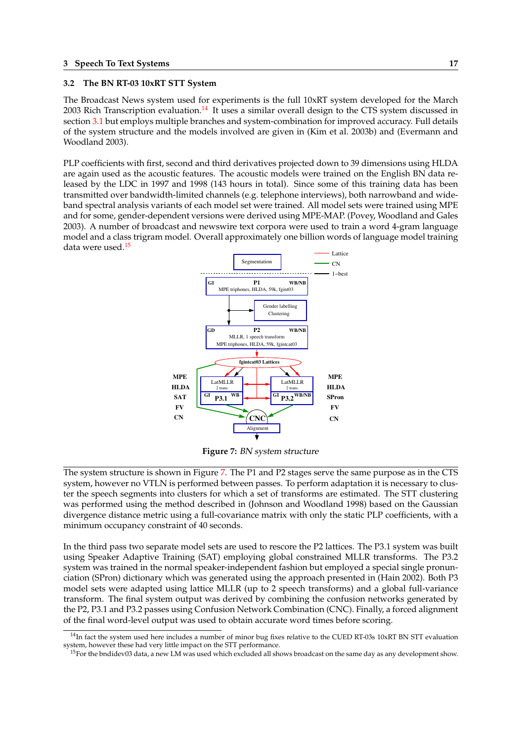## 3.2 The BN RT-03 10xRT STT System

The Broadcast News system used for experiments is the full 10xRT system developed for the March 2003 Rich Transcription evaluation.[14] It uses a similar overall design to the CTS system discussed in section 3.1 but employs multiple branches and system-combination for improved accuracy. Full details of the system structure and the models involved are given in (Kim et al. 2003b) and (Evermann and Woodland 2003).

PLP coefficients with first, second and third derivatives projected down to 39 dimensions using HLDA are again used as the acoustic features. The acoustic models were trained on the English BN data released by the LDC in 1997 and 1998 (143 hours in total). Since some of this training data has been transmitted over bandwidth-limited channels (e.g. telephone interviews), both narrowband and wideband spectral analysis variants of each model set were trained. All model sets were trained using MPE and for some, gender-dependent versions were derived using MPE-MAP. (Povey, Woodland and Gales 2003). A number of broadcast and newswire text corpora were used to train a word 4-gram language model and a class trigram model. Overall approximately one billion words of language model training data were used.[15]

**Figure 7:** *BN system structure*

The system structure is shown in Figure 7. The P1 and P2 stages serve the same purpose as in the CTS system, however no VTLN is performed between passes. To perform adaptation it is necessary to cluster the speech segments into clusters for which a set of transforms are estimated. The STT clustering was performed using the method described in (Johnson and Woodland 1998) based on the Gaussian divergence distance metric using a full-covariance matrix with only the static PLP coefficients, with a minimum occupancy constraint of 40 seconds.

In the third pass two separate model sets are used to rescore the P2 lattices. The P3.1 system was built using Speaker Adaptive Training (SAT) employing global constrained MLLR transforms. The P3.2 system was trained in the normal speaker-independent fashion but employed a special single pronunciation (SPron) dictionary which was generated using the approach presented in (Hain 2002). Both P3 model sets were adapted using lattice MLLR (up to 2 speech transforms) and a global full-variance transform. The final system output was derived by combining the confusion networks generated by the P2, P3.1 and P3.2 passes using Confusion Network Combination (CNC). Finally, a forced alignment of the final word-level output was used to obtain accurate word times before scoring.

[14] In fact the system used here includes a number of minor bug fixes relative to the CUED RT-03s 10xRT BN STT evaluation system, however these had very little impact on the STT performance.

[15] For the bndidev03 data, a new LM was used which excluded all shows broadcast on the same day as any development show.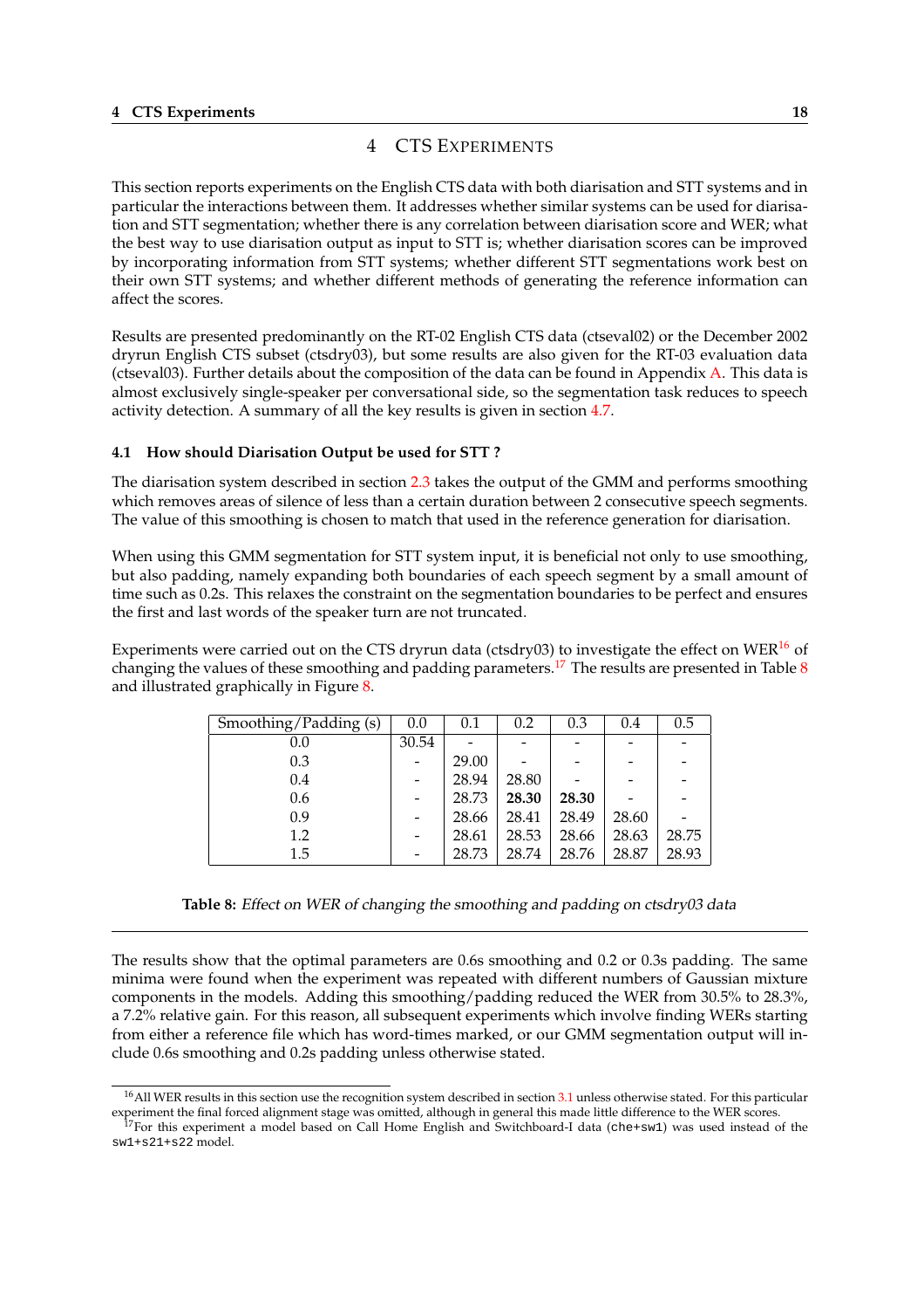# 4 CTS EXPERIMENTS

This section reports experiments on the English CTS data with both diarisation and STT systems and in particular the interactions between them. It addresses whether similar systems can be used for diarisation and STT segmentation; whether there is any correlation between diarisation score and WER; what the best way to use diarisation output as input to STT is; whether diarisation scores can be improved by incorporating information from STT systems; whether different STT segmentations work best on their own STT systems; and whether different methods of generating the reference information can affect the scores.

Results are presented predominantly on the RT-02 English CTS data (ctseval02) or the December 2002 dryrun English CTS subset (ctsdry03), but some results are also given for the RT-03 evaluation data (ctseval03). Further details about the composition of the data can be found in Appendix A. This data is almost exclusively single-speaker per conversational side, so the segmentation task reduces to speech activity detection. A summary of all the key results is given in section 4.7.

### 4.1 How should Diarisation Output be used for STT ?

The diarisation system described in section 2.3 takes the output of the GMM and performs smoothing which removes areas of silence of less than a certain duration between 2 consecutive speech segments. The value of this smoothing is chosen to match that used in the reference generation for diarisation.

When using this GMM segmentation for STT system input, it is beneficial not only to use smoothing, but also padding, namely expanding both boundaries of each speech segment by a small amount of time such as 0.2s. This relaxes the constraint on the segmentation boundaries to be perfect and ensures the first and last words of the speaker turn are not truncated.

Experiments were carried out on the CTS dryrun data (ctsdry03) to investigate the effect on WER[16] of changing the values of these smoothing and padding parameters.[17] The results are presented in Table 8 and illustrated graphically in Figure 8.

| Smoothing/Padding (s) | 0.0 | 0.1 | 0.2 | 0.3 | 0.4 | 0.5 |
|---|---|---|---|---|---|---|
| 0.0 | 30.54 | - | - | - | - | - |
| 0.3 | - | 29.00 | - | - | - | - |
| 0.4 | - | 28.94 | 28.80 | - | - | - |
| 0.6 | - | 28.73 | **28.30** | **28.30** | - | - |
| 0.9 | - | 28.66 | 28.41 | 28.49 | 28.60 | - |
| 1.2 | - | 28.61 | 28.53 | 28.66 | 28.63 | 28.75 |
| 1.5 | - | 28.73 | 28.74 | 28.76 | 28.87 | 28.93 |

**Table 8:** *Effect on WER of changing the smoothing and padding on ctsdry03 data*

---

The results show that the optimal parameters are 0.6s smoothing and 0.2 or 0.3s padding. The same minima were found when the experiment was repeated with different numbers of Gaussian mixture components in the models. Adding this smoothing/padding reduced the WER from 30.5% to 28.3%, a 7.2% relative gain. For this reason, all subsequent experiments which involve finding WERs starting from either a reference file which has word-times marked, or our GMM segmentation output will include 0.6s smoothing and 0.2s padding unless otherwise stated.

[16] All WER results in this section use the recognition system described in section 3.1 unless otherwise stated. For this particular experiment the final forced alignment stage was omitted, although in general this made little difference to the WER scores.

[17] For this experiment a model based on Call Home English and Switchboard-I data (`che+sw1`) was used instead of the `sw1+s21+s22` model.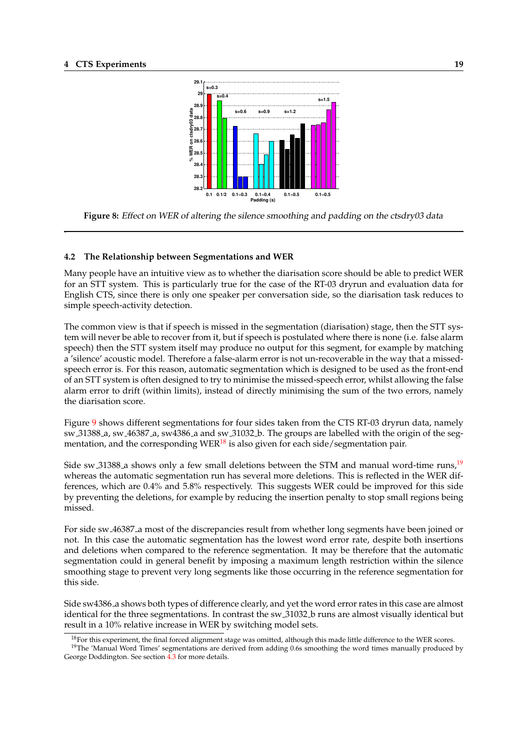**Figure 8:** *Effect on WER of altering the silence smoothing and padding on the ctsdry03 data*

### 4.2 The Relationship between Segmentations and WER

Many people have an intuitive view as to whether the diarisation score should be able to predict WER for an STT system. This is particularly true for the case of the RT-03 dryrun and evaluation data for English CTS, since there is only one speaker per conversation side, so the diarisation task reduces to simple speech-activity detection.

The common view is that if speech is missed in the segmentation (diarisation) stage, then the STT system will never be able to recover from it, but if speech is postulated where there is none (i.e. false alarm speech) then the STT system itself may produce no output for this segment, for example by matching a 'silence' acoustic model. Therefore a false-alarm error is not un-recoverable in the way that a missed-speech error is. For this reason, automatic segmentation which is designed to be used as the front-end of an STT system is often designed to try to minimise the missed-speech error, whilst allowing the false alarm error to drift (within limits), instead of directly minimising the sum of the two errors, namely the diarisation score.

Figure 9 shows different segmentations for four sides taken from the CTS RT-03 dryrun data, namely sw_31388_a, sw_46387_a, sw4386_a and sw_31032_b. The groups are labelled with the origin of the segmentation, and the corresponding WER[18] is also given for each side/segmentation pair.

Side sw_31388_a shows only a few small deletions between the STM and manual word-time runs,[19] whereas the automatic segmentation run has several more deletions. This is reflected in the WER differences, which are 0.4% and 5.8% respectively. This suggests WER could be improved for this side by preventing the deletions, for example by reducing the insertion penalty to stop small regions being missed.

For side sw_46387_a most of the discrepancies result from whether long segments have been joined or not. In this case the automatic segmentation has the lowest word error rate, despite both insertions and deletions when compared to the reference segmentation. It may be therefore that the automatic segmentation could in general benefit by imposing a maximum length restriction within the silence smoothing stage to prevent very long segments like those occurring in the reference segmentation for this side.

Side sw4386_a shows both types of difference clearly, and yet the word error rates in this case are almost identical for the three segmentations. In contrast the sw_31032_b runs are almost visually identical but result in a 10% relative increase in WER by switching model sets.

[18] For this experiment, the final forced alignment stage was omitted, although this made little difference to the WER scores.

[19] The 'Manual Word Times' segmentations are derived from adding 0.6s smoothing the word times manually produced by George Doddington. See section 4.3 for more details.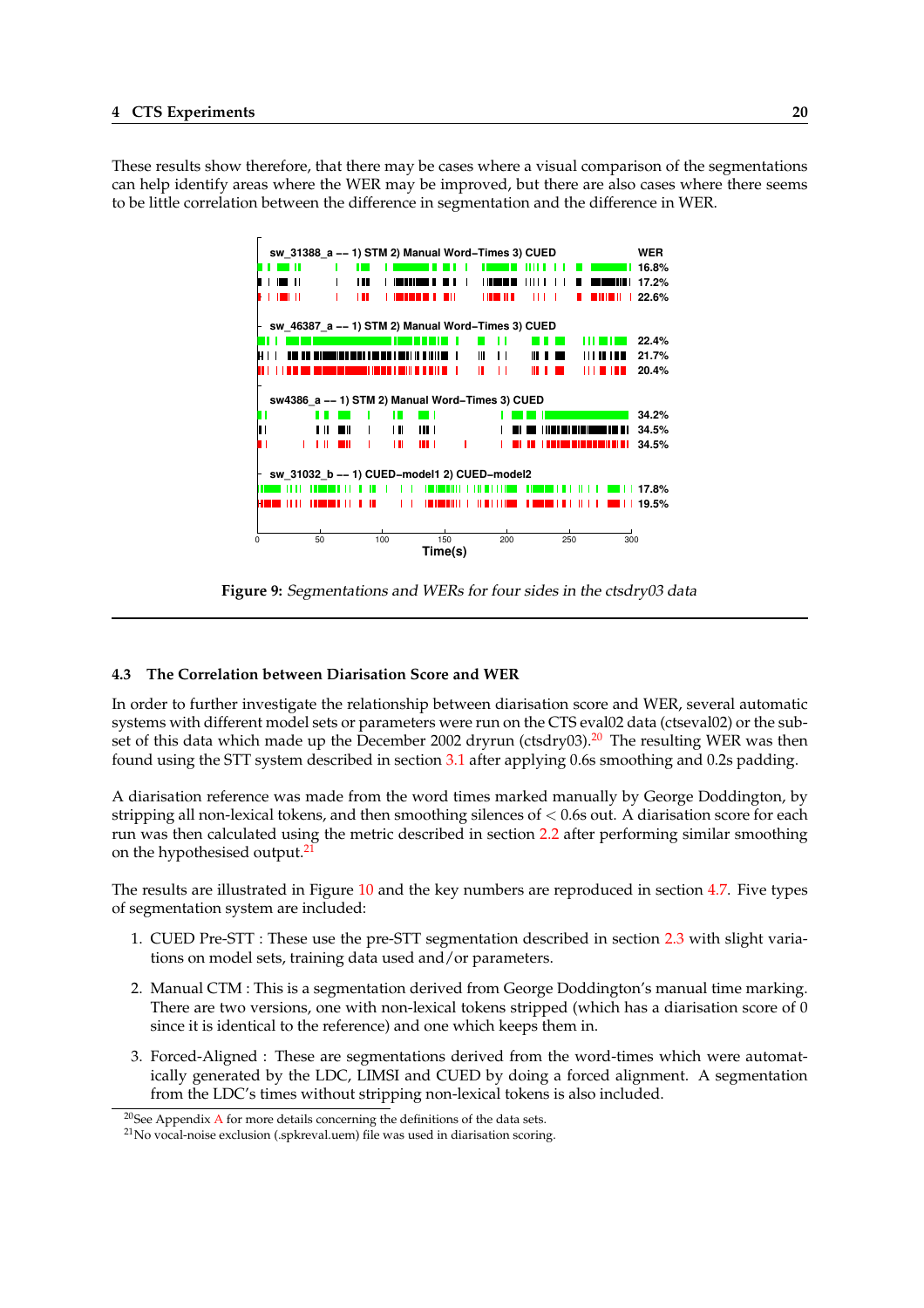These results show therefore, that there may be cases where a visual comparison of the segmentations can help identify areas where the WER may be improved, but there are also cases where there seems to be little correlation between the difference in segmentation and the difference in WER.

**Figure 9:** *Segmentations and WERs for four sides in the ctsdry03 data*

### 4.3 The Correlation between Diarisation Score and WER

In order to further investigate the relationship between diarisation score and WER, several automatic systems with different model sets or parameters were run on the CTS eval02 data (ctseval02) or the subset of this data which made up the December 2002 dryrun (ctsdry03).[20] The resulting WER was then found using the STT system described in section 3.1 after applying 0.6s smoothing and 0.2s padding.

A diarisation reference was made from the word times marked manually by George Doddington, by stripping all non-lexical tokens, and then smoothing silences of $< 0.6$s out. A diarisation score for each run was then calculated using the metric described in section 2.2 after performing similar smoothing on the hypothesised output.[21]

The results are illustrated in Figure 10 and the key numbers are reproduced in section 4.7. Five types of segmentation system are included:

1. CUED Pre-STT : These use the pre-STT segmentation described in section 2.3 with slight variations on model sets, training data used and/or parameters.
2. Manual CTM : This is a segmentation derived from George Doddington's manual time marking. There are two versions, one with non-lexical tokens stripped (which has a diarisation score of 0 since it is identical to the reference) and one which keeps them in.
3. Forced-Aligned : These are segmentations derived from the word-times which were automatically generated by the LDC, LIMSI and CUED by doing a forced alignment. A segmentation from the LDC's times without stripping non-lexical tokens is also included.

[20] See Appendix A for more details concerning the definitions of the data sets.

[21] No vocal-noise exclusion (.spkreval.uem) file was used in diarisation scoring.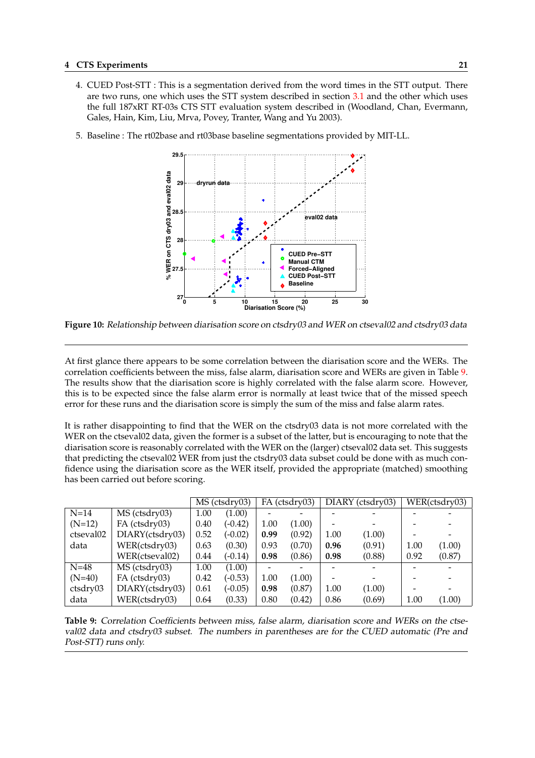4. CUED Post-STT : This is a segmentation derived from the word times in the STT output. There are two runs, one which uses the STT system described in section 3.1 and the other which uses the full 187xRT RT-03s CTS STT evaluation system described in (Woodland, Chan, Evermann, Gales, Hain, Kim, Liu, Mrva, Povey, Tranter, Wang and Yu 2003).

5. Baseline : The rt02base and rt03base baseline segmentations provided by MIT-LL.

**Figure 10:** *Relationship between diarisation score on ctsdry03 and WER on ctseval02 and ctsdry03 data*

At first glance there appears to be some correlation between the diarisation score and the WERs. The correlation coefficients between the miss, false alarm, diarisation score and WERs are given in Table 9. The results show that the diarisation score is highly correlated with the false alarm score. However, this is to be expected since the false alarm error is normally at least twice that of the missed speech error for these runs and the diarisation score is simply the sum of the miss and false alarm rates.

It is rather disappointing to find that the WER on the ctsdry03 data is not more correlated with the WER on the ctseval02 data, given the former is a subset of the latter, but is encouraging to note that the diarisation score is reasonably correlated with the WER on the (larger) ctseval02 data set. This suggests that predicting the ctseval02 WER from just the ctsdry03 data subset could be done with as much confidence using the diarisation score as the WER itself, provided the appropriate (matched) smoothing has been carried out before scoring.

| | | MS (ctsdry03) | | FA (ctsdry03) | | DIARY (ctsdry03) | | WER(ctsdry03) | |
|---|---|---|---|---|---|---|---|---|---|
| N=14 | MS (ctsdry03) | 1.00 | (1.00) | - | - | - | - | - | - |
| (N=12) | FA (ctsdry03) | 0.40 | (-0.42) | 1.00 | (1.00) | - | - | - | - |
| ctseval02 | DIARY(ctsdry03) | 0.52 | (-0.02) | **0.99** | (0.92) | 1.00 | (1.00) | - | - |
| data | WER(ctsdry03) | 0.63 | (0.30) | 0.93 | (0.70) | **0.96** | (0.91) | 1.00 | (1.00) |
| | WER(ctseval02) | 0.44 | (-0.14) | **0.98** | (0.86) | **0.98** | (0.88) | 0.92 | (0.87) |
| N=48 | MS (ctsdry03) | 1.00 | (1.00) | - | - | - | - | - | - |
| (N=40) | FA (ctsdry03) | 0.42 | (-0.53) | 1.00 | (1.00) | - | - | - | - |
| ctsdry03 | DIARY(ctsdry03) | 0.61 | (-0.05) | **0.98** | (0.87) | 1.00 | (1.00) | - | - |
| data | WER(ctsdry03) | 0.64 | (0.33) | 0.80 | (0.42) | 0.86 | (0.69) | 1.00 | (1.00) |

**Table 9:** *Correlation Coefficients between miss, false alarm, diarisation score and WERs on the ctseval02 data and ctsdry03 subset. The numbers in parentheses are for the CUED automatic (Pre and Post-STT) runs only.*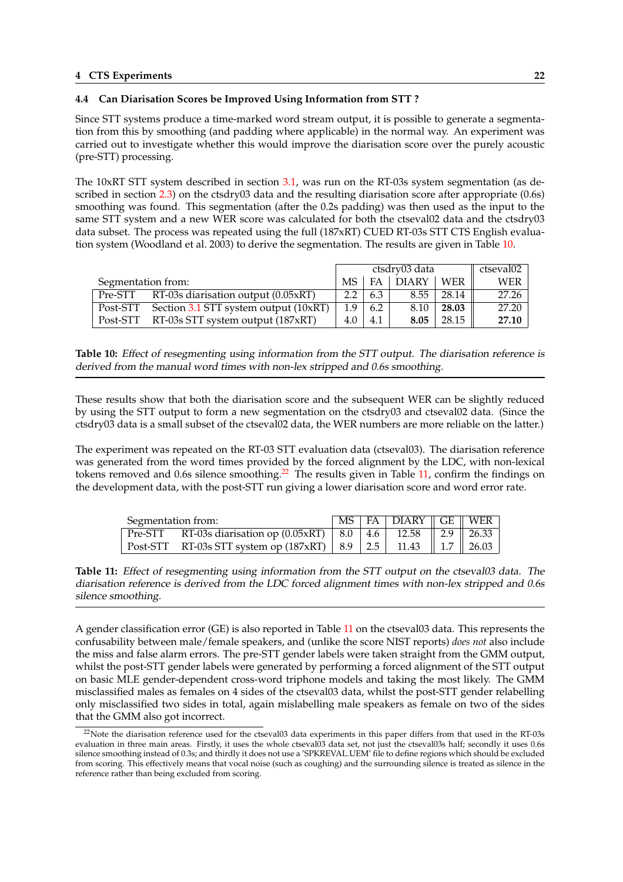### 4.4 Can Diarisation Scores be Improved Using Information from STT ?

Since STT systems produce a time-marked word stream output, it is possible to generate a segmentation from this by smoothing (and padding where applicable) in the normal way. An experiment was carried out to investigate whether this would improve the diarisation score over the purely acoustic (pre-STT) processing.

The 10xRT STT system described in section 3.1, was run on the RT-03s system segmentation (as described in section 2.3) on the ctsdry03 data and the resulting diarisation score after appropriate (0.6s) smoothing was found. This segmentation (after the 0.2s padding) was then used as the input to the same STT system and a new WER score was calculated for both the ctseval02 data and the ctsdry03 data subset. The process was repeated using the full (187xRT) CUED RT-03s STT CTS English evaluation system (Woodland et al. 2003) to derive the segmentation. The results are given in Table 10.

| Segmentation from: | | ctsdry03 data | | | | ctseval02 |
|---|---|---|---|---|---|---|
| | | MS | FA | DIARY | WER | WER |
| Pre-STT | RT-03s diarisation output (0.05xRT) | 2.2 | 6.3 | 8.55 | 28.14 | 27.26 |
| Post-STT | Section 3.1 STT system output (10xRT) | 1.9 | 6.2 | 8.10 | **28.03** | 27.20 |
| Post-STT | RT-03s STT system output (187xRT) | 4.0 | 4.1 | **8.05** | 28.15 | **27.10** |

**Table 10:** *Effect of resegmenting using information from the STT output. The diarisation reference is derived from the manual word times with non-lex stripped and 0.6s smoothing.*

These results show that both the diarisation score and the subsequent WER can be slightly reduced by using the STT output to form a new segmentation on the ctsdry03 and ctseval02 data. (Since the ctsdry03 data is a small subset of the ctseval02 data, the WER numbers are more reliable on the latter.)

The experiment was repeated on the RT-03 STT evaluation data (ctseval03). The diarisation reference was generated from the word times provided by the forced alignment by the LDC, with non-lexical tokens removed and 0.6s silence smoothing.[22] The results given in Table 11, confirm the findings on the development data, with the post-STT run giving a lower diarisation score and word error rate.

| Segmentation from: | | MS | FA | DIARY | GE | WER |
|---|---|---|---|---|---|---|
| Pre-STT | RT-03s diarisation op (0.05xRT) | 8.0 | 4.6 | 12.58 | 2.9 | 26.33 |
| Post-STT | RT-03s STT system op (187xRT) | 8.9 | 2.5 | 11.43 | 1.7 | 26.03 |

**Table 11:** *Effect of resegmenting using information from the STT output on the ctseval03 data. The diarisation reference is derived from the LDC forced alignment times with non-lex stripped and 0.6s silence smoothing.*

A gender classification error (GE) is also reported in Table 11 on the ctseval03 data. This represents the confusability between male/female speakers, and (unlike the score NIST reports) *does not* also include the miss and false alarm errors. The pre-STT gender labels were taken straight from the GMM output, whilst the post-STT gender labels were generated by performing a forced alignment of the STT output on basic MLE gender-dependent cross-word triphone models and taking the most likely. The GMM misclassified males as females on 4 sides of the ctseval03 data, whilst the post-STT gender relabelling only misclassified two sides in total, again mislabelling male speakers as female on two of the sides that the GMM also got incorrect.

[22] Note the diarisation reference used for the ctseval03 data experiments in this paper differs from that used in the RT-03s evaluation in three main areas. Firstly, it uses the whole ctseval03 data set, not just the ctseval03s half; secondly it uses 0.6s silence smoothing instead of 0.3s; and thirdly it does not use a 'SPKREVAL.UEM' file to define regions which should be excluded from scoring. This effectively means that vocal noise (such as coughing) and the surrounding silence is treated as silence in the reference rather than being excluded from scoring.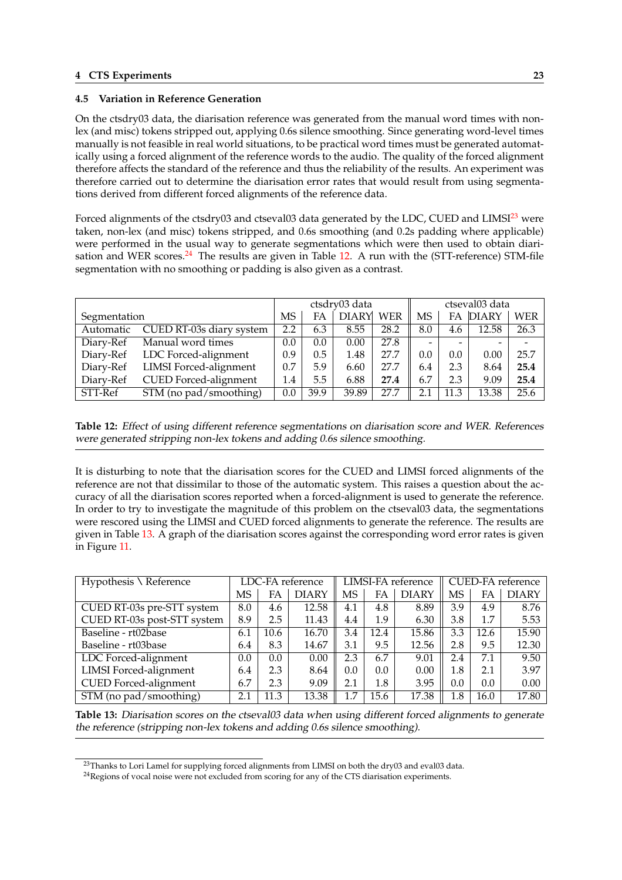### 4.5 Variation in Reference Generation

On the ctsdry03 data, the diarisation reference was generated from the manual word times with non-lex (and misc) tokens stripped out, applying 0.6s silence smoothing. Since generating word-level times manually is not feasible in real world situations, to be practical word times must be generated automatically using a forced alignment of the reference words to the audio. The quality of the forced alignment therefore affects the standard of the reference and thus the reliability of the results. An experiment was therefore carried out to determine the diarisation error rates that would result from using segmentations derived from different forced alignments of the reference data.

Forced alignments of the ctsdry03 and ctseval03 data generated by the LDC, CUED and LIMSI[23] were taken, non-lex (and misc) tokens stripped, and 0.6s smoothing (and 0.2s padding where applicable) were performed in the usual way to generate segmentations which were then used to obtain diarisation and WER scores.[24] The results are given in Table 12. A run with the (STT-reference) STM-file segmentation with no smoothing or padding is also given as a contrast.

| Segmentation | | ctsdry03 data | | | | ctseval03 data | | | |
|---|---|---|---|---|---|---|---|---|---|
| | | MS | FA | DIARY | WER | MS | FA | DIARY | WER |
| Automatic | CUED RT-03s diary system | 2.2 | 6.3 | 8.55 | 28.2 | 8.0 | 4.6 | 12.58 | 26.3 |
| Diary-Ref | Manual word times | 0.0 | 0.0 | 0.00 | 27.8 | - | - | - | - |
| Diary-Ref | LDC Forced-alignment | 0.9 | 0.5 | 1.48 | 27.7 | 0.0 | 0.0 | 0.00 | 25.7 |
| Diary-Ref | LIMSI Forced-alignment | 0.7 | 5.9 | 6.60 | 27.7 | 6.4 | 2.3 | 8.64 | **25.4** |
| Diary-Ref | CUED Forced-alignment | 1.4 | 5.5 | 6.88 | **27.4** | 6.7 | 2.3 | 9.09 | **25.4** |
| STT-Ref | STM (no pad/smoothing) | 0.0 | 39.9 | 39.89 | 27.7 | 2.1 | 11.3 | 13.38 | 25.6 |

**Table 12:** *Effect of using different reference segmentations on diarisation score and WER. References were generated stripping non-lex tokens and adding 0.6s silence smoothing.*

It is disturbing to note that the diarisation scores for the CUED and LIMSI forced alignments of the reference are not that dissimilar to those of the automatic system. This raises a question about the accuracy of all the diarisation scores reported when a forced-alignment is used to generate the reference. In order to try to investigate the magnitude of this problem on the ctseval03 data, the segmentations were rescored using the LIMSI and CUED forced alignments to generate the reference. The results are given in Table 13. A graph of the diarisation scores against the corresponding word error rates is given in Figure 11.

| Hypothesis \ Reference | LDC-FA reference | | | LIMSI-FA reference | | | CUED-FA reference | | |
|---|---|---|---|---|---|---|---|---|---|
| | MS | FA | DIARY | MS | FA | DIARY | MS | FA | DIARY |
| CUED RT-03s pre-STT system | 8.0 | 4.6 | 12.58 | 4.1 | 4.8 | 8.89 | 3.9 | 4.9 | 8.76 |
| CUED RT-03s post-STT system | 8.9 | 2.5 | 11.43 | 4.4 | 1.9 | 6.30 | 3.8 | 1.7 | 5.53 |
| Baseline - rt02base | 6.1 | 10.6 | 16.70 | 3.4 | 12.4 | 15.86 | 3.3 | 12.6 | 15.90 |
| Baseline - rt03base | 6.4 | 8.3 | 14.67 | 3.1 | 9.5 | 12.56 | 2.8 | 9.5 | 12.30 |
| LDC Forced-alignment | 0.0 | 0.0 | 0.00 | 2.3 | 6.7 | 9.01 | 2.4 | 7.1 | 9.50 |
| LIMSI Forced-alignment | 6.4 | 2.3 | 8.64 | 0.0 | 0.0 | 0.00 | 1.8 | 2.1 | 3.97 |
| CUED Forced-alignment | 6.7 | 2.3 | 9.09 | 2.1 | 1.8 | 3.95 | 0.0 | 0.0 | 0.00 |
| STM (no pad/smoothing) | 2.1 | 11.3 | 13.38 | 1.7 | 15.6 | 17.38 | 1.8 | 16.0 | 17.80 |

**Table 13:** *Diarisation scores on the ctseval03 data when using different forced alignments to generate the reference (stripping non-lex tokens and adding 0.6s silence smoothing).*

[23] Thanks to Lori Lamel for supplying forced alignments from LIMSI on both the dry03 and eval03 data.

[24] Regions of vocal noise were not excluded from scoring for any of the CTS diarisation experiments.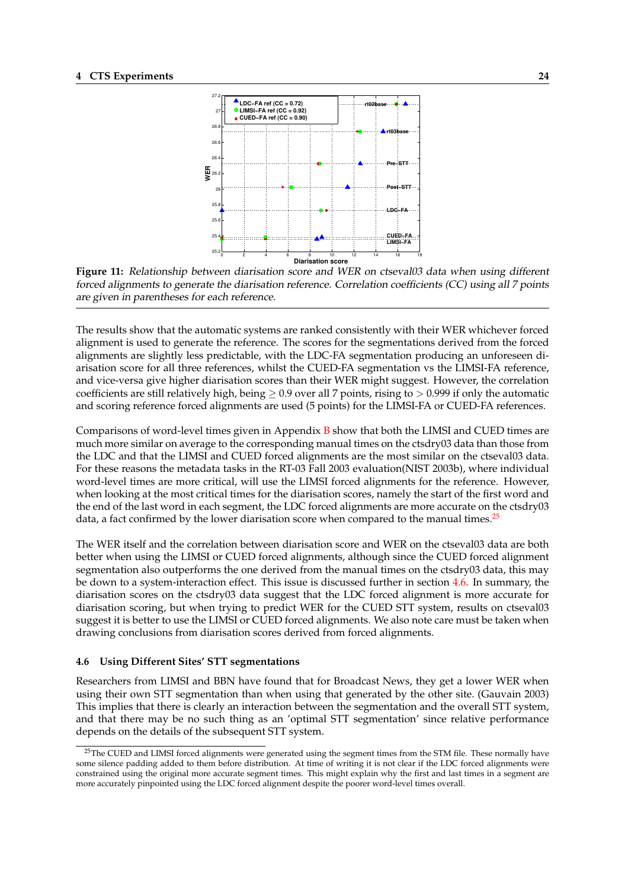Figure 11: *Relationship between diarisation score and WER on ctseval03 data when using different forced alignments to generate the diarisation reference. Correlation coefficients (CC) using all 7 points are given in parentheses for each reference.*

The results show that the automatic systems are ranked consistently with their WER whichever forced alignment is used to generate the reference. The scores for the segmentations derived from the forced alignments are slightly less predictable, with the LDC-FA segmentation producing an unforeseen diarisation score for all three references, whilst the CUED-FA segmentation vs the LIMSI-FA reference, and vice-versa give higher diarisation scores than their WER might suggest. However, the correlation coefficients are still relatively high, being $\geq 0.9$ over all 7 points, rising to $> 0.999$ if only the automatic and scoring reference forced alignments are used (5 points) for the LIMSI-FA or CUED-FA references.

Comparisons of word-level times given in Appendix B show that both the LIMSI and CUED times are much more similar on average to the corresponding manual times on the ctsdry03 data than those from the LDC and that the LIMSI and CUED forced alignments are the most similar on the ctseval03 data. For these reasons the metadata tasks in the RT-03 Fall 2003 evaluation(NIST 2003b), where individual word-level times are more critical, will use the LIMSI forced alignments for the reference. However, when looking at the most critical times for the diarisation scores, namely the start of the first word and the end of the last word in each segment, the LDC forced alignments are more accurate on the ctsdry03 data, a fact confirmed by the lower diarisation score when compared to the manual times.[25]

The WER itself and the correlation between diarisation score and WER on the ctseval03 data are both better when using the LIMSI or CUED forced alignments, although since the CUED forced alignment segmentation also outperforms the one derived from the manual times on the ctsdry03 data, this may be down to a system-interaction effect. This issue is discussed further in section 4.6. In summary, the diarisation scores on the ctsdry03 data suggest that the LDC forced alignment is more accurate for diarisation scoring, but when trying to predict WER for the CUED STT system, results on ctseval03 suggest it is better to use the LIMSI or CUED forced alignments. We also note care must be taken when drawing conclusions from diarisation scores derived from forced alignments.

### 4.6 Using Different Sites' STT segmentations

Researchers from LIMSI and BBN have found that for Broadcast News, they get a lower WER when using their own STT segmentation than when using that generated by the other site. (Gauvain 2003) This implies that there is clearly an interaction between the segmentation and the overall STT system, and that there may be no such thing as an 'optimal STT segmentation' since relative performance depends on the details of the subsequent STT system.

[25] The CUED and LIMSI forced alignments were generated using the segment times from the STM file. These normally have some silence padding added to them before distribution. At time of writing it is not clear if the LDC forced alignments were constrained using the original more accurate segment times. This might explain why the first and last times in a segment are more accurately pinpointed using the LDC forced alignment despite the poorer word-level times overall.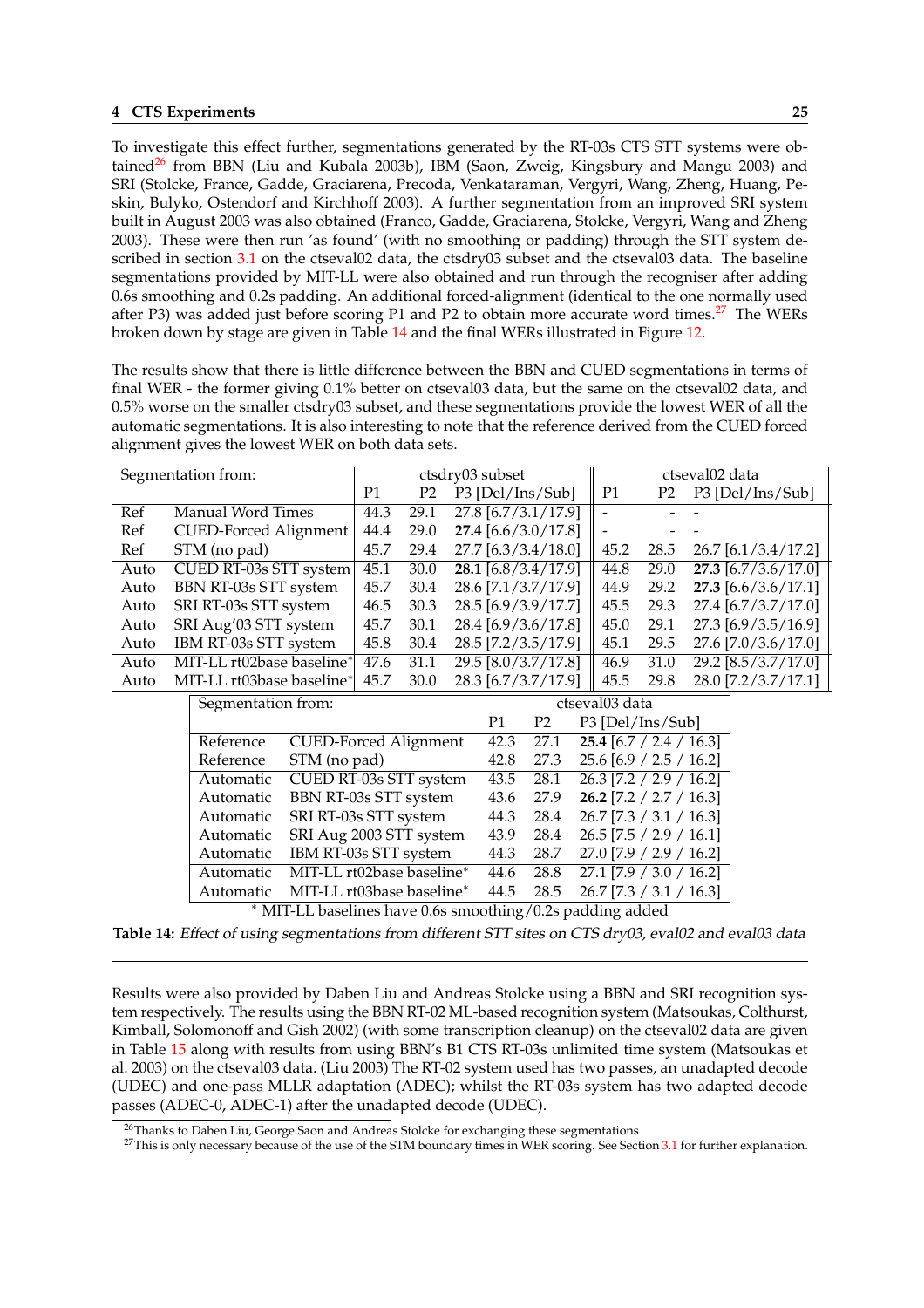To investigate this effect further, segmentations generated by the RT-03s CTS STT systems were obtained[26] from BBN (Liu and Kubala 2003b), IBM (Saon, Zweig, Kingsbury and Mangu 2003) and SRI (Stolcke, France, Gadde, Graciarena, Precoda, Venkataraman, Vergyri, Wang, Zheng, Huang, Peskin, Bulyko, Ostendorf and Kirchhoff 2003). Further segmentation from an improved SRI system built in August 2003 was also obtained (Franco, Gadde, Graciarena, Stolcke, Vergyri, Wang and Zheng 2003). These were then run 'as found' (with no smoothing or padding) through the STT system described in section 3.1 on the ctseval02 data, the ctsdry03 subset and the ctseval03 data. The baseline segmentations provided by MIT-LL were also obtained and run through the recogniser after adding 0.6s smoothing and 0.2s padding. An additional forced-alignment (identical to the one normally used after P3) was added just before scoring P1 and P2 to obtain more accurate word times.[27] The WERs broken down by stage are given in Table 14 and the final WERs illustrated in Figure 12.

The results show that there is little difference between the BBN and CUED segmentations in terms of final WER - the former giving 0.1% better on ctseval03 data, but the same on the ctseval02 data, and 0.5% worse on the smaller ctsdry03 subset, and these segmentations provide the lowest WER of all the automatic segmentations. It is also interesting to note that the reference derived from the CUED forced alignment gives the lowest WER on both data sets.

| Segmentation from: | | ctsdry03 subset | | | ctseval02 data | | |
|---|---|---|---|---|---|---|---|
| | | P1 | P2 | P3 [Del/Ins/Sub] | P1 | P2 | P3 [Del/Ins/Sub] |
| Ref | Manual Word Times | 44.3 | 29.1 | 27.8 [6.7/3.1/17.9] | - | - | - |
| Ref | CUED-Forced Alignment | 44.4 | 29.0 | **27.4** [6.6/3.0/17.8] | - | - | - |
| Ref | STM (no pad) | 45.7 | 29.4 | 27.7 [6.3/3.4/18.0] | 45.2 | 28.5 | 26.7 [6.1/3.4/17.2] |
| Auto | CUED RT-03s STT system | 45.1 | 30.0 | **28.1** [6.8/3.4/17.9] | 44.8 | 29.0 | **27.3** [6.7/3.6/17.0] |
| Auto | BBN RT-03s STT system | 45.7 | 30.4 | 28.6 [7.1/3.7/17.9] | 44.9 | 29.2 | **27.3** [6.6/3.6/17.1] |
| Auto | SRI RT-03s STT system | 46.5 | 30.3 | 28.5 [6.9/3.9/17.7] | 45.5 | 29.3 | 27.4 [6.7/3.7/17.0] |
| Auto | SRI Aug'03 STT system | 45.7 | 30.1 | 28.4 [6.9/3.6/17.8] | 45.0 | 29.1 | 27.3 [6.9/3.5/16.9] |
| Auto | IBM RT-03s STT system | 45.8 | 30.4 | 28.5 [7.2/3.5/17.9] | 45.1 | 29.5 | 27.6 [7.0/3.6/17.0] |
| Auto | MIT-LL rt02base baseline* | 47.6 | 31.1 | 29.5 [8.0/3.7/17.8] | 46.9 | 31.0 | 29.2 [8.5/3.7/17.0] |
| Auto | MIT-LL rt03base baseline* | 45.7 | 30.0 | 28.3 [6.7/3.7/17.9] | 45.5 | 29.8 | 28.0 [7.2/3.7/17.1] |

| Segmentation from: | | ctseval03 data | | |
|---|---|---|---|---|
| | | P1 | P2 | P3 [Del/Ins/Sub] |
| Reference | CUED-Forced Alignment | 42.3 | 27.1 | **25.4** [6.7 / 2.4 / 16.3] |
| Reference | STM (no pad) | 42.8 | 27.3 | 25.6 [6.9 / 2.5 / 16.2] |
| Automatic | CUED RT-03s STT system | 43.5 | 28.1 | 26.3 [7.2 / 2.9 / 16.2] |
| Automatic | BBN RT-03s STT system | 43.6 | 27.9 | **26.2** [7.2 / 2.7 / 16.3] |
| Automatic | SRI RT-03s STT system | 44.3 | 28.4 | 26.7 [7.3 / 3.1 / 16.3] |
| Automatic | SRI Aug 2003 STT system | 43.9 | 28.4 | 26.5 [7.5 / 2.9 / 16.1] |
| Automatic | IBM RT-03s STT system | 44.3 | 28.7 | 27.0 [7.9 / 2.9 / 16.2] |
| Automatic | MIT-LL rt02base baseline* | 44.6 | 28.8 | 27.1 [7.9 / 3.0 / 16.2] |
| Automatic | MIT-LL rt03base baseline* | 44.5 | 28.5 | 26.7 [7.3 / 3.1 / 16.3] |

* MIT-LL baselines have 0.6s smoothing/0.2s padding added

**Table 14:** *Effect of using segmentations from different STT sites on CTS dry03, eval02 and eval03 data*

Results were also provided by Daben Liu and Andreas Stolcke using a BBN and SRI recognition system respectively. The results using the BBN RT-02 ML-based recognition system (Matsoukas, Colthurst, Kimball, Solomonoff and Gish 2002) (with some transcription cleanup) on the ctseval02 data are given in Table 15 along with results from using BBN's B1 CTS RT-03s unlimited time system (Matsoukas et al. 2003) on the ctseval03 data. (Liu 2003) The RT-02 system used has two passes, an unadapted decode (UDEC) and one-pass MLLR adaptation (ADEC); whilst the RT-03s system has two adapted decode passes (ADEC-0, ADEC-1) after the unadapted decode (UDEC).

[26] Thanks to Daben Liu, George Saon and Andreas Stolcke for exchanging these segmentations

[27] This is only necessary because of the use of the STM boundary times in WER scoring. See Section 3.1 for further explanation.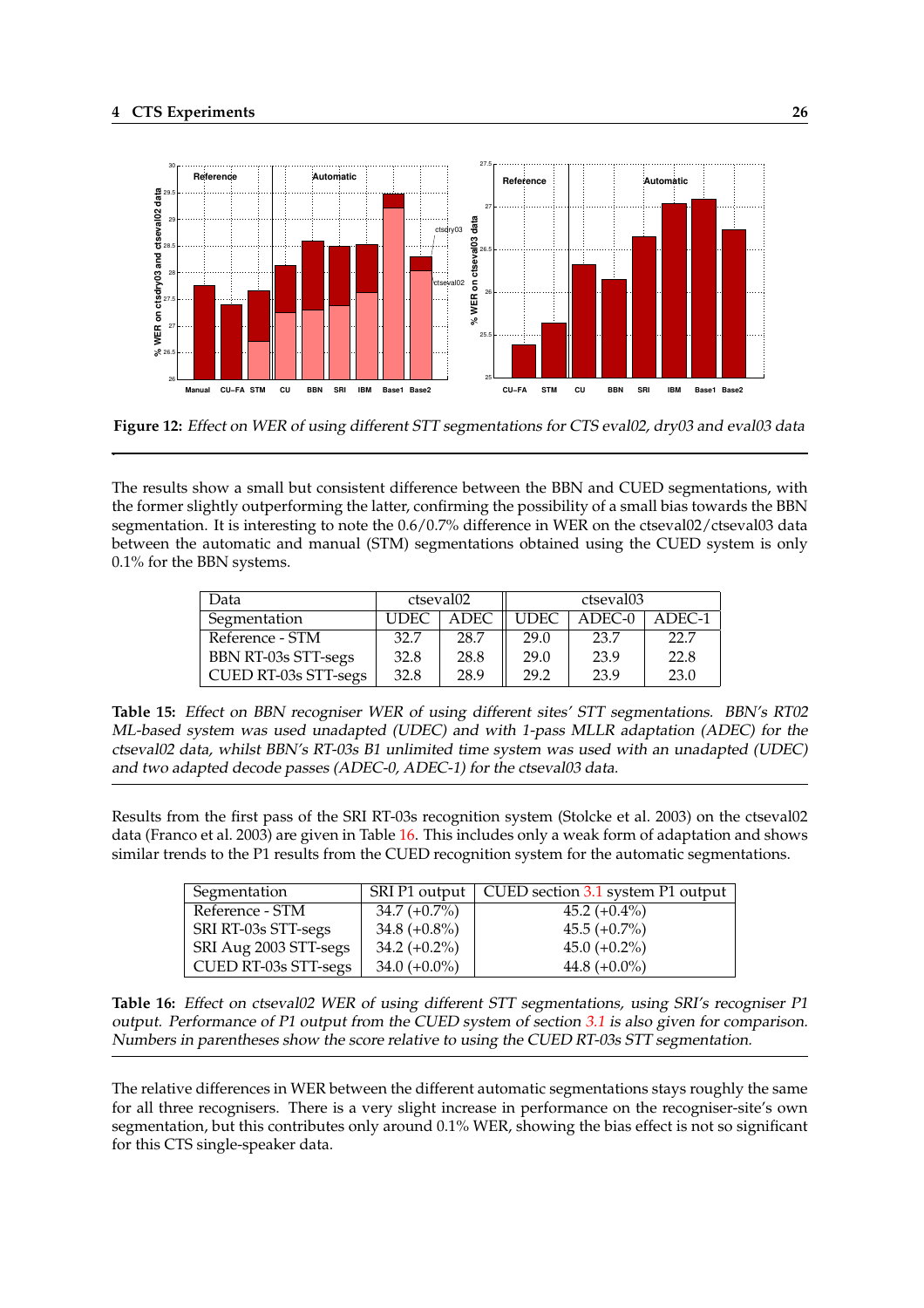**Figure 12:** *Effect on WER of using different STT segmentations for CTS eval02, dry03 and eval03 data*

The results show a small but consistent difference between the BBN and CUED segmentations, with the former slightly outperforming the latter, confirming the possibility of a small bias towards the BBN segmentation. It is interesting to note the 0.6/0.7% difference in WER on the ctseval02/ctseval03 data between the automatic and manual (STM) segmentations obtained using the CUED system is only 0.1% for the BBN systems.

| Data | ctseval02 | | ctseval03 | | |
|---|---|---|---|---|---|
| Segmentation | UDEC | ADEC | UDEC | ADEC-0 | ADEC-1 |
| Reference - STM | 32.7 | 28.7 | 29.0 | 23.7 | 22.7 |
| BBN RT-03s STT-segs | 32.8 | 28.8 | 29.0 | 23.9 | 22.8 |
| CUED RT-03s STT-segs | 32.8 | 28.9 | 29.2 | 23.9 | 23.0 |

**Table 15:** *Effect on BBN recogniser WER of using different sites' STT segmentations. BBN's RT02 ML-based system was used unadapted (UDEC) and with 1-pass MLLR adaptation (ADEC) for the ctseval02 data, whilst BBN's RT-03s B1 unlimited time system was used with an unadapted (UDEC) and two adapted decode passes (ADEC-0, ADEC-1) for the ctseval03 data.*

Results from the first pass of the SRI RT-03s recognition system (Stolcke et al. 2003) on the ctseval02 data (Franco et al. 2003) are given in Table 16. This includes only a weak form of adaptation and shows similar trends to the P1 results from the CUED recognition system for the automatic segmentations.

| Segmentation | SRI P1 output | CUED section 3.1 system P1 output |
|---|---|---|
| Reference - STM | 34.7 (+0.7%) | 45.2 (+0.4%) |
| SRI RT-03s STT-segs | 34.8 (+0.8%) | 45.5 (+0.7%) |
| SRI Aug 2003 STT-segs | 34.2 (+0.2%) | 45.0 (+0.2%) |
| CUED RT-03s STT-segs | 34.0 (+0.0%) | 44.8 (+0.0%) |

**Table 16:** *Effect on ctseval02 WER of using different STT segmentations, using SRI's recogniser P1 output. Performance of P1 output from the CUED system of section 3.1 is also given for comparison. Numbers in parentheses show the score relative to using the CUED RT-03s STT segmentation.*

The relative differences in WER between the different automatic segmentations stays roughly the same for all three recognisers. There is a very slight increase in performance on the recogniser-site's own segmentation, but this contributes only around 0.1% WER, showing the bias effect is not so significant for this CTS single-speaker data.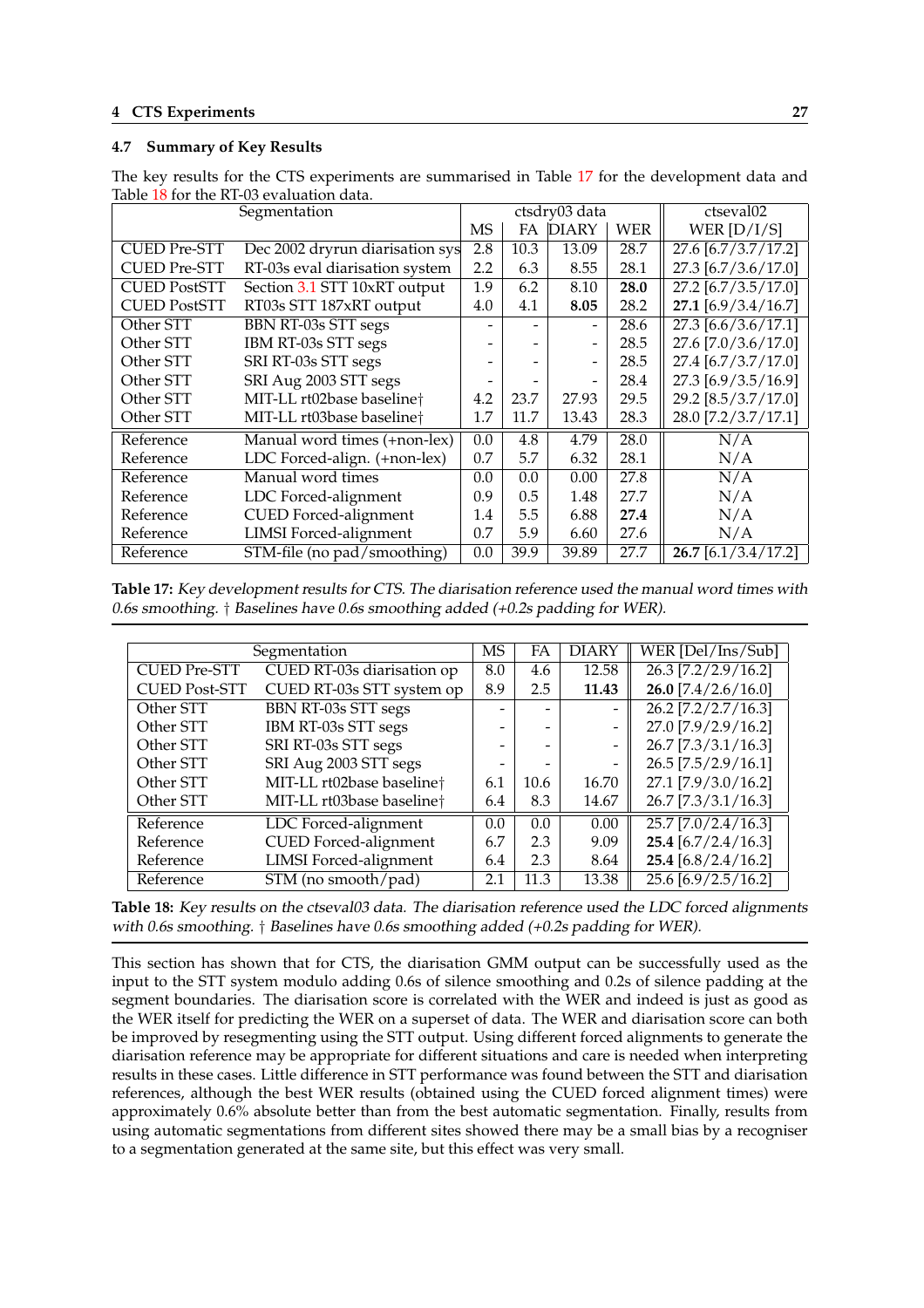### 4.7 Summary of Key Results

The key results for the CTS experiments are summarised in Table 17 for the development data and Table 18 for the RT-03 evaluation data.

| Segmentation | | ctsdry03 data | | | | ctseval02 |
|---|---|---|---|---|---|---|
| | | MS | FA | DIARY | WER | WER [D/I/S] |
| CUED Pre-STT | Dec 2002 dryrun diarisation sys | 2.8 | 10.3 | 13.09 | 28.7 | 27.6 [6.7/3.7/17.2] |
| CUED Pre-STT | RT-03s eval diarisation system | 2.2 | 6.3 | 8.55 | 28.1 | 27.3 [6.7/3.6/17.0] |
| CUED PostSTT | Section 3.1 STT 10xRT output | 1.9 | 6.2 | 8.10 | **28.0** | 27.2 [6.7/3.5/17.0] |
| CUED PostSTT | RT03s STT 187xRT output | 4.0 | 4.1 | **8.05** | 28.2 | **27.1** [6.9/3.4/16.7] |
| Other STT | BBN RT-03s STT segs | - | - | - | 28.6 | 27.3 [6.6/3.6/17.1] |
| Other STT | IBM RT-03s STT segs | - | - | - | 28.5 | 27.6 [7.0/3.6/17.0] |
| Other STT | SRI RT-03s STT segs | - | - | - | 28.5 | 27.4 [6.7/3.7/17.0] |
| Other STT | SRI Aug 2003 STT segs | - | - | - | 28.4 | 27.3 [6.9/3.5/16.9] |
| Other STT | MIT-LL rt02base baseline† | 4.2 | 23.7 | 27.93 | 29.5 | 29.2 [8.5/3.7/17.0] |
| Other STT | MIT-LL rt03base baseline† | 1.7 | 11.7 | 13.43 | 28.3 | 28.0 [7.2/3.7/17.1] |
| Reference | Manual word times (+non-lex) | 0.0 | 4.8 | 4.79 | 28.0 | N/A |
| Reference | LDC Forced-align. (+non-lex) | 0.7 | 5.7 | 6.32 | 28.1 | N/A |
| Reference | Manual word times | 0.0 | 0.0 | 0.00 | 27.8 | N/A |
| Reference | LDC Forced-alignment | 0.9 | 0.5 | 1.48 | 27.7 | N/A |
| Reference | CUED Forced-alignment | 1.4 | 5.5 | 6.88 | **27.4** | N/A |
| Reference | LIMSI Forced-alignment | 0.7 | 5.9 | 6.60 | 27.6 | N/A |
| Reference | STM-file (no pad/smoothing) | 0.0 | 39.9 | 39.89 | 27.7 | **26.7** [6.1/3.4/17.2] |

**Table 17:** *Key development results for CTS. The diarisation reference used the manual word times with 0.6s smoothing. † Baselines have 0.6s smoothing added (+0.2s padding for WER).*

| Segmentation | | MS | FA | DIARY | WER [Del/Ins/Sub] |
|---|---|---|---|---|---|
| CUED Pre-STT | CUED RT-03s diarisation op | 8.0 | 4.6 | 12.58 | 26.3 [7.2/2.9/16.2] |
| CUED Post-STT | CUED RT-03s STT system op | 8.9 | 2.5 | **11.43** | **26.0** [7.4/2.6/16.0] |
| Other STT | BBN RT-03s STT segs | - | - | - | 26.2 [7.2/2.7/16.3] |
| Other STT | IBM RT-03s STT segs | - | - | - | 27.0 [7.9/2.9/16.2] |
| Other STT | SRI RT-03s STT segs | - | - | - | 26.7 [7.3/3.1/16.3] |
| Other STT | SRI Aug 2003 STT segs | - | - | - | 26.5 [7.5/2.9/16.1] |
| Other STT | MIT-LL rt02base baseline† | 6.1 | 10.6 | 16.70 | 27.1 [7.9/3.0/16.2] |
| Other STT | MIT-LL rt03base baseline† | 6.4 | 8.3 | 14.67 | 26.7 [7.3/3.1/16.3] |
| Reference | LDC Forced-alignment | 0.0 | 0.0 | 0.00 | 25.7 [7.0/2.4/16.3] |
| Reference | CUED Forced-alignment | 6.7 | 2.3 | 9.09 | **25.4** [6.7/2.4/16.3] |
| Reference | LIMSI Forced-alignment | 6.4 | 2.3 | 8.64 | **25.4** [6.8/2.4/16.2] |
| Reference | STM (no smooth/pad) | 2.1 | 11.3 | 13.38 | 25.6 [6.9/2.5/16.2] |

**Table 18:** *Key results on the ctseval03 data. The diarisation reference used the LDC forced alignments with 0.6s smoothing. † Baselines have 0.6s smoothing added (+0.2s padding for WER).*

This section has shown that for CTS, the diarisation GMM output can be successfully used as the input to the STT system modulo adding 0.6s of silence smoothing and 0.2s of silence padding at the segment boundaries. The diarisation score is correlated with the WER and indeed is just as good as the WER itself for predicting the WER on a superset of data. The WER and diarisation score can both be improved by resegmenting using the STT output. Using different forced alignments to generate the diarisation reference may be appropriate for different situations and care is needed when interpreting results in these cases. Little difference in STT performance was found between the STT and diarisation references, although the best WER results (obtained using the CUED forced alignment times) were approximately 0.6% absolute better than from the best automatic segmentation. Finally, results from using automatic segmentations from different sites showed there may be a small bias by a recogniser to a segmentation generated at the same site, but this effect was very small.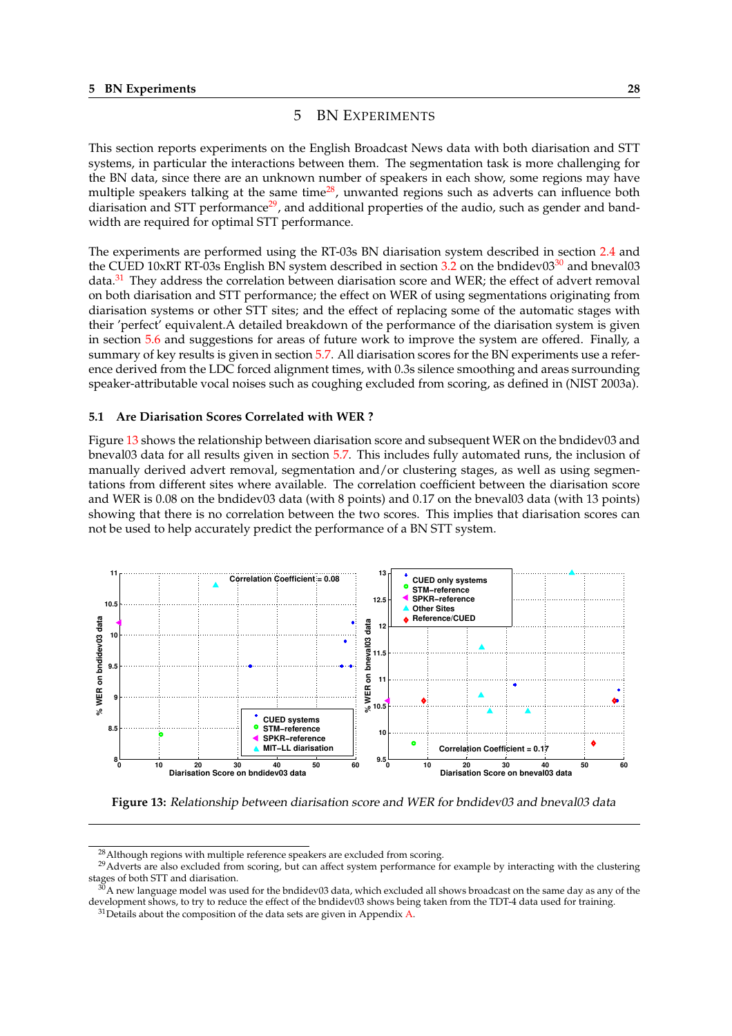# 5 BN EXPERIMENTS

This section reports experiments on the English Broadcast News data with both diarisation and STT systems, in particular the interactions between them. The segmentation task is more challenging for the BN data, since there are an unknown number of speakers in each show, some regions may have multiple speakers talking at the same time[28], unwanted regions such as adverts can influence both diarisation and STT performance[29], and additional properties of the audio, such as gender and bandwidth are required for optimal STT performance.

The experiments are performed using the RT-03s BN diarisation system described in section 2.4 and the CUED 10xRT RT-03s English BN system described in section 3.2 on the bndidev03[30] and bneval03 data.[31] They address the correlation between diarisation score and WER; the effect of advert removal on both diarisation and STT performance; the effect on WER of using segmentations originating from diarisation systems or other STT sites; and the effect of replacing some of the automatic stages with their 'perfect' equivalent.A detailed breakdown of the performance of the diarisation system is given in section 5.6 and suggestions for areas of future work to improve the system are offered. Finally, a summary of key results is given in section 5.7. All diarisation scores for the BN experiments use a reference derived from the LDC forced alignment times, with 0.3s silence smoothing and areas surrounding speaker-attributable vocal noises such as coughing excluded from scoring, as defined in (NIST 2003a).

## 5.1 Are Diarisation Scores Correlated with WER ?

Figure 13 shows the relationship between diarisation score and subsequent WER on the bndidev03 and bneval03 data for all results given in section 5.7. This includes fully automated runs, the inclusion of manually derived advert removal, segmentation and/or clustering stages, as well as using segmentations from different sites where available. The correlation coefficient between the diarisation score and WER is 0.08 on the bndidev03 data (with 8 points) and 0.17 on the bneval03 data (with 13 points) showing that there is no correlation between the two scores. This implies that diarisation scores can not be used to help accurately predict the performance of a BN STT system.

**Figure 13:** *Relationship between diarisation score and WER for bndidev03 and bneval03 data*

---

[28] Although regions with multiple reference speakers are excluded from scoring.

[29] Adverts are also excluded from scoring, but can affect system performance for example by interacting with the clustering stages of both STT and diarisation.

[30] A new language model was used for the bndidev03 data, which excluded all shows broadcast on the same day as any of the development shows, to try to reduce the effect of the bndidev03 shows being taken from the TDT-4 data used for training.

[31] Details about the composition of the data sets are given in Appendix A.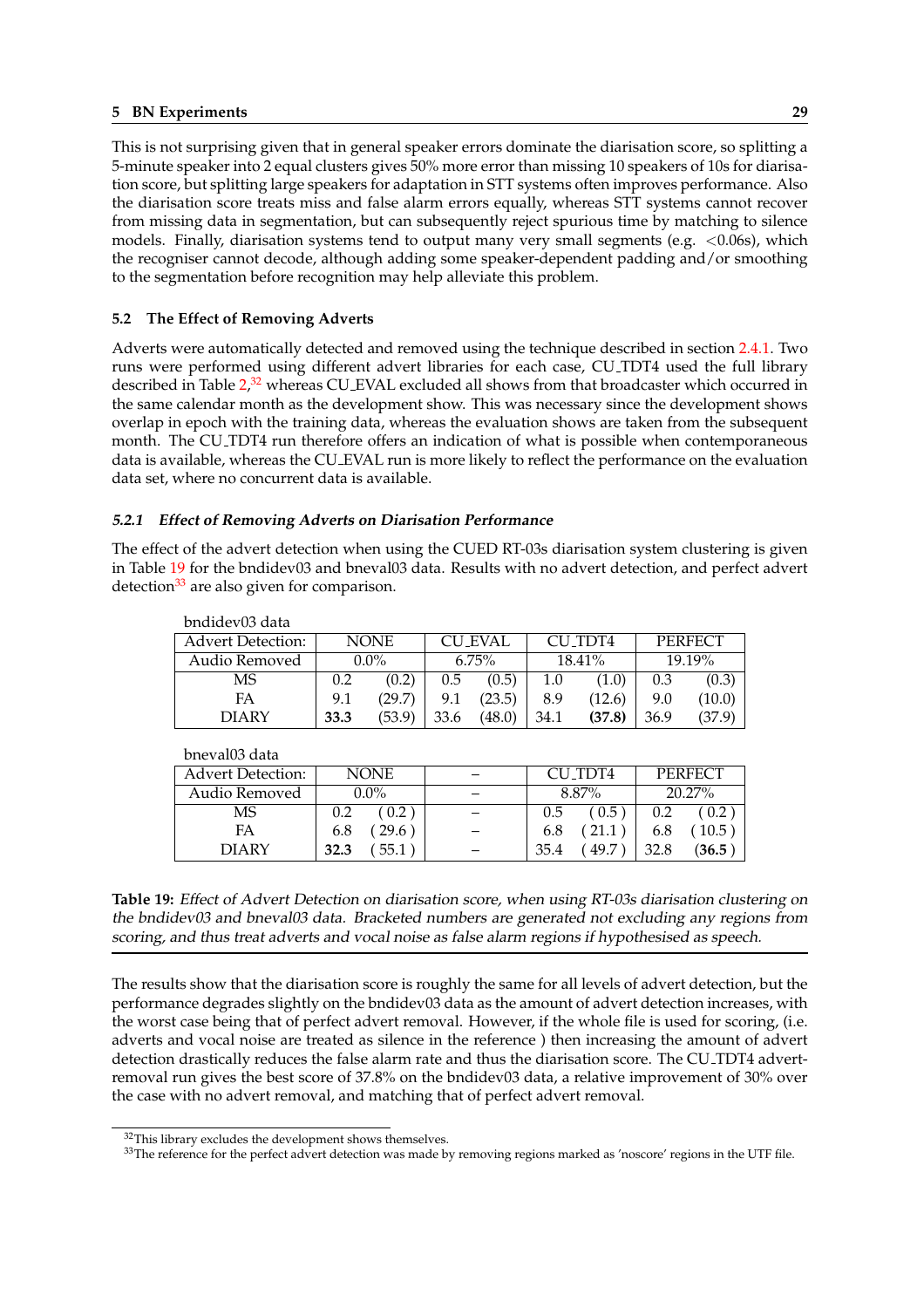This is not surprising given that in general speaker errors dominate the diarisation score, so splitting a 5-minute speaker into 2 equal clusters gives 50% more error than missing 10 speakers of 10s for diarisation score, but splitting large speakers for adaptation in STT systems often improves performance. Also the diarisation score treats miss and false alarm errors equally, whereas STT systems cannot recover from missing data in segmentation, but can subsequently reject spurious time by matching to silence models. Finally, diarisation systems tend to output many very small segments (e.g. <0.06s), which the recogniser cannot decode, although adding some speaker-dependent padding and/or smoothing to the segmentation before recognition may help alleviate this problem.

### 5.2 The Effect of Removing Adverts

Adverts were automatically detected and removed using the technique described in section 2.4.1. Two runs were performed using different advert libraries for each case, CU_TDT4 used the full library described in Table 2,[32] whereas CU_EVAL excluded all shows from that broadcaster which occurred in the same calendar month as the development show. This was necessary since the development shows overlap in epoch with the training data, whereas the evaluation shows are taken from the subsequent month. The CU_TDT4 run therefore offers an indication of what is possible when contemporaneous data is available, whereas the CU_EVAL run is more likely to reflect the performance on the evaluation data set, where no concurrent data is available.

#### *5.2.1 Effect of Removing Adverts on Diarisation Performance*

The effect of the advert detection when using the CUED RT-03s diarisation system clustering is given in Table 19 for the bndidev03 and bneval03 data. Results with no advert detection, and perfect advert detection[33] are also given for comparison.

bndidev03 data

| Advert Detection: | NONE | | CU_EVAL | | CU_TDT4 | | PERFECT | |
|---|---|---|---|---|---|---|---|---|
| Audio Removed | 0.0% | | 6.75% | | 18.41% | | 19.19% | |
| MS | 0.2 | (0.2) | 0.5 | (0.5) | 1.0 | (1.0) | 0.3 | (0.3) |
| FA | 9.1 | (29.7) | 9.1 | (23.5) | 8.9 | (12.6) | 9.0 | (10.0) |
| DIARY | **33.3** | (53.9) | 33.6 | (48.0) | 34.1 | **(37.8)** | 36.9 | (37.9) |

bneval03 data

| Advert Detection: | NONE | | – | CU_TDT4 | | PERFECT | |
|---|---|---|---|---|---|---|---|
| Audio Removed | 0.0% | | – | 8.87% | | 20.27% | |
| MS | 0.2 | ( 0.2 ) | – | 0.5 | ( 0.5 ) | 0.2 | ( 0.2 ) |
| FA | 6.8 | ( 29.6 ) | – | 6.8 | ( 21.1 ) | 6.8 | ( 10.5 ) |
| DIARY | **32.3** | ( 55.1 ) | – | 35.4 | ( 49.7 ) | 32.8 | **( 36.5 )** |

**Table 19:** *Effect of Advert Detection on diarisation score, when using RT-03s diarisation clustering on the bndidev03 and bneval03 data. Bracketed numbers are generated not excluding any regions from scoring, and thus treat adverts and vocal noise as false alarm regions if hypothesised as speech.*

The results show that the diarisation score is roughly the same for all levels of advert detection, but the performance degrades slightly on the bndidev03 as the amount of advert detection increases, with the worst case being that of perfect advert removal. However, if the whole file is used for scoring, (i.e. adverts and vocal noise are treated as silence in the reference ) then increasing the amount of advert detection drastically reduces the false alarm rate and thus the diarisation score. The CU_TDT4 advert-removal run gives the best score of 37.8% on the bndidev03 data, a relative improvement of 30% over the case with no advert removal, and matching that of perfect advert removal.

[32] This library excludes the development shows themselves.

[33] The reference for the perfect advert detection was made by removing regions marked as 'noscore' regions in the UTF file.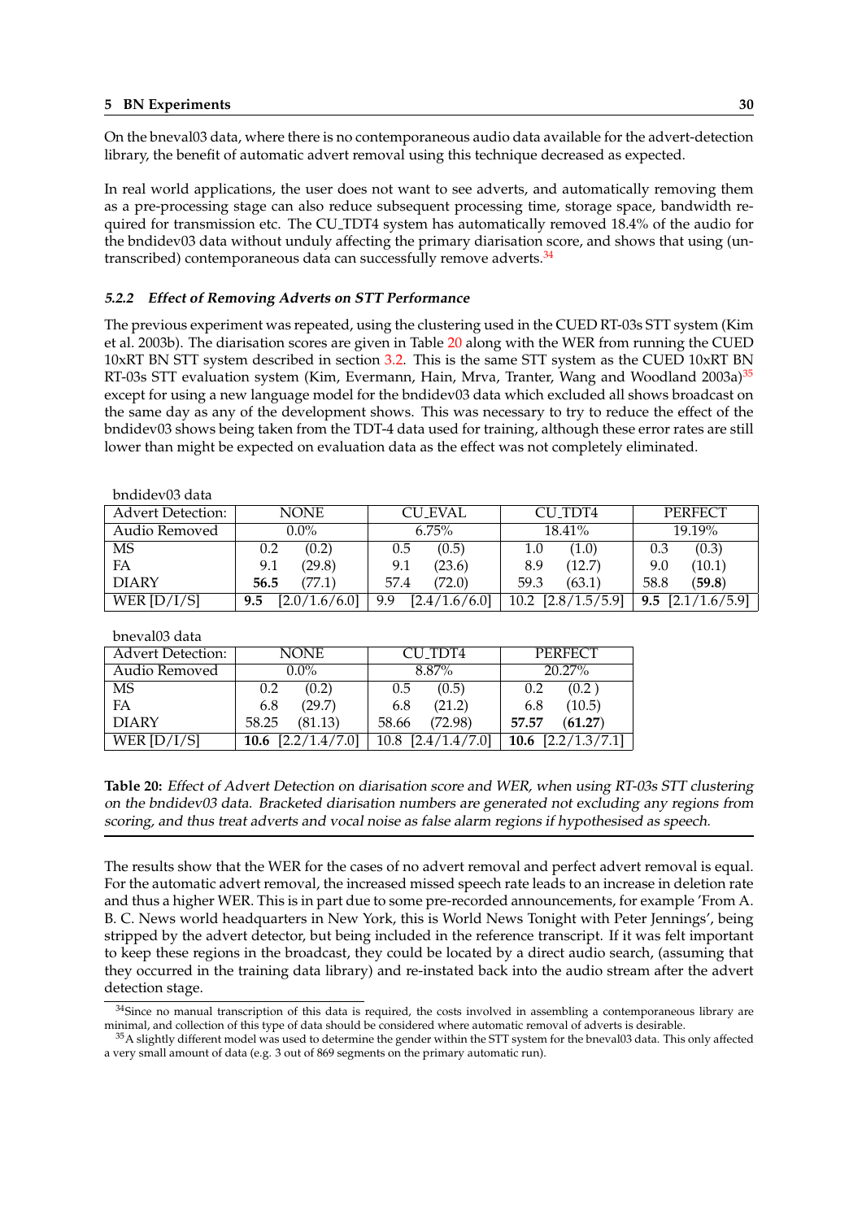On the bneval03 data, where there is no contemporaneous audio data available for the advert-detection library, the benefit of automatic advert removal using this technique decreased as expected.

In real world applications, the user does not want to see adverts, and automatically removing them as a pre-processing stage can also reduce subsequent processing time, storage space, bandwidth required for transmission etc. The CU_TDT4 system has automatically removed 18.4% of the audio for the bndidev03 data without unduly affecting the primary diarisation score, and shows that using (untranscribed) contemporaneous data can successfully remove adverts.[34]

### *5.2.2 Effect of Removing Adverts on STT Performance*

The previous experiment was repeated, using the clustering used in the CUED RT-03s STT system (Kim et al. 2003b). The diarisation scores are given in Table 20 along with the WER from running the CUED 10xRT BN STT system described in section 3.2. This is the same STT system as the CUED 10xRT BN RT-03s STT evaluation system (Kim, Evermann, Hain, Mrva, Tranter, Wang and Woodland 2003a)[35] except for using a new language model for the bndidev03 data which excluded all shows broadcast on the same day as any of the development shows. This was necessary to try to reduce the effect of the bndidev03 shows being taken from the TDT-4 data used for training, although these error rates are still lower than might be expected on evaluation data as the effect was not completely eliminated.

bndidev03 data

| Advert Detection: | NONE | | CU_EVAL | | CU_TDT4 | | PERFECT | |
|---|---|---|---|---|---|---|---|---|
| Audio Removed | 0.0% | | 6.75% | | 18.41% | | 19.19% | |
| MS | 0.2 | (0.2) | 0.5 | (0.5) | 1.0 | (1.0) | 0.3 | (0.3) |
| FA | 9.1 | (29.8) | 9.1 | (23.6) | 8.9 | (12.7) | 9.0 | (10.1) |
| DIARY | **56.5** | (77.1) | 57.4 | (72.0) | 59.3 | (63.1) | 58.8 | (**59.8**) |
| WER [D/I/S] | **9.5** | [2.0/1.6/6.0] | 9.9 | [2.4/1.6/6.0] | 10.2 | [2.8/1.5/5.9] | **9.5** | [2.1/1.6/5.9] |

bneval03 data

| Advert Detection: | NONE | | CU_TDT4 | | PERFECT | |
|---|---|---|---|---|---|---|
| Audio Removed | 0.0% | | 8.87% | | 20.27% | |
| MS | 0.2 | (0.2) | 0.5 | (0.5) | 0.2 | (0.2 ) |
| FA | 6.8 | (29.7) | 6.8 | (21.2) | 6.8 | (10.5) |
| DIARY | 58.25 | (81.13) | 58.66 | (72.98) | **57.57** | (**61.27**) |
| WER [D/I/S] | **10.6** | [2.2/1.4/7.0] | 10.8 | [2.4/1.4/7.0] | **10.6** | [2.2/1.3/7.1] |

**Table 20:** *Effect of Advert Detection on diarisation score and WER, when using RT-03s STT clustering on the bndidev03 data. Bracketed diarisation numbers are generated not excluding any regions from scoring, and thus treat adverts and vocal noise as false alarm regions if hypothesised as speech.*

The results show that the WER for the cases of no advert removal and perfect advert removal is equal. For the automatic advert removal, the increased missed speech rate leads to an increase in deletion rate and thus a higher WER. This is in part due to some pre-recorded announcements, for example 'From A. B. C. News world headquarters in New York, this is World News Tonight with Peter Jennings', being stripped by the advert detector, but being included in the reference transcript. If it was felt important to keep these regions in the broadcast, they could be located by a direct audio search, (assuming that they occurred in the training data library) and re-instated back into the audio stream after the advert detection stage.

[34] Since no manual transcription of this data is required, the costs involved in assembling a contemporaneous library are minimal, and collection of this type of data should be considered where automatic removal of adverts is desirable.

[35] A slightly different model was used to determine the gender within the STT system for the bneval03 data. This only affected a very small amount of data (e.g. 3 out of 869 segments on the primary automatic run).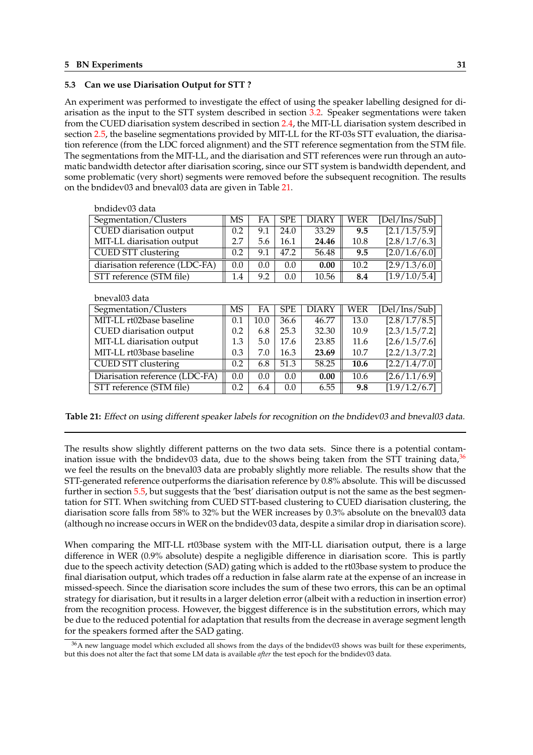### 5.3 Can we use Diarisation Output for STT ?

An experiment was performed to investigate the effect of using the speaker labelling designed for diarisation as the input to the STT system described in section 3.2. Speaker segmentations were taken from the CUED diarisation system described in section 2.4, the MIT-LL diarisation system described in section 2.5, the baseline segmentations provided by MIT-LL for the RT-03s STT evaluation, the diarisation reference (from the LDC forced alignment) and the STT reference segmentation from the STM file. The segmentations from the MIT-LL, and the diarisation and STT references were run through an automatic bandwidth detector after diarisation scoring, since our STT system is bandwidth dependent, and some problematic (very short) segments were removed before the subsequent recognition. The results on the bndidev03 and bneval03 data are given in Table 21.

bndidev03 data

| Segmentation/Clusters | MS | FA | SPE | DIARY | WER | [Del/Ins/Sub] |
|---|---|---|---|---|---|---|
| CUED diarisation output | 0.2 | 9.1 | 24.0 | 33.29 | **9.5** | [2.1/1.5/5.9] |
| MIT-LL diarisation output | 2.7 | 5.6 | 16.1 | **24.46** | 10.8 | [2.8/1.7/6.3] |
| CUED STT clustering | 0.2 | 9.1 | 47.2 | 56.48 | **9.5** | [2.0/1.6/6.0] |
| diarisation reference (LDC-FA) | 0.0 | 0.0 | 0.0 | **0.00** | 10.2 | [2.9/1.3/6.0] |
| STT reference (STM file) | 1.4 | 9.2 | 0.0 | 10.56 | **8.4** | [1.9/1.0/5.4] |

bneval03 data

| Segmentation/Clusters | MS | FA | SPE | DIARY | WER | [Del/Ins/Sub] |
|---|---|---|---|---|---|---|
| MIT-LL rt02base baseline | 0.1 | 10.0 | 36.6 | 46.77 | 13.0 | [2.8/1.7/8.5] |
| CUED diarisation output | 0.2 | 6.8 | 25.3 | 32.30 | 10.9 | [2.3/1.5/7.2] |
| MIT-LL diarisation output | 1.3 | 5.0 | 17.6 | 23.85 | 11.6 | [2.6/1.5/7.6] |
| MIT-LL rt03base baseline | 0.3 | 7.0 | 16.3 | **23.69** | 10.7 | [2.2/1.3/7.2] |
| CUED STT clustering | 0.2 | 6.8 | 51.3 | 58.25 | **10.6** | [2.2/1.4/7.0] |
| Diarisation reference (LDC-FA) | 0.0 | 0.0 | 0.0 | **0.00** | 10.6 | [2.6/1.1/6.9] |
| STT reference (STM file) | 0.2 | 6.4 | 0.0 | 6.55 | **9.8** | [1.9/1.2/6.7] |

**Table 21:** *Effect on using different speaker labels for recognition on the bndidev03 and bneval03 data.*

The results show slightly different patterns on the two data sets. Since there is a potential contamination issue with the bndidev03 data, due to the shows being taken from the STT training data,[36] we feel the results on the bneval03 data are probably slightly more reliable. The results show that the STT-generated reference outperforms the diarisation reference by 0.8% absolute. This will be discussed further in section 5.5, but suggests that the 'best' diarisation output is not the same as the best segmentation for STT. When switching from CUED STT-based clustering to CUED diarisation clustering, the diarisation score falls from 58% to 32% but the WER increases by 0.3% absolute on the bneval03 data (although no increase occurs in WER on the bndidev03 data, despite a similar drop in diarisation score).

When comparing the MIT-LL rt03base system with the MIT-LL diarisation output, there is a large difference in WER (0.9% absolute) despite a negligible difference in diarisation score. This is partly due to the speech activity detection (SAD) gating which is added to the rt03base system to produce the final diarisation output, which trades off a reduction in false alarm rate at the expense of an increase in missed-speech. Since the diarisation score includes the sum of these two errors, this can be an optimal strategy for diarisation, but it results in a larger deletion error (albeit with a reduction in insertion error) from the recognition process. However, the biggest difference is in the substitution errors, which may be due to the reduced potential for adaptation that results from the decrease in average segment length for the speakers formed after the SAD gating.

[36] A new language model which excluded all shows from the days of the bndidev03 shows was built for these experiments, but this does not alter the fact that some LM data is available *after* the test epoch for the bndidev03 data.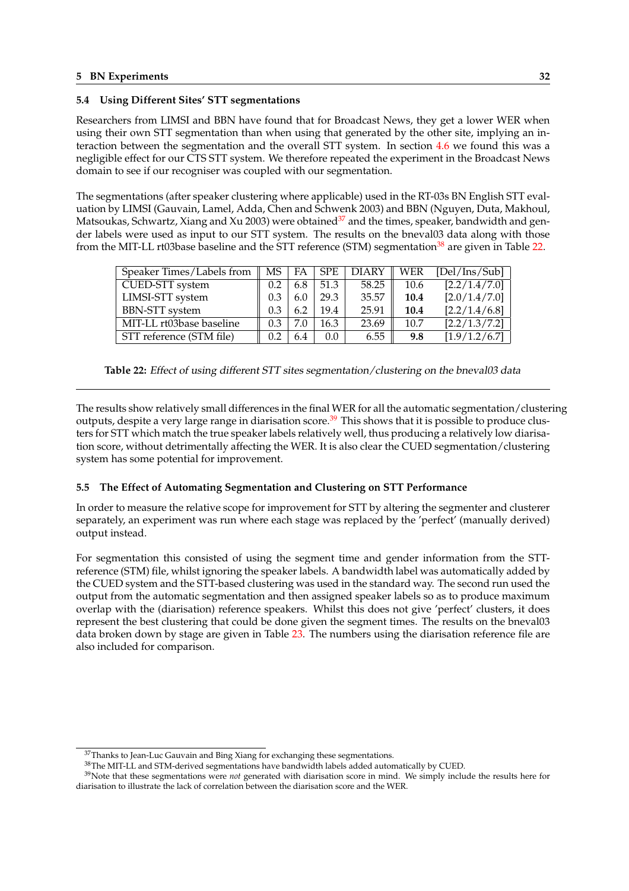### 5.4 Using Different Sites' STT segmentations

Researchers from LIMSI and BBN have found that for Broadcast News, they get a lower WER when using their own STT segmentation than when using that generated by the other site, implying an interaction between the segmentation and the overall STT system. In section 4.6 we found this was a negligible effect for our CTS STT system. We therefore repeated the experiment in the Broadcast News domain to see if our recogniser was coupled with our segmentation.

The segmentations (after speaker clustering where applicable) used in the RT-03s BN English STT evaluation by LIMSI (Gauvain, Lamel, Adda, Chen and Schwenk 2003) and BBN (Nguyen, Duta, Makhoul, Matsoukas, Schwartz, Xiang and Xu 2003) were obtained[37] and the times, speaker, bandwidth and gender labels were used as input to our STT system. The results on the bneval03 data along with those from the MIT-LL rt03base baseline and the STT reference (STM) segmentation[38] are given in Table 22.

| Speaker Times/Labels from | MS | FA | SPE | DIARY | WER | [Del/Ins/Sub] |
|---|---|---|---|---|---|---|
| CUED-STT system | 0.2 | 6.8 | 51.3 | 58.25 | 10.6 | [2.2/1.4/7.0] |
| LIMSI-STT system | 0.3 | 6.0 | 29.3 | 35.57 | **10.4** | [2.0/1.4/7.0] |
| BBN-STT system | 0.3 | 6.2 | 19.4 | 25.91 | **10.4** | [2.2/1.4/6.8] |
| MIT-LL rt03base baseline | 0.3 | 7.0 | 16.3 | 23.69 | 10.7 | [2.2/1.3/7.2] |
| STT reference (STM file) | 0.2 | 6.4 | 0.0 | 6.55 | **9.8** | [1.9/1.2/6.7] |

**Table 22:** *Effect of using different STT sites segmentation/clustering on the bneval03 data*

The results show relatively small differences in the final WER for all the automatic segmentation/clustering outputs, despite a very large range in diarisation score.[39] This shows that it is possible to produce clusters for STT which match the true speaker labels relatively well, thus producing a relatively low diarisation score, without detrimentally affecting the WER. It is also clear the CUED segmentation/clustering system has some potential for improvement.

### 5.5 The Effect of Automating Segmentation and Clustering on STT Performance

In order to measure the relative scope for improvement for STT by altering the segmenter and clusterer separately, an experiment was run where each stage was replaced by the 'perfect' (manually derived) output instead.

For segmentation this consisted of using the segment time and gender information from the STT-reference (STM) file, whilst ignoring the speaker labels. A bandwidth label was automatically added by the CUED system and the STT-based clustering was used in the standard way. The second run used the output from the automatic segmentation and then assigned speaker labels so as to produce maximum overlap with the (diarisation) reference speakers. Whilst this does not give 'perfect' clusters, it does represent the best clustering that could be done given the segment times. The results on the bneval03 data broken down by stage are given in Table 23. The numbers using the diarisation reference file are also included for comparison.

[37] Thanks to Jean-Luc Gauvain and Bing Xiang for exchanging these segmentations.

[38] The MIT-LL and STM-derived segmentations have bandwidth labels added automatically by CUED.

[39] Note that these segmentations were *not* generated with diarisation score in mind. We simply include the results here for diarisation to illustrate the lack of correlation between the diarisation score and the WER.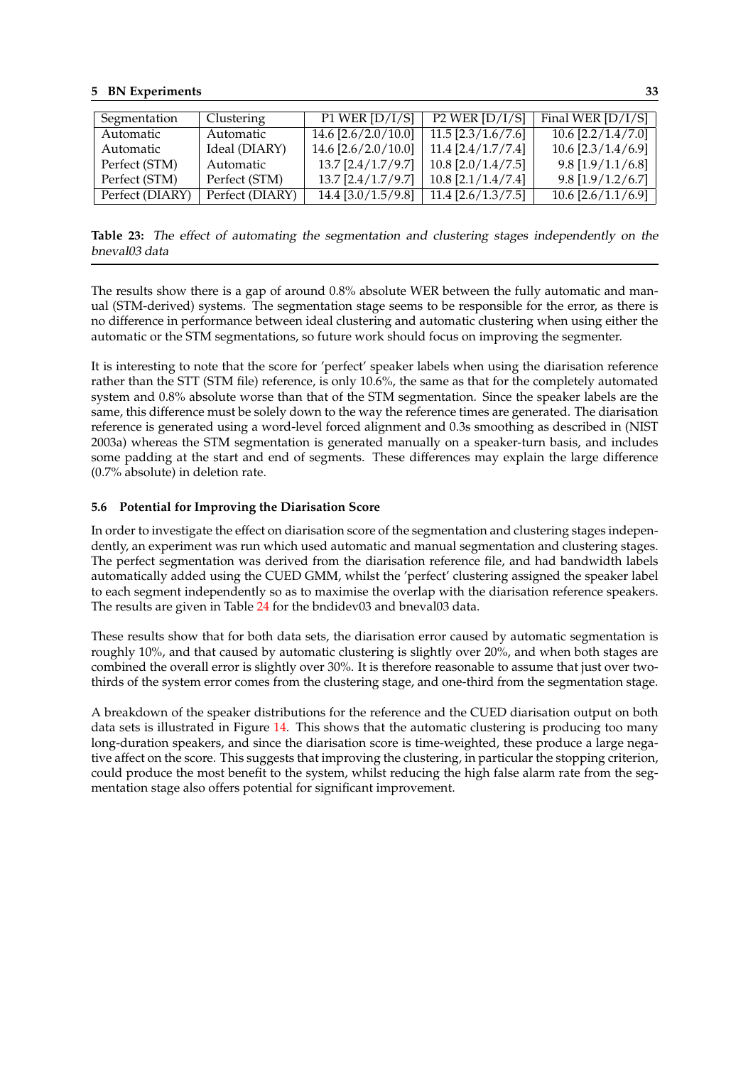| Segmentation | Clustering | P1 WER [D/I/S] | P2 WER [D/I/S] | Final WER [D/I/S] |
|---|---|---|---|---|
| Automatic | Automatic | 14.6 [2.6/2.0/10.0] | 11.5 [2.3/1.6/7.6] | 10.6 [2.2/1.4/7.0] |
| Automatic | Ideal (DIARY) | 14.6 [2.6/2.0/10.0] | 11.4 [2.4/1.7/7.4] | 10.6 [2.3/1.4/6.9] |
| Perfect (STM) | Automatic | 13.7 [2.4/1.7/9.7] | 10.8 [2.0/1.4/7.5] | 9.8 [1.9/1.1/6.8] |
| Perfect (STM) | Perfect (STM) | 13.7 [2.4/1.7/9.7] | 10.8 [2.1/1.4/7.4] | 9.8 [1.9/1.2/6.7] |
| Perfect (DIARY) | Perfect (DIARY) | 14.4 [3.0/1.5/9.8] | 11.4 [2.6/1.3/7.5] | 10.6 [2.6/1.1/6.9] |

**Table 23:** *The effect of automating the segmentation and clustering stages independently on the bneval03 data*

The results show there is a gap of around 0.8% absolute WER between the fully automatic and manual (STM-derived) systems. The segmentation stage seems to be responsible for the error, as there is no difference in performance between ideal clustering and automatic clustering when using either the automatic or the STM segmentations, so future work should focus on improving the segmenter.

It is interesting to note that the score for 'perfect' speaker labels when using the diarisation reference rather than the STT (STM file) reference, is only 10.6%, the same as that for the completely automated system and 0.8% absolute worse than that of the STM segmentation. Since the speaker labels are the same, this difference must be solely down to the way the reference times are generated. The diarisation reference is generated using a word-level forced alignment and 0.3s smoothing as described in (NIST 2003a) whereas the STM segmentation is generated manually on a speaker-turn basis, and includes some padding at the start and end of segments. These differences may explain the large difference (0.7% absolute) in deletion rate.

### 5.6 Potential for Improving the Diarisation Score

In order to investigate the effect on diarisation score of the segmentation and clustering stages independently, an experiment was run which used automatic and manual segmentation and clustering stages. The perfect segmentation was derived from the diarisation reference file, and had bandwidth labels automatically added using the CUED GMM, whilst the 'perfect' clustering assigned the speaker label to each segment independently so as to maximise the overlap with the diarisation reference speakers. The results are given in Table 24 for the bndidev03 and bneval03 data.

These results show that for both data sets, the diarisation error caused by automatic segmentation is roughly 10%, and that caused by automatic clustering is slightly over 20%, and when both stages are combined the overall error is slightly over 30%. It is therefore reasonable to assume that just over two-thirds of the system error comes from the clustering stage, and one-third from the segmentation stage.

A breakdown of the speaker distributions for the reference and the CUED diarisation output on both data sets is illustrated in Figure 14. This shows that the automatic clustering is producing too many long-duration speakers, and since the diarisation score is time-weighted, these produce a large negative affect on the score. This suggests that improving the clustering, in particular the stopping criterion, could produce the most benefit to the system, whilst reducing the high false alarm rate from the segmentation stage also offers potential for significant improvement.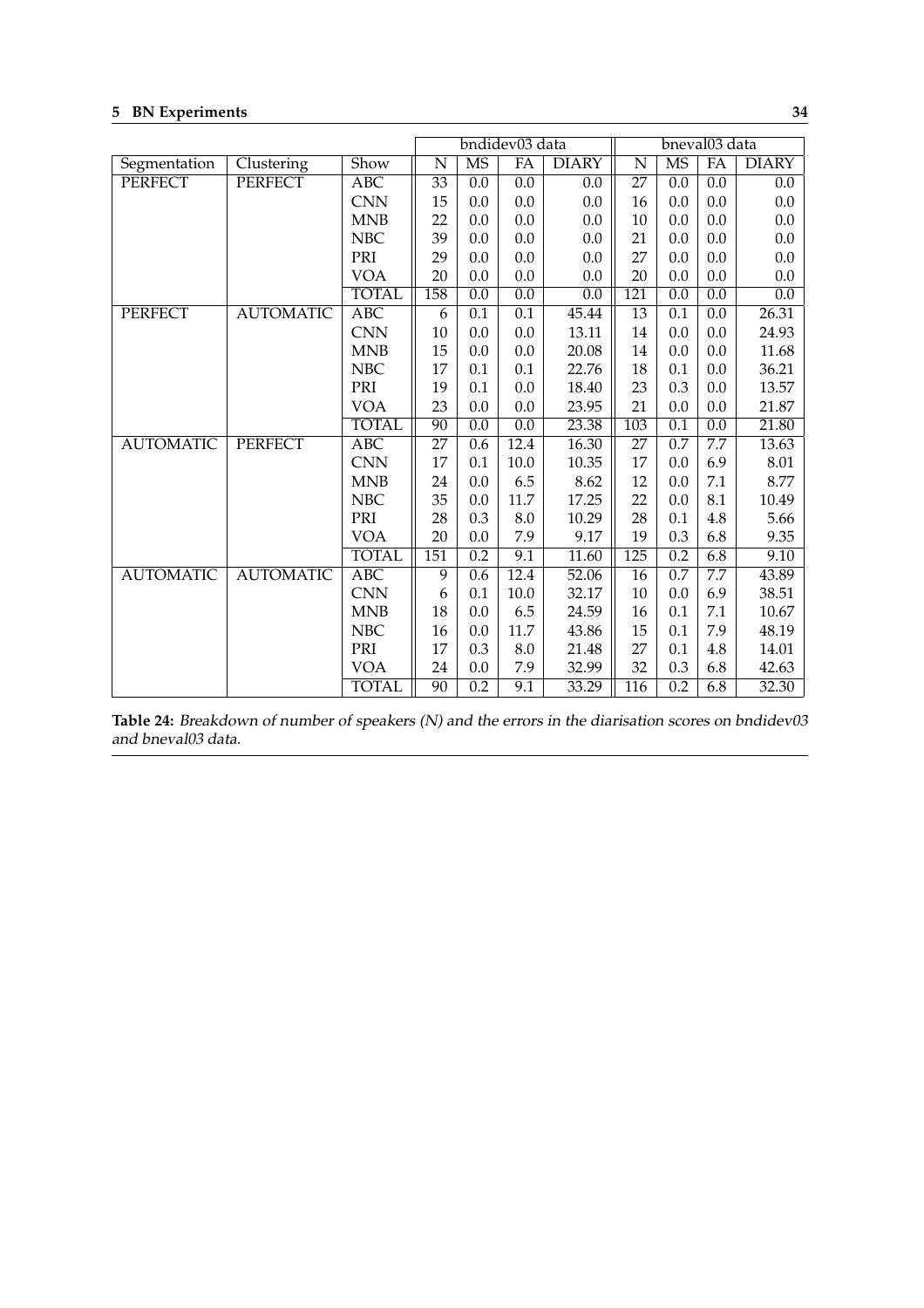| | | | bndidev03 data | | | | bneval03 data | | | |
|---|---|---|---|---|---|---|---|---|---|---|
| Segmentation | Clustering | Show | N | MS | FA | DIARY | N | MS | FA | DIARY |
| PERFECT | PERFECT | ABC | 33 | 0.0 | 0.0 | 0.0 | 27 | 0.0 | 0.0 | 0.0 |
| | | CNN | 15 | 0.0 | 0.0 | 0.0 | 16 | 0.0 | 0.0 | 0.0 |
| | | MNB | 22 | 0.0 | 0.0 | 0.0 | 10 | 0.0 | 0.0 | 0.0 |
| | | NBC | 39 | 0.0 | 0.0 | 0.0 | 21 | 0.0 | 0.0 | 0.0 |
| | | PRI | 29 | 0.0 | 0.0 | 0.0 | 27 | 0.0 | 0.0 | 0.0 |
| | | VOA | 20 | 0.0 | 0.0 | 0.0 | 20 | 0.0 | 0.0 | 0.0 |
| | | TOTAL | 158 | 0.0 | 0.0 | 0.0 | 121 | 0.0 | 0.0 | 0.0 |
| PERFECT | AUTOMATIC | ABC | 6 | 0.1 | 0.1 | 45.44 | 13 | 0.1 | 0.0 | 26.31 |
| | | CNN | 10 | 0.0 | 0.0 | 13.11 | 14 | 0.0 | 0.0 | 24.93 |
| | | MNB | 15 | 0.0 | 0.0 | 20.08 | 14 | 0.0 | 0.0 | 11.68 |
| | | NBC | 17 | 0.1 | 0.1 | 22.76 | 18 | 0.1 | 0.0 | 36.21 |
| | | PRI | 19 | 0.1 | 0.0 | 18.40 | 23 | 0.3 | 0.0 | 13.57 |
| | | VOA | 23 | 0.0 | 0.0 | 23.95 | 21 | 0.0 | 0.0 | 21.87 |
| | | TOTAL | 90 | 0.0 | 0.0 | 23.38 | 103 | 0.1 | 0.0 | 21.80 |
| AUTOMATIC | PERFECT | ABC | 27 | 0.6 | 12.4 | 16.30 | 27 | 0.7 | 7.7 | 13.63 |
| | | CNN | 17 | 0.1 | 10.0 | 10.35 | 17 | 0.0 | 6.9 | 8.01 |
| | | MNB | 24 | 0.0 | 6.5 | 8.62 | 12 | 0.0 | 7.1 | 8.77 |
| | | NBC | 35 | 0.0 | 11.7 | 17.25 | 22 | 0.0 | 8.1 | 10.49 |
| | | PRI | 28 | 0.3 | 8.0 | 10.29 | 28 | 0.1 | 4.8 | 5.66 |
| | | VOA | 20 | 0.0 | 7.9 | 9.17 | 19 | 0.3 | 6.8 | 9.35 |
| | | TOTAL | 151 | 0.2 | 9.1 | 11.60 | 125 | 0.2 | 6.8 | 9.10 |
| AUTOMATIC | AUTOMATIC | ABC | 9 | 0.6 | 12.4 | 52.06 | 16 | 0.7 | 7.7 | 43.89 |
| | | CNN | 6 | 0.1 | 10.0 | 32.17 | 10 | 0.0 | 6.9 | 38.51 |
| | | MNB | 18 | 0.0 | 6.5 | 24.59 | 16 | 0.1 | 7.1 | 10.67 |
| | | NBC | 16 | 0.0 | 11.7 | 43.86 | 15 | 0.1 | 7.9 | 48.19 |
| | | PRI | 17 | 0.3 | 8.0 | 21.48 | 27 | 0.1 | 4.8 | 14.01 |
| | | VOA | 24 | 0.0 | 7.9 | 32.99 | 32 | 0.3 | 6.8 | 42.63 |
| | | TOTAL | 90 | 0.2 | 9.1 | 33.29 | 116 | 0.2 | 6.8 | 32.30 |

**Table 24:** *Breakdown of number of speakers (N) and the errors in the diarisation scores on bndidev03 and bneval03 data.*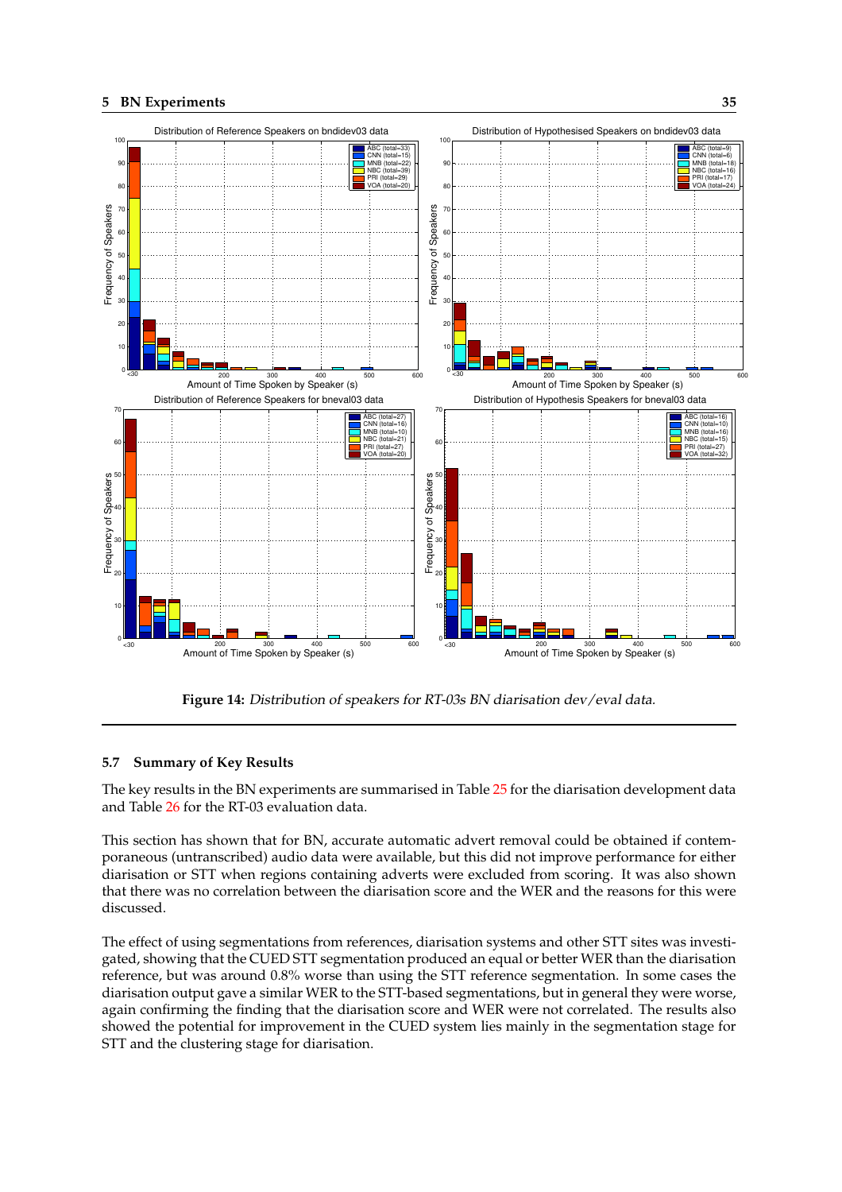**Figure 14:** *Distribution of speakers for RT-03s BN diarisation dev/eval data.*

### 5.7 Summary of Key Results

The key results in the BN experiments are summarised in Table 25 for the diarisation development data and Table 26 for the RT-03 evaluation data.

This section has shown that for BN, accurate automatic advert removal could be obtained if contemporaneous (untranscribed) audio data were available, but this did not improve performance for either diarisation or STT when regions containing adverts were excluded from scoring. It was also shown that there was no correlation between the diarisation score and the WER and the reasons for this were discussed.

The effect of using segmentations from references, diarisation systems and other STT sites was investigated, showing that the CUED STT segmentation produced an equal or better WER than the diarisation reference, but was around 0.8% worse than using the STT reference segmentation. In some cases the diarisation output gave a similar WER to the STT-based segmentations, but in general they were worse, again confirming the finding that the diarisation score and WER were not correlated. The results also showed the potential for improvement in the CUED system lies mainly in the segmentation stage for STT and the clustering stage for diarisation.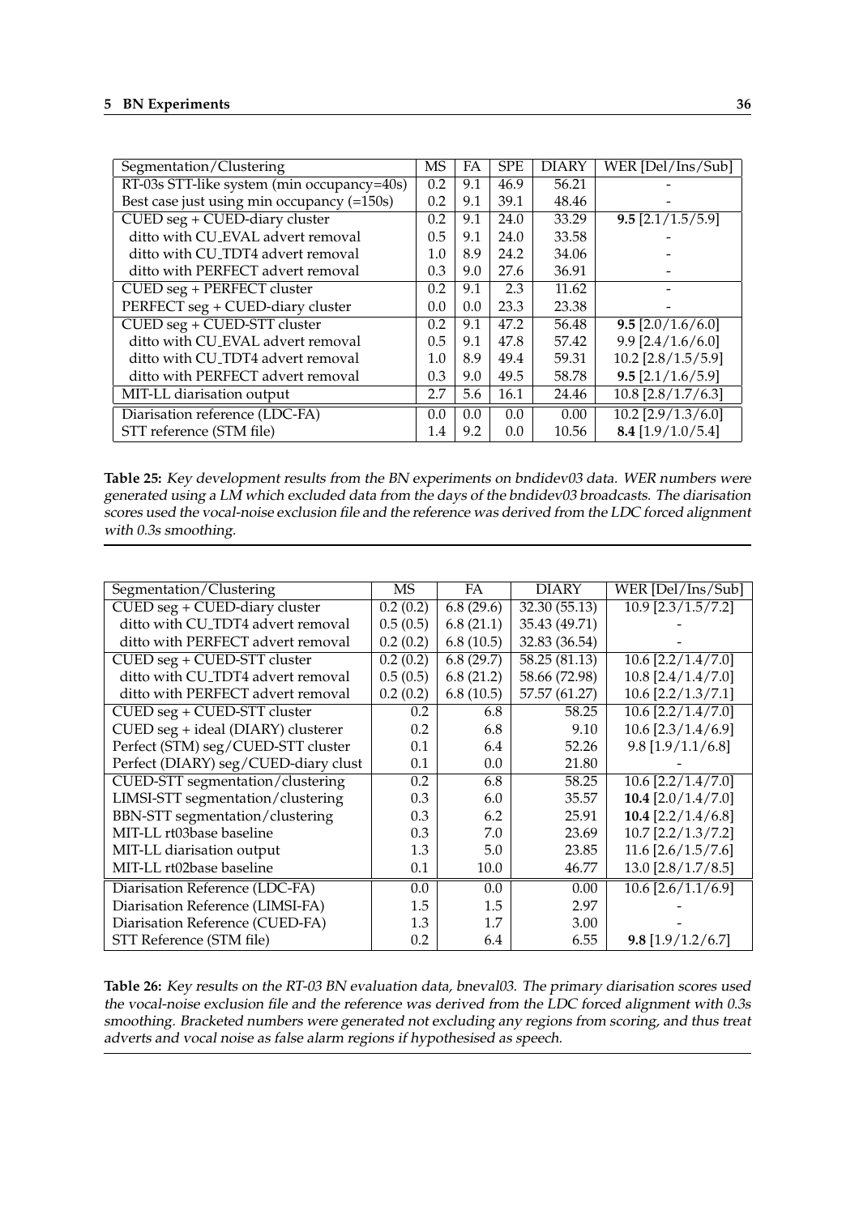| Segmentation/Clustering | MS | FA | SPE | DIARY | WER [Del/Ins/Sub] |
|---|---|---|---|---|---|
| RT-03s STT-like system (min occupancy=40s) | 0.2 | 9.1 | 46.9 | 56.21 | - |
| Best case just using min occupancy (=150s) | 0.2 | 9.1 | 39.1 | 48.46 | - |
| CUED seg + CUED-diary cluster | 0.2 | 9.1 | 24.0 | 33.29 | **9.5** [2.1/1.5/5.9] |
| ditto with CU_EVAL advert removal | 0.5 | 9.1 | 24.0 | 33.58 | - |
| ditto with CU_TDT4 advert removal | 1.0 | 8.9 | 24.2 | 34.06 | - |
| ditto with PERFECT advert removal | 0.3 | 9.0 | 27.6 | 36.91 | - |
| CUED seg + PERFECT cluster | 0.2 | 9.1 | 2.3 | 11.62 | - |
| PERFECT seg + CUED-diary cluster | 0.0 | 0.0 | 23.3 | 23.38 | - |
| CUED seg + CUED-STT cluster | 0.2 | 9.1 | 47.2 | 56.48 | **9.5** [2.0/1.6/6.0] |
| ditto with CU_EVAL advert removal | 0.5 | 9.1 | 47.8 | 57.42 | 9.9 [2.4/1.6/6.0] |
| ditto with CU_TDT4 advert removal | 1.0 | 8.9 | 49.4 | 59.31 | 10.2 [2.8/1.5/5.9] |
| ditto with PERFECT advert removal | 0.3 | 9.0 | 49.5 | 58.78 | **9.5** [2.1/1.6/5.9] |
| MIT-LL diarisation output | 2.7 | 5.6 | 16.1 | 24.46 | 10.8 [2.8/1.7/6.3] |
| Diarisation reference (LDC-FA) | 0.0 | 0.0 | 0.0 | 0.00 | 10.2 [2.9/1.3/6.0] |
| STT reference (STM file) | 1.4 | 9.2 | 0.0 | 10.56 | **8.4** [1.9/1.0/5.4] |

**Table 25:** *Key development results from the BN experiments on bndidev03 data. WER numbers were generated using a LM which excluded data from the days of the bndidev03 broadcasts. The diarisation scores used the vocal-noise exclusion file and the reference was derived from the LDC forced alignment with 0.3s smoothing.*

| Segmentation/Clustering | MS | FA | DIARY | WER [Del/Ins/Sub] |
|---|---|---|---|---|
| CUED seg + CUED-diary cluster | 0.2 (0.2) | 6.8 (29.6) | 32.30 (55.13) | 10.9 [2.3/1.5/7.2] |
| ditto with CU_TDT4 advert removal | 0.5 (0.5) | 6.8 (21.1) | 35.43 (49.71) | - |
| ditto with PERFECT advert removal | 0.2 (0.2) | 6.8 (10.5) | 32.83 (36.54) | - |
| CUED seg + CUED-STT cluster | 0.2 (0.2) | 6.8 (29.7) | 58.25 (81.13) | 10.6 [2.2/1.4/7.0] |
| ditto with CU_TDT4 advert removal | 0.5 (0.5) | 6.8 (21.2) | 58.66 (72.98) | 10.8 [2.4/1.4/7.0] |
| ditto with PERFECT advert removal | 0.2 (0.2) | 6.8 (10.5) | 57.57 (61.27) | 10.6 [2.2/1.3/7.1] |
| CUED seg + CUED-STT cluster | 0.2 | 6.8 | 58.25 | 10.6 [2.2/1.4/7.0] |
| CUED seg + ideal (DIARY) clusterer | 0.2 | 6.8 | 9.10 | 10.6 [2.3/1.4/6.9] |
| Perfect (STM) seg/CUED-STT cluster | 0.1 | 6.4 | 52.26 | 9.8 [1.9/1.1/6.8] |
| Perfect (DIARY) seg/CUED-diary clust | 0.1 | 0.0 | 21.80 | - |
| CUED-STT segmentation/clustering | 0.2 | 6.8 | 58.25 | 10.6 [2.2/1.4/7.0] |
| LIMSI-STT segmentation/clustering | 0.3 | 6.0 | 35.57 | **10.4** [2.0/1.4/7.0] |
| BBN-STT segmentation/clustering | 0.3 | 6.2 | 25.91 | **10.4** [2.2/1.4/6.8] |
| MIT-LL rt03base baseline | 0.3 | 7.0 | 23.69 | 10.7 [2.2/1.3/7.2] |
| MIT-LL diarisation output | 1.3 | 5.0 | 23.85 | 11.6 [2.6/1.5/7.6] |
| MIT-LL rt02base baseline | 0.1 | 10.0 | 46.77 | 13.0 [2.8/1.7/8.5] |
| Diarisation Reference (LDC-FA) | 0.0 | 0.0 | 0.00 | 10.6 [2.6/1.1/6.9] |
| Diarisation Reference (LIMSI-FA) | 1.5 | 1.5 | 2.97 | - |
| Diarisation Reference (CUED-FA) | 1.3 | 1.7 | 3.00 | - |
| STT Reference (STM file) | 0.2 | 6.4 | 6.55 | **9.8** [1.9/1.2/6.7] |

**Table 26:** *Key results on the RT-03 BN evaluation data, bneval03. The primary diarisation scores used the vocal-noise exclusion file and the reference was derived from the LDC forced alignment with 0.3s smoothing. Bracketed numbers were generated not excluding any regions from scoring, and thus treat adverts and vocal noise as false alarm regions if hypothesised as speech.*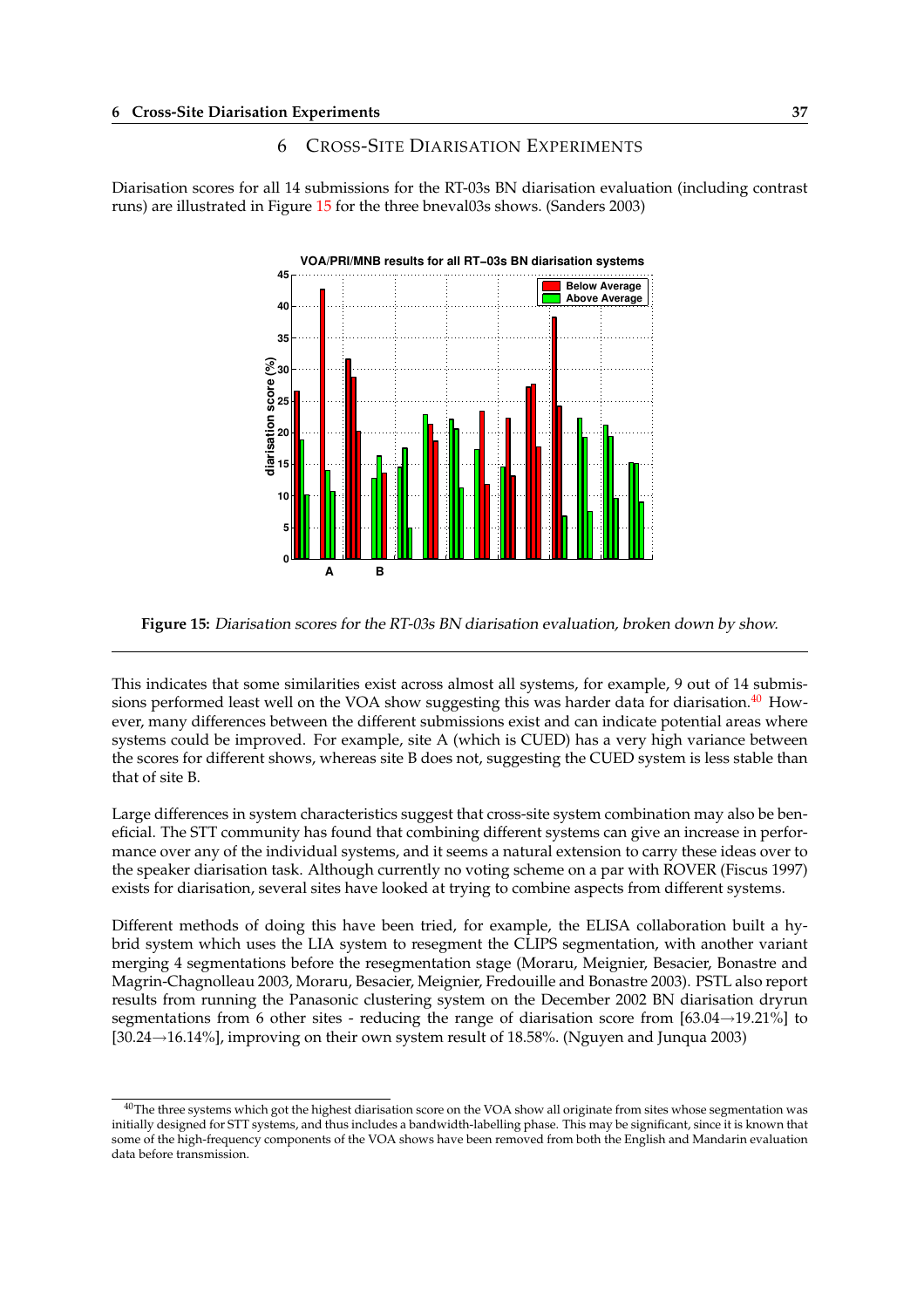# 6 Cross-Site Diarisation Experiments

Diarisation scores for all 14 submissions for the RT-03s BN diarisation evaluation (including contrast runs) are illustrated in Figure 15 for the three bneval03s shows. (Sanders 2003)

**Figure 15:** *Diarisation scores for the RT-03s BN diarisation evaluation, broken down by show.*

This indicates that some similarities exist across almost all systems, for example, 9 out of 14 submissions performed least well on the VOA show suggesting this was harder data for diarisation.[40] However, many differences between the different submissions exist and can indicate potential areas where systems could be improved. For example, site A (which is CUED) has a very high variance between the scores for different shows, whereas site B does not, suggesting the CUED system is less stable than that of site B.

Large differences in system characteristics suggest that cross-site system combination may also be beneficial. The STT community has found that combining different systems can give an increase in performance over any of the individual systems, and it seems a natural extension to carry these ideas over to the speaker diarisation task. Although currently no voting scheme on a par with ROVER (Fiscus 1997) exists for diarisation, several sites have looked at trying to combine aspects from different systems.

Different methods of doing this have been tried, for example, the ELISA collaboration built a hybrid system which uses the LIA system to resegment the CLIPS segmentation, with another variant merging 4 segmentations before the resegmentation stage (Moraru, Meignier, Besacier, Bonastre and Magrin-Chagnolleau 2003, Moraru, Besacier, Meignier, Fredouille and Bonastre 2003). PSTL also report results from running the Panasonic clustering system on the December 2002 BN diarisation dryrun segmentations from 6 other sites - reducing the range of diarisation score from [63.04→19.21%] to [30.24→16.14%], improving on their own system result of 18.58%. (Nguyen and Junqua 2003)

[40] The three systems which got the highest diarisation score on the VOA show all originate from sites whose segmentation was initially designed for STT systems, and thus includes a bandwidth-labelling phase. This may be significant, since it is known that some of the high-frequency components of the VOA shows have been removed from both the English and Mandarin evaluation data before transmission.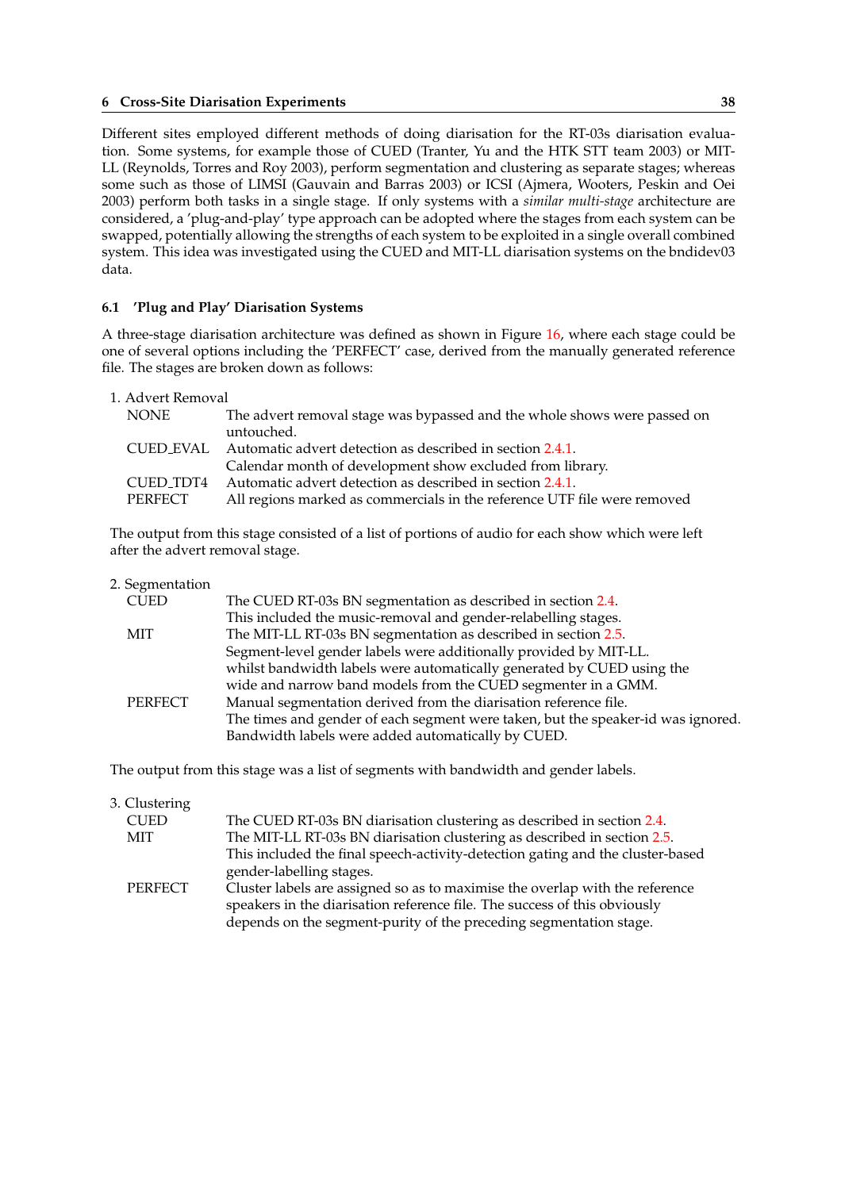Different sites employed different methods of doing diarisation for the RT-03s diarisation evaluation. Some systems, for example those of CUED (Tranter, Yu and the HTK STT team 2003) or MIT-LL (Reynolds, Torres and Roy 2003), perform segmentation and clustering as separate stages; whereas some such as those of LIMSI (Gauvain and Barras 2003) or ICSI (Ajmera, Wooters, Peskin and Oei 2003) perform both tasks in a single stage. If only systems with a *similar multi-stage* architecture are considered, a 'plug-and-play' type approach can be adopted where the stages from each system can be swapped, potentially allowing the strengths of each system to be exploited in a single overall combined system. This idea was investigated using the CUED and MIT-LL diarisation systems on the bndidev03 data.

### 6.1 'Plug and Play' Diarisation Systems

A three-stage diarisation architecture was defined as shown in Figure 16, where each stage could be one of several options including the 'PERFECT' case, derived from the manually generated reference file. The stages are broken down as follows:

1. Advert Removal

| | |
|---|---|
| NONE | The advert removal stage was bypassed and the whole shows were passed on untouched. |
| CUED_EVAL | Automatic advert detection as described in section 2.4.1. Calendar month of development show excluded from library. |
| CUED_TDT4 | Automatic advert detection as described in section 2.4.1. |
| PERFECT | All regions marked as commercials in the reference UTF file were removed |

The output from this stage consisted of a list of portions of audio for each show which were left after the advert removal stage.

2. Segmentation

| | |
|---|---|
| CUED | The CUED RT-03s BN segmentation as described in section 2.4. This included the music-removal and gender-relabelling stages. |
| MIT | The MIT-LL RT-03s BN segmentation as described in section 2.5. Segment-level gender labels were additionally provided by MIT-LL. whilst bandwidth labels were automatically generated by CUED using the wide and narrow band models from the CUED segmenter in a GMM. |
| PERFECT | Manual segmentation derived from the diarisation reference file. The times and gender of each segment were taken, but the speaker-id was ignored. Bandwidth labels were added automatically by CUED. |

The output from this stage was a list of segments with bandwidth and gender labels.

3. Clustering

| | |
|---|---|
| CUED | The CUED RT-03s BN diarisation clustering as described in section 2.4. |
| MIT | The MIT-LL RT-03s BN diarisation clustering as described in section 2.5. This included the final speech-activity-detection gating and the cluster-based gender-labelling stages. |
| PERFECT | Cluster labels are assigned so as to maximise the overlap with the reference speakers in the diarisation reference file. The success of this obviously depends on the segment-purity of the preceding segmentation stage. |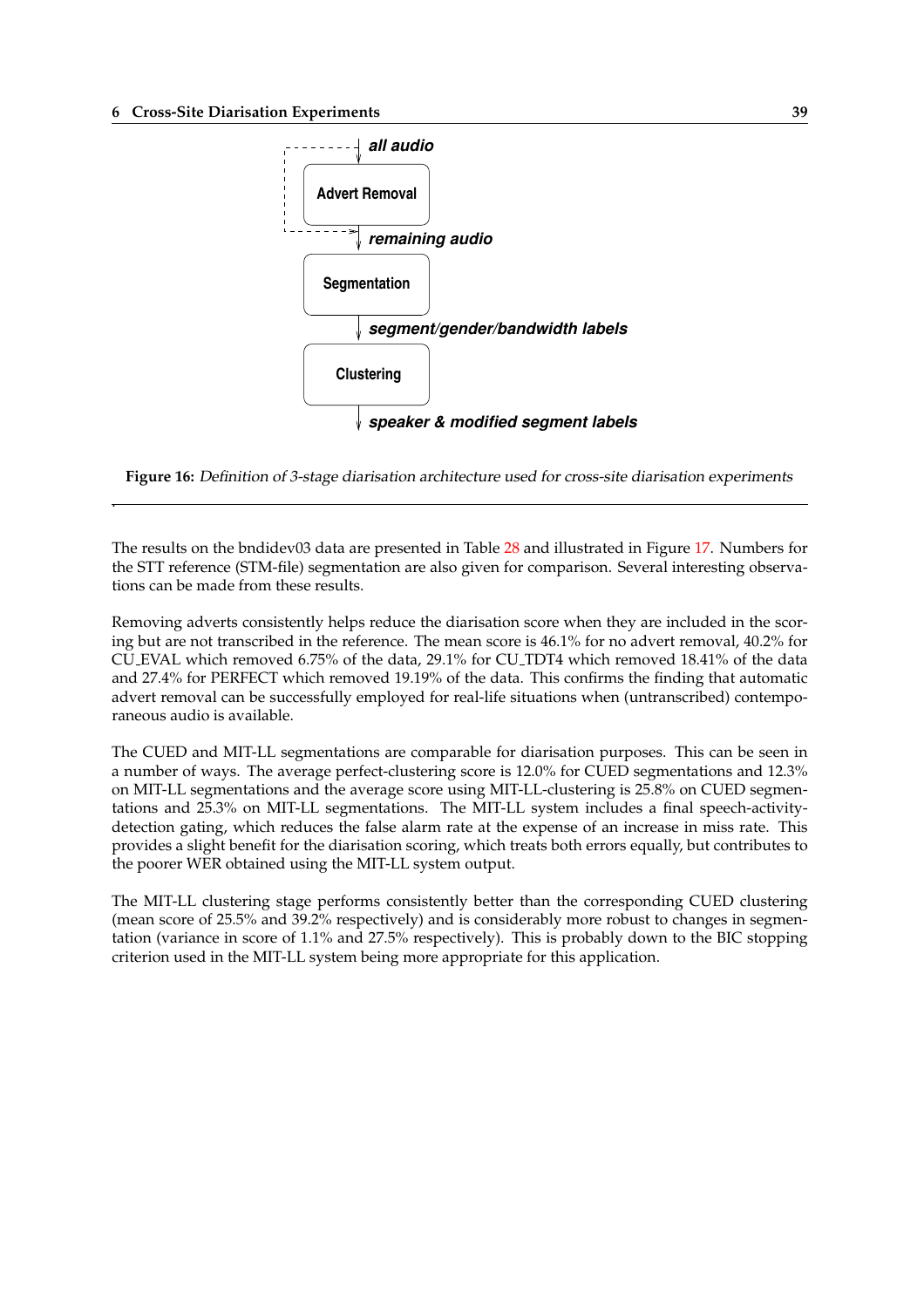all audio

Advert Removal

remaining audio

Segmentation

segment/gender/bandwidth labels

Clustering

speaker & modified segment labels

**Figure 16:** *Definition of 3-stage diarisation architecture used for cross-site diarisation experiments*

The results on the bndidev03 data are presented in Table 28 and illustrated in Figure 17. Numbers for the STT reference (STM-file) segmentation are also given for comparison. Several interesting observations can be made from these results.

Removing adverts consistently helps reduce the diarisation score when they are included in the scoring but are not transcribed in the reference. The mean score is 46.1% for no advert removal, 40.2% for CU_EVAL which removed 6.75% of the data, 29.1% for CU_TDT4 which removed 18.41% of the data and 27.4% for PERFECT which removed 19.19% of the data. This confirms the finding that automatic advert removal can be successfully employed for real-life situations when (untranscribed) contemporaneous audio is available.

The CUED and MIT-LL segmentations are comparable for diarisation purposes. This can be seen in a number of ways. The average perfect-clustering score is 12.0% for CUED segmentations and 12.3% on MIT-LL segmentations and the average score using MIT-LL-clustering is 25.8% on CUED segmentations and 25.3% on MIT-LL segmentations. The MIT-LL system includes a final speech-activity-detection gating, which reduces the false alarm rate at the expense of an increase in miss rate. This provides a slight benefit for the diarisation scoring, which treats both errors equally, but contributes to the poorer WER obtained using the MIT-LL system output.

The MIT-LL clustering stage performs consistently better than the corresponding CUED clustering (mean score of 25.5% and 39.2% respectively) and is considerably more robust to changes in segmentation (variance in score of 1.1% and 27.5% respectively). This is probably down to the BIC stopping criterion used in the MIT-LL system being more appropriate for this application.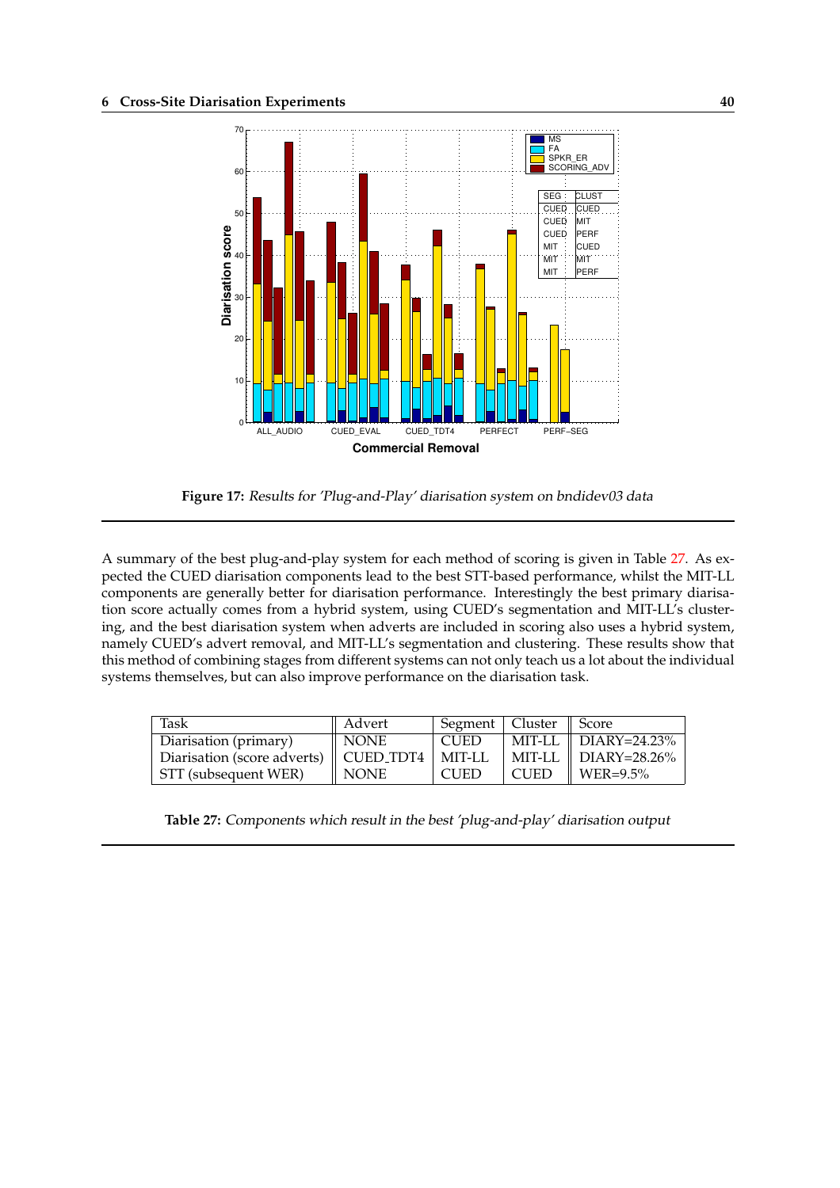**Figure 17:** *Results for 'Plug-and-Play' diarisation system on bndidev03 data*

A summary of the best plug-and-play system for each method of scoring is given in Table 27. As expected the CUED diarisation components lead to the best STT-based performance, whilst the MIT-LL components are generally better for diarisation performance. Interestingly the best primary diarisation score actually comes from a hybrid system, using CUED's segmentation and MIT-LL's clustering, and the best diarisation system when adverts are included in scoring also uses a hybrid system, namely CUED's advert removal, and MIT-LL's segmentation and clustering. These results show that this method of combining stages from different systems can not only teach us a lot about the individual systems themselves, but can also improve performance on the diarisation task.

| Task | Advert | Segment | Cluster | Score |
|---|---|---|---|---|
| Diarisation (primary) | NONE | CUED | MIT-LL | DIARY=24.23% |
| Diarisation (score adverts) | CUED_TDT4 | MIT-LL | MIT-LL | DIARY=28.26% |
| STT (subsequent WER) | NONE | CUED | CUED | WER=9.5% |

**Table 27:** *Components which result in the best 'plug-and-play' diarisation output*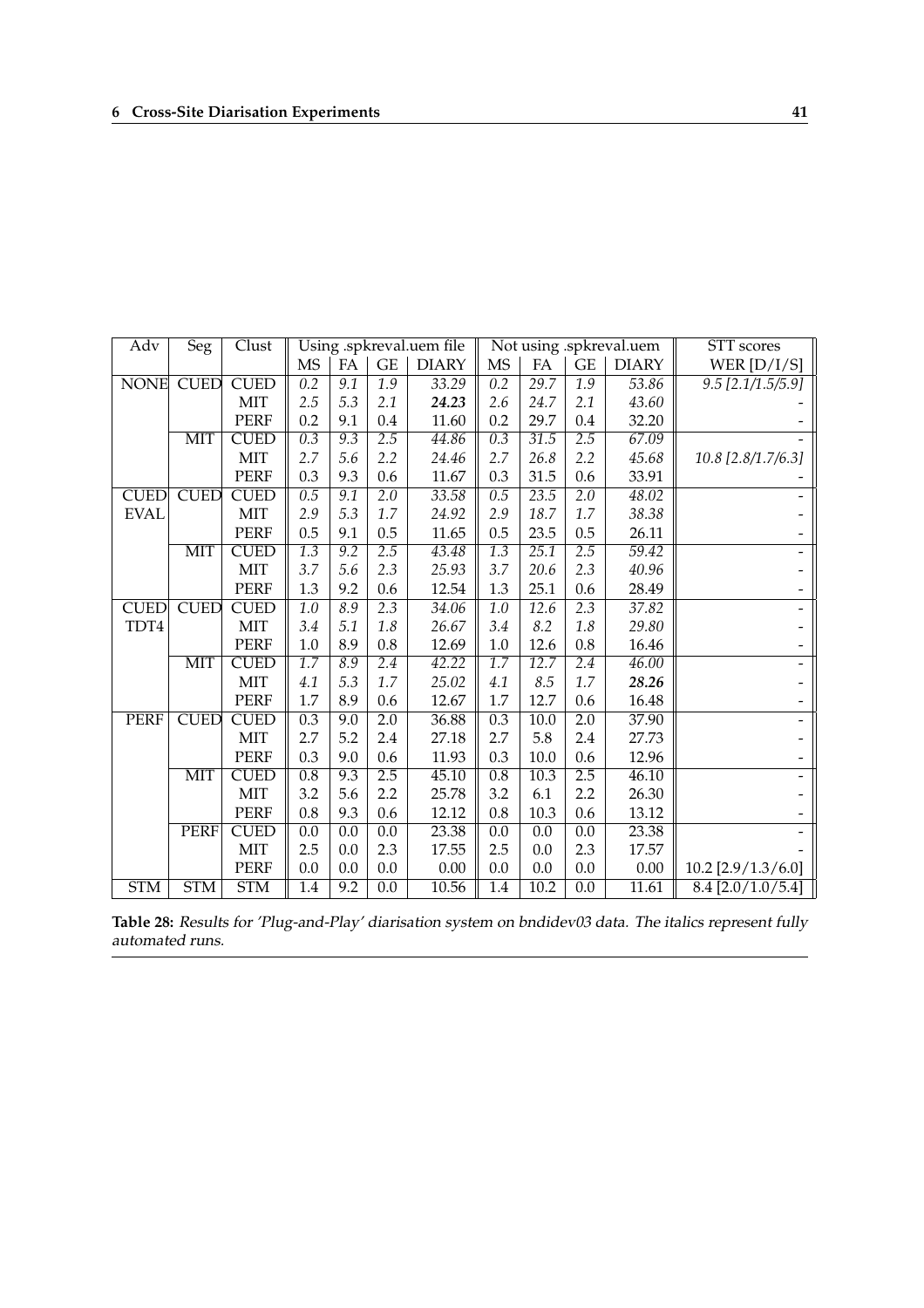| Adv | Seg | Clust | Using .spkreval.uem file | | | | Not using .spkreval.uem | | | | STT scores |
|---|---|---|---|---|---|---|---|---|---|---|---|
| | | | MS | FA | GE | DIARY | MS | FA | GE | DIARY | WER [D/I/S] |
| NONE | CUED | CUED | *0.2* | *9.1* | *1.9* | *33.29* | *0.2* | *29.7* | *1.9* | *53.86* | *9.5 [2.1/1.5/5.9]* |
| | | MIT | *2.5* | *5.3* | *2.1* | ***24.23*** | *2.6* | *24.7* | *2.1* | *43.60* | - |
| | | PERF | 0.2 | 9.1 | 0.4 | 11.60 | 0.2 | 29.7 | 0.4 | 32.20 | - |
| | MIT | CUED | *0.3* | *9.3* | *2.5* | *44.86* | *0.3* | *31.5* | *2.5* | *67.09* | - |
| | | MIT | *2.7* | *5.6* | *2.2* | *24.46* | *2.7* | *26.8* | *2.2* | *45.68* | *10.8 [2.8/1.7/6.3]* |
| | | PERF | 0.3 | 9.3 | 0.6 | 11.67 | 0.3 | 31.5 | 0.6 | 33.91 | - |
| CUED EVAL | CUED | CUED | *0.5* | *9.1* | *2.0* | *33.58* | *0.5* | *23.5* | *2.0* | *48.02* | - |
| | | MIT | *2.9* | *5.3* | *1.7* | *24.92* | *2.9* | *18.7* | *1.7* | *38.38* | - |
| | | PERF | 0.5 | 9.1 | 0.5 | 11.65 | 0.5 | 23.5 | 0.5 | 26.11 | - |
| | MIT | CUED | *1.3* | *9.2* | *2.5* | *43.48* | *1.3* | *25.1* | *2.5* | *59.42* | - |
| | | MIT | *3.7* | *5.6* | *2.3* | *25.93* | *3.7* | *20.6* | *2.3* | *40.96* | - |
| | | PERF | 1.3 | 9.2 | 0.6 | 12.54 | 1.3 | 25.1 | 0.6 | 28.49 | - |
| CUED TDT4 | CUED | CUED | *1.0* | *8.9* | *2.3* | *34.06* | *1.0* | *12.6* | *2.3* | *37.82* | - |
| | | MIT | *3.4* | *5.1* | *1.8* | *26.67* | *3.4* | *8.2* | *1.8* | *29.80* | - |
| | | PERF | 1.0 | 8.9 | 0.8 | 12.69 | 1.0 | 12.6 | 0.8 | 16.46 | - |
| | MIT | CUED | *1.7* | *8.9* | *2.4* | *42.22* | *1.7* | *12.7* | *2.4* | *46.00* | - |
| | | MIT | *4.1* | *5.3* | *1.7* | *25.02* | *4.1* | *8.5* | *1.7* | ***28.26*** | - |
| | | PERF | 1.7 | 8.9 | 0.6 | 12.67 | 1.7 | 12.7 | 0.6 | 16.48 | - |
| PERF | CUED | CUED | 0.3 | 9.0 | 2.0 | 36.88 | 0.3 | 10.0 | 2.0 | 37.90 | - |
| | | MIT | 2.7 | 5.2 | 2.4 | 27.18 | 2.7 | 5.8 | 2.4 | 27.73 | - |
| | | PERF | 0.3 | 9.0 | 0.6 | 11.93 | 0.3 | 10.0 | 0.6 | 12.96 | - |
| | MIT | CUED | 0.8 | 9.3 | 2.5 | 45.10 | 0.8 | 10.3 | 2.5 | 46.10 | - |
| | | MIT | 3.2 | 5.6 | 2.2 | 25.78 | 3.2 | 6.1 | 2.2 | 26.30 | - |
| | | PERF | 0.8 | 9.3 | 0.6 | 12.12 | 0.8 | 10.3 | 0.6 | 13.12 | - |
| | PERF | CUED | 0.0 | 0.0 | 0.0 | 23.38 | 0.0 | 0.0 | 0.0 | 23.38 | - |
| | | MIT | 2.5 | 0.0 | 2.3 | 17.55 | 2.5 | 0.0 | 2.3 | 17.57 | - |
| | | PERF | 0.0 | 0.0 | 0.0 | 0.00 | 0.0 | 0.0 | 0.0 | 0.00 | 10.2 [2.9/1.3/6.0] |
| STM | STM | STM | 1.4 | 9.2 | 0.0 | 10.56 | 1.4 | 10.2 | 0.0 | 11.61 | 8.4 [2.0/1.0/5.4] |

**Table 28:** *Results for 'Plug-and-Play' diarisation system on bndidev03 data. The italics represent fully automated runs.*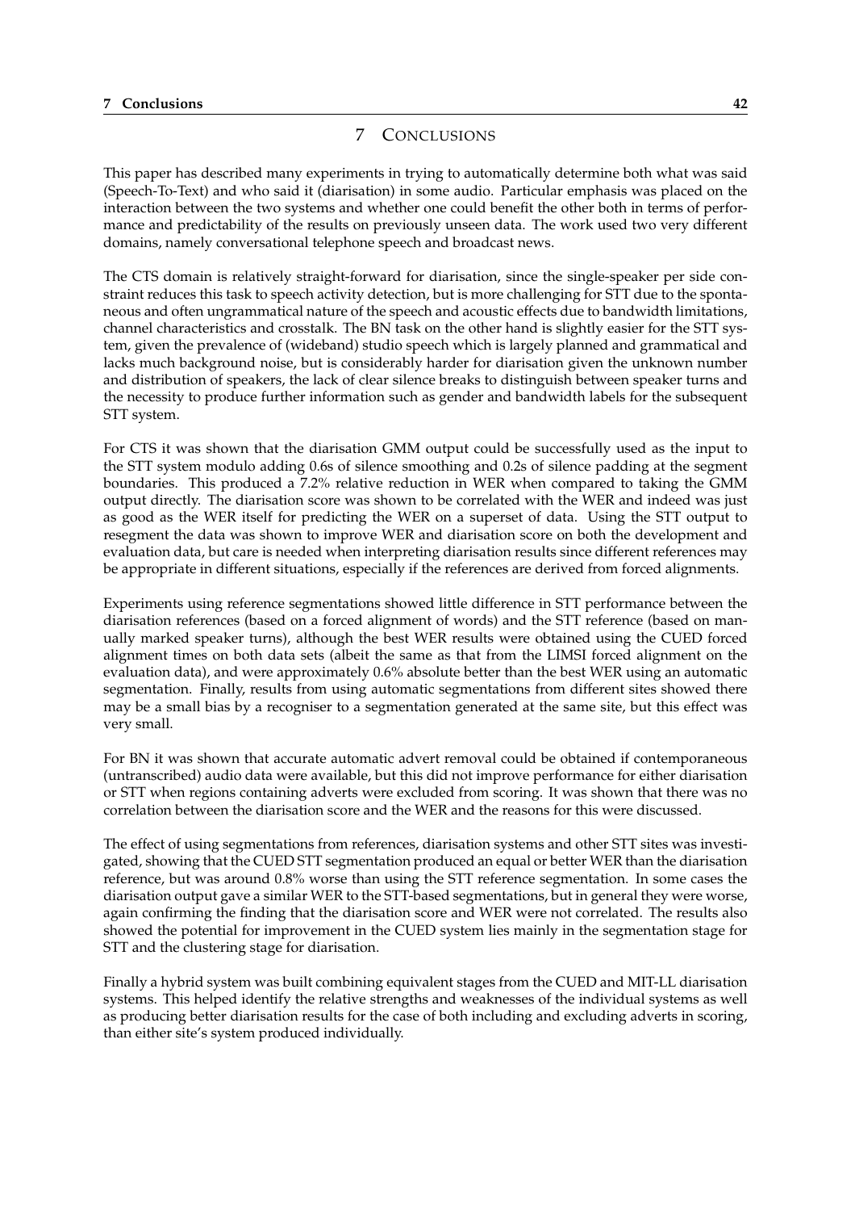# 7 Conclusions

This paper has described many experiments in trying to automatically determine both what was said (Speech-To-Text) and who said it (diarisation) in some audio. Particular emphasis was placed on the interaction between the two systems and whether one could benefit the other both in terms of performance and predictability of the results on previously unseen data. The work used two very different domains, namely conversational telephone speech and broadcast news.

The CTS domain is relatively straight-forward for diarisation, since the single-speaker per side constraint reduces this task to speech activity detection, but is more challenging for STT due to the spontaneous and often ungrammatical nature of the speech and acoustic effects due to bandwidth limitations, channel characteristics and crosstalk. The BN task on the other hand is slightly easier for the STT system, given the prevalence of (wideband) studio speech which is largely planned and grammatical and lacks much background noise, but is considerably harder for diarisation given the unknown number and distribution of speakers, the lack of clear silence breaks to distinguish between speaker turns and the necessity to produce further information such as gender and bandwidth labels for the subsequent STT system.

For CTS it was shown that the diarisation GMM output could be successfully used as the input to the STT system modulo adding 0.6s of silence smoothing and 0.2s of silence padding at the segment boundaries. This produced a 7.2% relative reduction in WER when compared to taking the GMM output directly. The diarisation score was shown to be correlated with the WER and indeed was just as good as the WER itself for predicting the WER on a superset of data. Using the STT output to resegment the data was shown to improve WER and diarisation score on both the development and evaluation data, but care is needed when interpreting diarisation results since different references may be appropriate in different situations, especially if the references are derived from forced alignments.

Experiments using reference segmentations showed little difference in STT performance between the diarisation references (based on a forced alignment of words) and the STT reference (based on manually marked speaker turns), although the best WER results were obtained using the CUED forced alignment times on both data sets (albeit the same as that from the LIMSI forced alignment on the evaluation data), and were approximately 0.6% absolute better than the best WER using an automatic segmentation. Finally, results from using automatic segmentations from different sites showed there may be a small bias by a recogniser to a segmentation generated at the same site, but this effect was very small.

For BN it was shown that accurate automatic advert removal could be obtained if contemporaneous (untranscribed) audio data were available, but this did not improve performance for either diarisation or STT when regions containing adverts were excluded from scoring. It was shown that there was no correlation between the diarisation score and the WER and the reasons for this were discussed.

The effect of using segmentations from references, diarisation systems and other STT sites was investigated, showing that the CUED STT segmentation produced an equal or better WER than the diarisation reference, but was around 0.8% worse than using the STT reference segmentation. In some cases the diarisation output gave a similar WER to the STT-based segmentations, but in general they were worse, again confirming the finding that the diarisation score and WER were not correlated. The results also showed the potential for improvement in the CUED system lies mainly in the segmentation stage for STT and the clustering stage for diarisation.

Finally a hybrid system was built combining equivalent stages from the CUED and MIT-LL diarisation systems. This helped identify the relative strengths and weaknesses of the individual systems as well as producing better diarisation results for the case of both including and excluding adverts in scoring, than either site's system produced individually.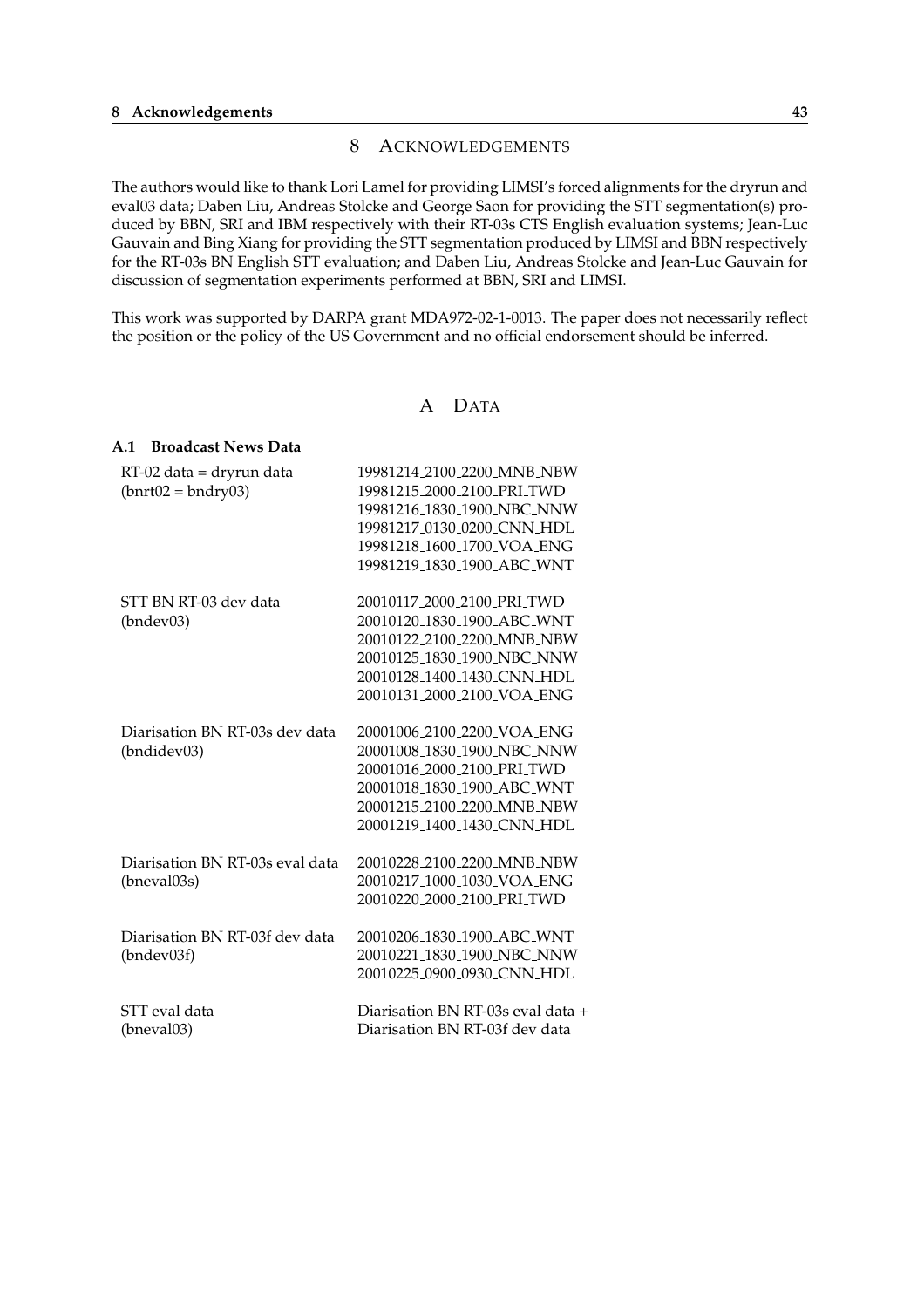# 8 Acknowledgements

The authors would like to thank Lori Lamel for providing LIMSI's forced alignments for the dryrun and eval03 data; Daben Liu, Andreas Stolcke and George Saon for providing the STT segmentation(s) produced by BBN, SRI and IBM respectively with their RT-03s CTS English evaluation systems; Jean-Luc Gauvain and Bing Xiang for providing the STT segmentation produced by LIMSI and BBN respectively for the RT-03s BN English STT evaluation; and Daben Liu, Andreas Stolcke and Jean-Luc Gauvain for discussion of segmentation experiments performed at BBN, SRI and LIMSI.

This work was supported by DARPA grant MDA972-02-1-0013. The paper does not necessarily reflect the position or the policy of the US Government and no official endorsement should be inferred.

# A Data

## A.1 Broadcast News Data

| | |
|---|---|
| RT-02 data = dryrun data (bnrt02 = bndry03) | 19981214_2100_2200_MNB_NBW<br>19981215_2000_2100_PRI_TWD<br>19981216_1830_1900_NBC_NNW<br>19981217_0130_0200_CNN_HDL<br>19981218_1600_1700_VOA_ENG<br>19981219_1830_1900_ABC_WNT |
| STT BN RT-03 dev data (bndev03) | 20010117_2000_2100_PRI_TWD<br>20010120_1830_1900_ABC_WNT<br>20010122_2100_2200_MNB_NBW<br>20010125_1830_1900_NBC_NNW<br>20010128_1400_1430_CNN_HDL<br>20010131_2000_2100_VOA_ENG |
| Diarisation BN RT-03s dev data (bndidev03) | 20001006_2100_2200_VOA_ENG<br>20001008_1830_1900_NBC_NNW<br>20001016_2000_2100_PRI_TWD<br>20001018_1830_1900_ABC_WNT<br>20001215_2100_2200_MNB_NBW<br>20001219_1400_1430_CNN_HDL |
| Diarisation BN RT-03s eval data (bneval03s) | 20010228_2100_2200_MNB_NBW<br>20010217_1000_1030_VOA_ENG<br>20010220_2000_2100_PRI_TWD |
| Diarisation BN RT-03f dev data (bndev03f) | 20010206_1830_1900_ABC_WNT<br>20010221_1830_1900_NBC_NNW<br>20010225_0900_0930_CNN_HDL |
| STT eval data (bneval03) | Diarisation BN RT-03s eval data +<br>Diarisation BN RT-03f dev data |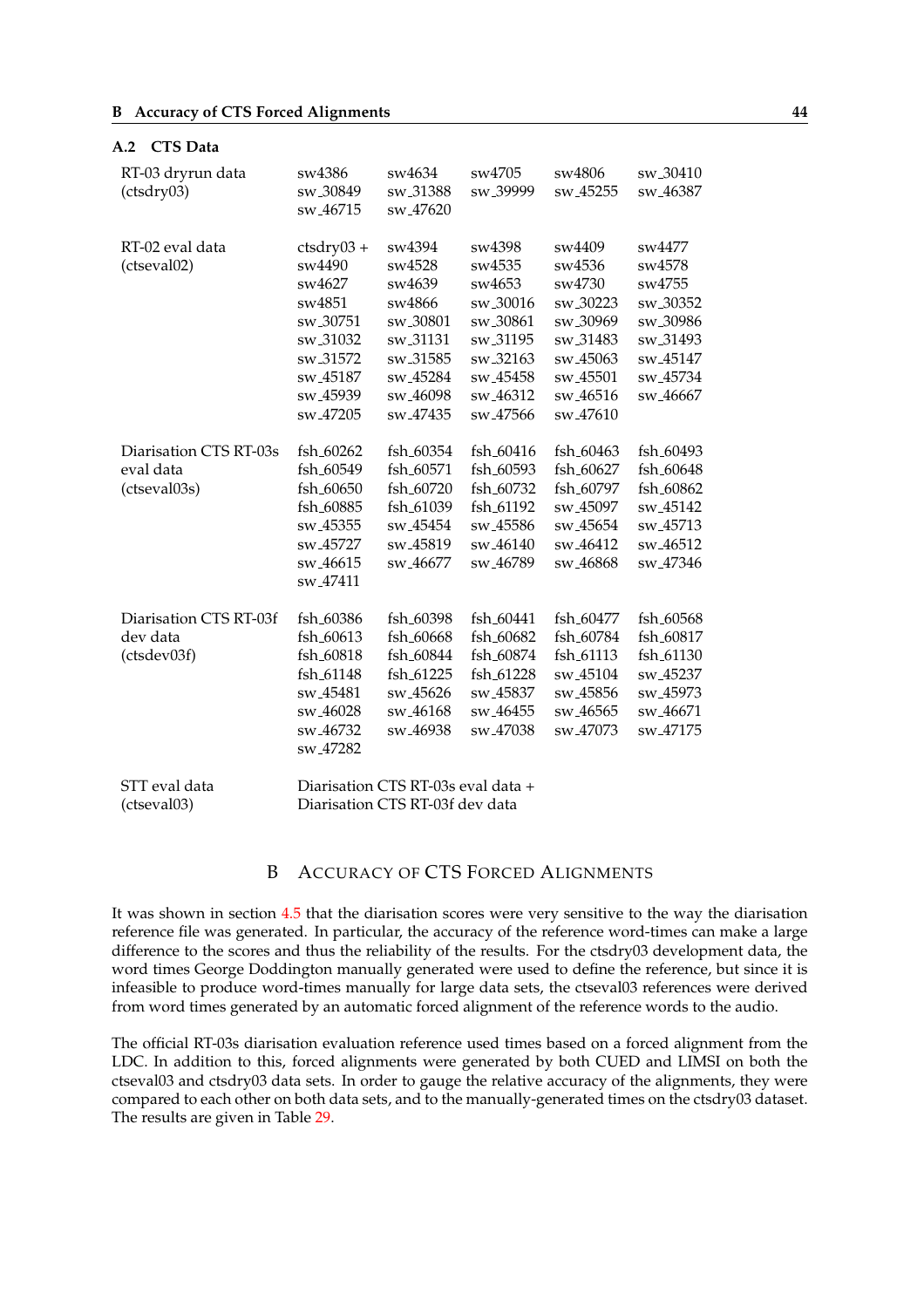## A.2 CTS Data

| | | | | | |
|---|---|---|---|---|---|
| RT-03 dryrun data (ctsdry03) | sw4386 | sw4634 | sw4705 | sw4806 | sw_30410 |
| | sw_30849 | sw_31388 | sw_39999 | sw_45255 | sw_46387 |
| | sw_46715 | sw_47620 | | | |
| RT-02 eval data (ctseval02) | ctsdry03 + | sw4394 | sw4398 | sw4409 | sw4477 |
| | sw4490 | sw4528 | sw4535 | sw4536 | sw4578 |
| | sw4627 | sw4639 | sw4653 | sw4730 | sw4755 |
| | sw4851 | sw4866 | sw_30016 | sw_30223 | sw_30352 |
| | sw_30751 | sw_30801 | sw_30861 | sw_30969 | sw_30986 |
| | sw_31032 | sw_31131 | sw_31195 | sw_31483 | sw_31493 |
| | sw_31572 | sw_31585 | sw_32163 | sw_45063 | sw_45147 |
| | sw_45187 | sw_45284 | sw_45458 | sw_45501 | sw_45734 |
| | sw_45939 | sw_46098 | sw_46312 | sw_46516 | sw_46667 |
| | sw_47205 | sw_47435 | sw_47566 | sw_47610 | |
| Diarisation CTS RT-03s eval data (ctseval03s) | fsh_60262 | fsh_60354 | fsh_60416 | fsh_60463 | fsh_60493 |
| | fsh_60549 | fsh_60571 | fsh_60593 | fsh_60627 | fsh_60648 |
| | fsh_60650 | fsh_60720 | fsh_60732 | fsh_60797 | fsh_60862 |
| | fsh_60885 | fsh_61039 | fsh_61192 | sw_45097 | sw_45142 |
| | sw_45355 | sw_45454 | sw_45586 | sw_45654 | sw_45713 |
| | sw_45727 | sw_45819 | sw_46140 | sw_46412 | sw_46512 |
| | sw_46615 | sw_46677 | sw_46789 | sw_46868 | sw_47346 |
| | sw_47411 | | | | |
| Diarisation CTS RT-03f dev data (ctsdev03f) | fsh_60386 | fsh_60398 | fsh_60441 | fsh_60477 | fsh_60568 |
| | fsh_60613 | fsh_60668 | fsh_60682 | fsh_60784 | fsh_60817 |
| | fsh_60818 | fsh_60844 | fsh_60874 | fsh_61113 | fsh_61130 |
| | fsh_61148 | fsh_61225 | fsh_61228 | sw_45104 | sw_45237 |
| | sw_45481 | sw_45626 | sw_45837 | sw_45856 | sw_45973 |
| | sw_46028 | sw_46168 | sw_46455 | sw_46565 | sw_46671 |
| | sw_46732 | sw_46938 | sw_47038 | sw_47073 | sw_47175 |
| | sw_47282 | | | | |
| STT eval data (ctseval03) | Diarisation CTS RT-03s eval data + Diarisation CTS RT-03f dev data | | | | |

# B Accuracy of CTS Forced Alignments

It was shown in section 4.5 that the diarisation scores were very sensitive to the way the diarisation reference file was generated. In particular, the accuracy of the reference word-times can make a large difference to the scores and thus the reliability of the results. For the ctsdry03 development data, the word times George Doddington manually generated were used to define the reference, but since it is infeasible to produce word-times manually for large data sets, the ctseval03 references were derived from word times generated by an automatic forced alignment of the reference words to the audio.

The official RT-03s diarisation evaluation reference used times based on a forced alignment from the LDC. In addition to this, forced alignments were generated by both CUED and LIMSI on both the ctseval03 and ctsdry03 data sets. In order to gauge the relative accuracy of the alignments, they were compared to each other on both data sets, and to the manually-generated times on the ctsdry03 dataset. The results are given in Table 29.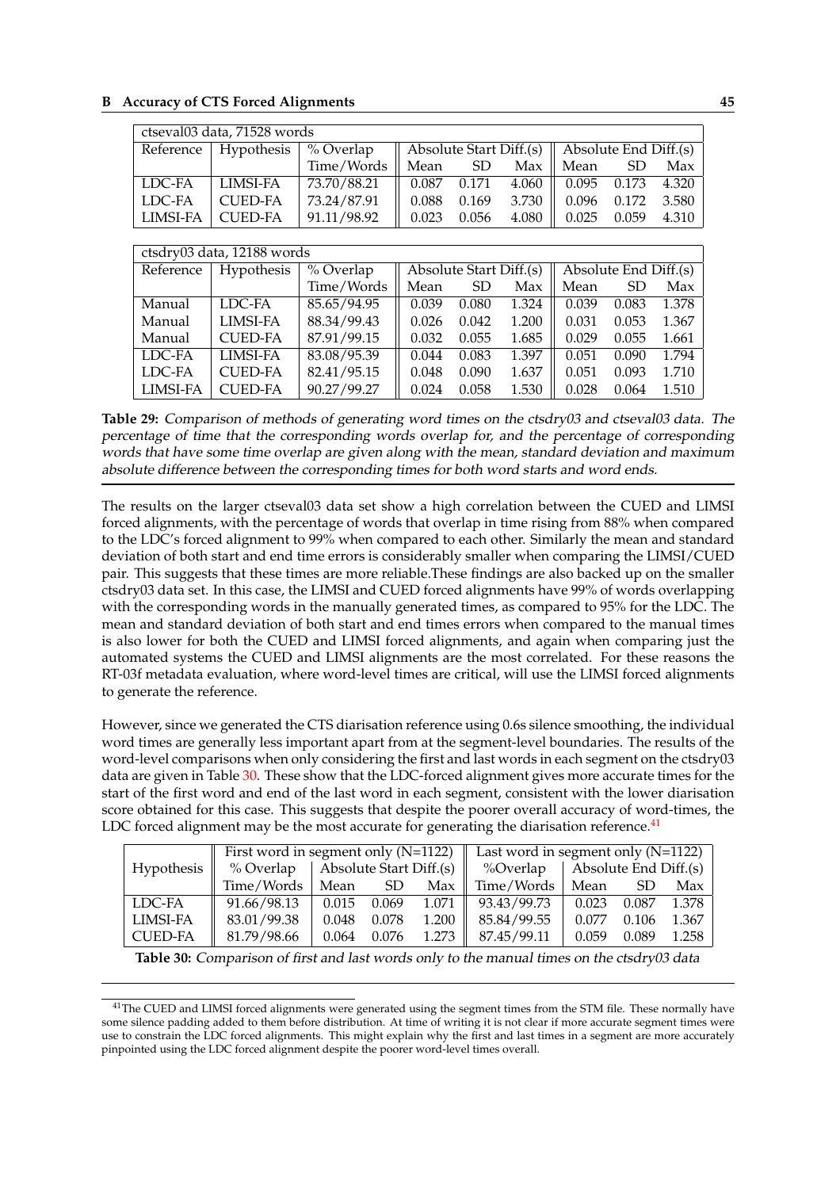| ctseval03 data, 71528 words | | | | | | | | |
|---|---|---|---|---|---|---|---|---|
| Reference | Hypothesis | % Overlap | Absolute Start Diff.(s) | | | Absolute End Diff.(s) | | |
| | | Time/Words | Mean | SD | Max | Mean | SD | Max |
| LDC-FA | LIMSI-FA | 73.70/88.21 | 0.087 | 0.171 | 4.060 | 0.095 | 0.173 | 4.320 |
| LDC-FA | CUED-FA | 73.24/87.91 | 0.088 | 0.169 | 3.730 | 0.096 | 0.172 | 3.580 |
| LIMSI-FA | CUED-FA | 91.11/98.92 | 0.023 | 0.056 | 4.080 | 0.025 | 0.059 | 4.310 |

| ctsdry03 data, 12188 words | | | | | | | | |
|---|---|---|---|---|---|---|---|---|
| Reference | Hypothesis | % Overlap | Absolute Start Diff.(s) | | | Absolute End Diff.(s) | | |
| | | Time/Words | Mean | SD | Max | Mean | SD | Max |
| Manual | LDC-FA | 85.65/94.95 | 0.039 | 0.080 | 1.324 | 0.039 | 0.083 | 1.378 |
| Manual | LIMSI-FA | 88.34/99.43 | 0.026 | 0.042 | 1.200 | 0.031 | 0.053 | 1.367 |
| Manual | CUED-FA | 87.91/99.15 | 0.032 | 0.055 | 1.685 | 0.029 | 0.055 | 1.661 |
| LDC-FA | LIMSI-FA | 83.08/95.39 | 0.044 | 0.083 | 1.397 | 0.051 | 0.090 | 1.794 |
| LDC-FA | CUED-FA | 82.41/95.15 | 0.048 | 0.090 | 1.637 | 0.051 | 0.093 | 1.710 |
| LIMSI-FA | CUED-FA | 90.27/99.27 | 0.024 | 0.058 | 1.530 | 0.028 | 0.064 | 1.510 |

**Table 29:** *Comparison of methods of generating word times on the ctsdry03 and ctseval03 data. The percentage of time that the corresponding words overlap for, and the percentage of corresponding words that have some time overlap are given along with the mean, standard deviation and maximum absolute difference between the corresponding times for both word starts and word ends.*

The results on the larger ctseval03 data set show a high correlation between the CUED and LIMSI forced alignments, with the percentage of words that overlap in time rising from 88% when compared to the LDC's forced alignment to 99% when compared to each other. Similarly the mean and standard deviation of both start and end time errors is considerably smaller when comparing the LIMSI/CUED pair. This suggests that these times are more reliable.These findings are also backed up on the smaller ctsdry03 data set. In this case, the LIMSI and CUED forced alignments have 99% of words overlapping with the corresponding words in the manually generated times, as compared to 95% for the LDC. The mean and standard deviation of both start and end times errors when compared to the manual times is also lower for both the CUED and LIMSI forced alignments, and again when comparing just the automated systems the CUED and LIMSI alignments are the most correlated. For these reasons the RT-03f metadata evaluation, where word-level times are critical, will use the LIMSI forced alignments to generate the reference.

However, since we generated the CTS diarisation reference using 0.6s silence smoothing, the individual word times are generally less important apart from at the segment-level boundaries. The results of the word-level comparisons when only considering the first and last words in each segment on the ctsdry03 data are given in Table 30. These show that the LDC-forced alignment gives more accurate times for the start of the first word and end of the last word in each segment, consistent with the lower diarisation score obtained for this case. This suggests that despite the poorer overall accuracy of word-times, the LDC forced alignment may be the most accurate for generating the diarisation reference.[41]

| | First word in segment only (N=1122) | | | | Last word in segment only (N=1122) | | | |
|---|---|---|---|---|---|---|---|---|
| Hypothesis | % Overlap | Absolute Start Diff.(s) | | | %Overlap | Absolute End Diff.(s) | | |
| | Time/Words | Mean | SD | Max | Time/Words | Mean | SD | Max |
| LDC-FA | 91.66/98.13 | 0.015 | 0.069 | 1.071 | 93.43/99.73 | 0.023 | 0.087 | 1.378 |
| LIMSI-FA | 83.01/99.38 | 0.048 | 0.078 | 1.200 | 85.84/99.55 | 0.077 | 0.106 | 1.367 |
| CUED-FA | 81.79/98.66 | 0.064 | 0.076 | 1.273 | 87.45/99.11 | 0.059 | 0.089 | 1.258 |

**Table 30:** *Comparison of first and last words only to the manual times on the ctsdry03 data*

[41] The CUED and LIMSI forced alignments were generated using the segment times from the STM file. These normally have some silence padding added to them before distribution. At time of writing it is not clear if more accurate segment times were use to constrain the LDC forced alignments. This might explain why the first and last times in a segment are more accurately pinpointed using the LDC forced alignment despite the poorer word-level times overall.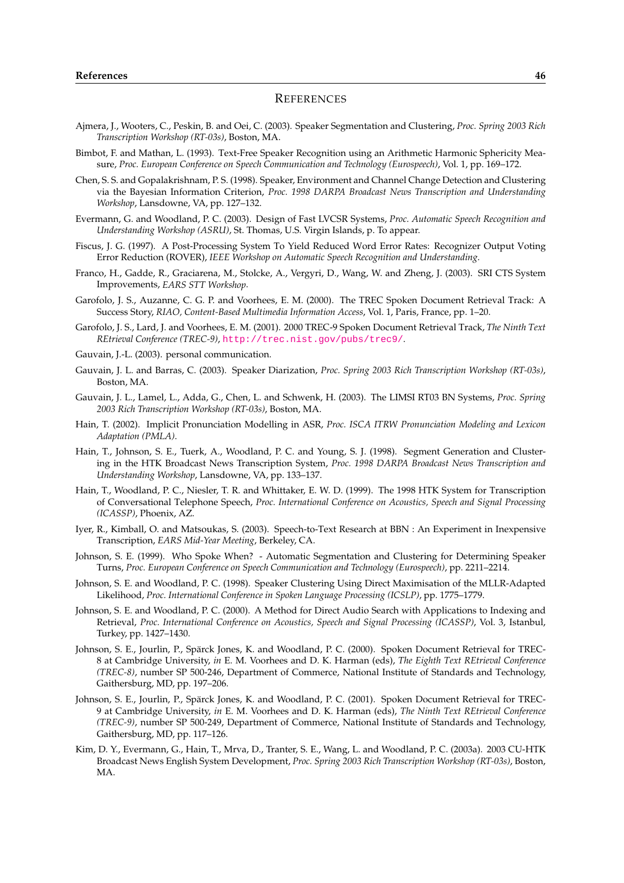# REFERENCES

Ajmera, J., Wooters, C., Peskin, B. and Oei, C. (2003). Speaker Segmentation and Clustering, *Proc. Spring 2003 Rich Transcription Workshop (RT-03s)*, Boston, MA.

Bimbot, F. and Mathan, L. (1993). Text-Free Speaker Recognition using an Arithmetic Harmonic Sphericity Measure, *Proc. European Conference on Speech Communication and Technology (Eurospeech)*, Vol. 1, pp. 169–172.

Chen, S. S. and Gopalakrishnam, P. S. (1998). Speaker, Environment and Channel Change Detection and Clustering via the Bayesian Information Criterion, *Proc. 1998 DARPA Broadcast News Transcription and Understanding Workshop*, Lansdowne, VA, pp. 127–132.

Evermann, G. and Woodland, P. C. (2003). Design of Fast LVCSR Systems, *Proc. Automatic Speech Recognition and Understanding Workshop (ASRU)*, St. Thomas, U.S. Virgin Islands, p. To appear.

Fiscus, J. G. (1997). A Post-Processing System To Yield Reduced Word Error Rates: Recognizer Output Voting Error Reduction (ROVER), *IEEE Workshop on Automatic Speech Recognition and Understanding*.

Franco, H., Gadde, R., Graciarena, M., Stolcke, A., Vergyri, D., Wang, W. and Zheng, J. (2003). SRI CTS System Improvements, *EARS STT Workshop*.

Garofolo, J. S., Auzanne, C. G. P. and Voorhees, E. M. (2000). The TREC Spoken Document Retrieval Track: A Success Story, *RIAO, Content-Based Multimedia Information Access*, Vol. 1, Paris, France, pp. 1–20.

Garofolo, J. S., Lard, J. and Voorhees, E. M. (2001). 2000 TREC-9 Spoken Document Retrieval Track, *The Ninth Text REtrieval Conference (TREC-9)*, http://trec.nist.gov/pubs/trec9/.

Gauvain, J.-L. (2003). personal communication.

Gauvain, J. L. and Barras, C. (2003). Speaker Diarization, *Proc. Spring 2003 Rich Transcription Workshop (RT-03s)*, Boston, MA.

Gauvain, J. L., Lamel, L., Adda, G., Chen, L. and Schwenk, H. (2003). The LIMSI RT03 BN Systems, *Proc. Spring 2003 Rich Transcription Workshop (RT-03s)*, Boston, MA.

Hain, T. (2002). Implicit Pronunciation Modelling in ASR, *Proc. ISCA ITRW Pronunciation Modeling and Lexicon Adaptation (PMLA)*.

Hain, T., Johnson, S. E., Tuerk, A., Woodland, P. C. and Young, S. J. (1998). Segment Generation and Clustering in the HTK Broadcast News Transcription System, *Proc. 1998 DARPA Broadcast News Transcription and Understanding Workshop*, Lansdowne, VA, pp. 133–137.

Hain, T., Woodland, P. C., Niesler, T. R. and Whittaker, E. W. D. (1999). The 1998 HTK System for Transcription of Conversational Telephone Speech, *Proc. International Conference on Acoustics, Speech and Signal Processing (ICASSP)*, Phoenix, AZ.

Iyer, R., Kimball, O. and Matsoukas, S. (2003). Speech-to-Text Research at BBN : An Experiment in Inexpensive Transcription, *EARS Mid-Year Meeting*, Berkeley, CA.

Johnson, S. E. (1999). Who Spoke When? - Automatic Segmentation and Clustering for Determining Speaker Turns, *Proc. European Conference on Speech Communication and Technology (Eurospeech)*, pp. 2211–2214.

Johnson, S. E. and Woodland, P. C. (1998). Speaker Clustering Using Direct Maximisation of the MLLR-Adapted Likelihood, *Proc. International Conference in Spoken Language Processing (ICSLP)*, pp. 1775–1779.

Johnson, S. E. and Woodland, P. C. (2000). A Method for Direct Audio Search with Applications to Indexing and Retrieval, *Proc. International Conference on Acoustics, Speech and Signal Processing (ICASSP)*, Vol. 3, Istanbul, Turkey, pp. 1427–1430.

Johnson, S. E., Jourlin, P., Spärck Jones, K. and Woodland, P. C. (2000). Spoken Document Retrieval for TREC-8 at Cambridge University, *in* E. M. Voorhees and D. K. Harman (eds), *The Eighth Text REtrieval Conference (TREC-8)*, number SP 500-246, Department of Commerce, National Institute of Standards and Technology, Gaithersburg, MD, pp. 197–206.

Johnson, S. E., Jourlin, P., Spärck Jones, K. and Woodland, P. C. (2001). Spoken Document Retrieval for TREC-9 at Cambridge University, *in* E. M. Voorhees and D. K. Harman (eds), *The Ninth Text REtrieval Conference (TREC-9)*, number SP 500-249, Department of Commerce, National Institute of Standards and Technology, Gaithersburg, MD, pp. 117–126.

Kim, D. Y., Evermann, G., Hain, T., Mrva, D., Tranter, S. E., Wang, L. and Woodland, P. C. (2003a). 2003 CU-HTK Broadcast News English System Development, *Proc. Spring 2003 Rich Transcription Workshop (RT-03s)*, Boston, MA.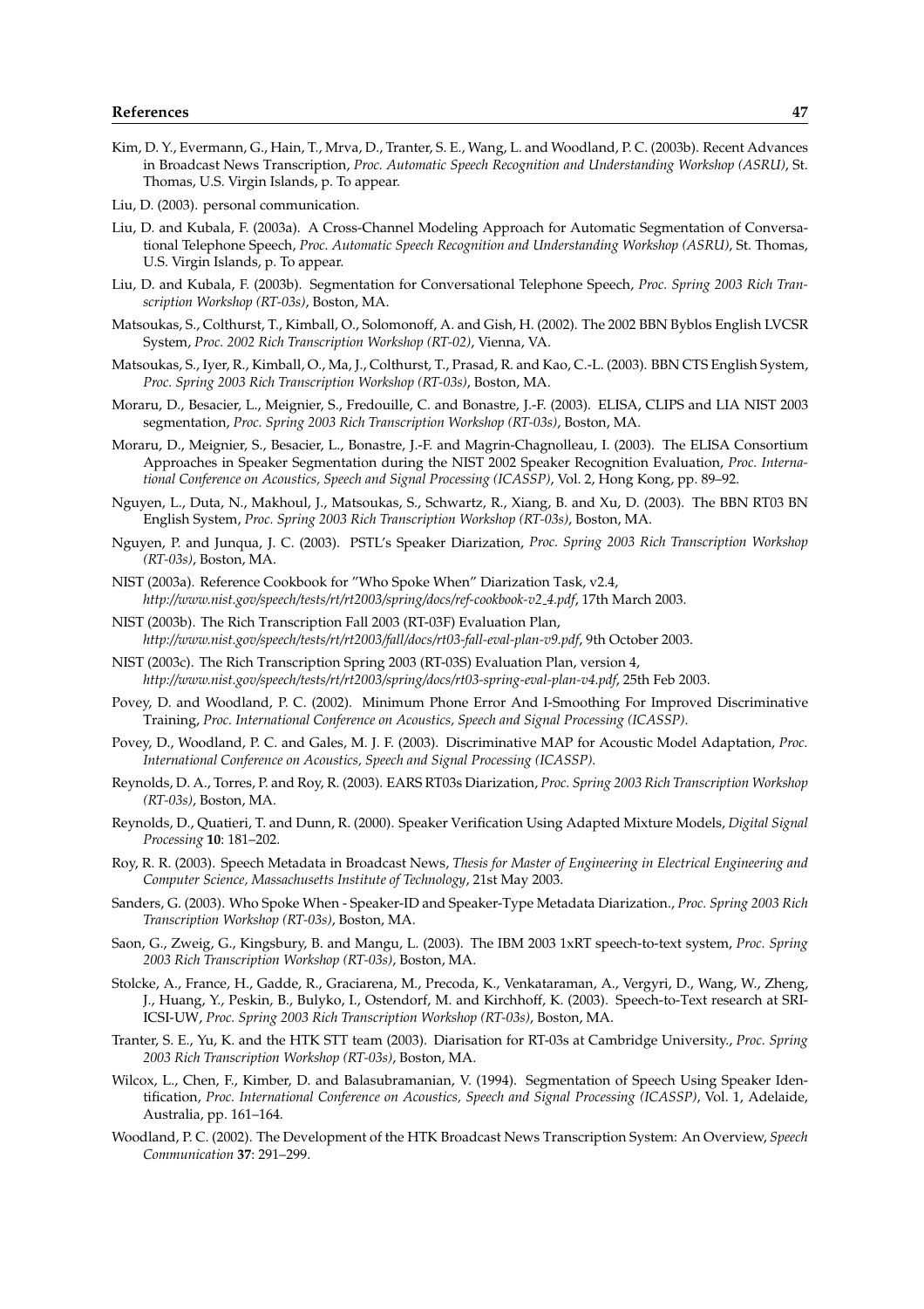Kim, D. Y., Evermann, G., Hain, T., Mrva, D., Tranter, S. E., Wang, L. and Woodland, P. C. (2003b). Recent Advances in Broadcast News Transcription, *Proc. Automatic Speech Recognition and Understanding Workshop (ASRU)*, St. Thomas, U.S. Virgin Islands, p. To appear.

Liu, D. (2003). personal communication.

Liu, D. and Kubala, F. (2003a). A Cross-Channel Modeling Approach for Automatic Segmentation of Conversational Telephone Speech, *Proc. Automatic Speech Recognition and Understanding Workshop (ASRU)*, St. Thomas, U.S. Virgin Islands, p. To appear.

Liu, D. and Kubala, F. (2003b). Segmentation for Conversational Telephone Speech, *Proc. Spring 2003 Rich Transcription Workshop (RT-03s)*, Boston, MA.

Matsoukas, S., Colthurst, T., Kimball, O., Solomonoff, A. and Gish, H. (2002). The 2002 BBN Byblos English LVCSR System, *Proc. 2002 Rich Transcription Workshop (RT-02)*, Vienna, VA.

Matsoukas, S., Iyer, R., Kimball, O., Ma, J., Colthurst, T., Prasad, R. and Kao, C.-L. (2003). BBN CTS English System, *Proc. Spring 2003 Rich Transcription Workshop (RT-03s)*, Boston, MA.

Moraru, D., Besacier, L., Meignier, S., Fredouille, C. and Bonastre, J.-F. (2003). ELISA, CLIPS and LIA NIST 2003 segmentation, *Proc. Spring 2003 Rich Transcription Workshop (RT-03s)*, Boston, MA.

Moraru, D., Meignier, S., Besacier, L., Bonastre, J.-F. and Magrin-Chagnolleau, I. (2003). The ELISA Consortium Approaches in Speaker Segmentation during the NIST 2002 Speaker Recognition Evaluation, *Proc. International Conference on Acoustics, Speech and Signal Processing (ICASSP)*, Vol. 2, Hong Kong, pp. 89–92.

Nguyen, L., Duta, N., Makhoul, J., Matsoukas, S., Schwartz, R., Xiang, B. and Xu, D. (2003). The BBN RT03 BN English System, *Proc. Spring 2003 Rich Transcription Workshop (RT-03s)*, Boston, MA.

Nguyen, P. and Junqua, J. C. (2003). PSTL's Speaker Diarization, *Proc. Spring 2003 Rich Transcription Workshop (RT-03s)*, Boston, MA.

NIST (2003a). Reference Cookbook for "Who Spoke When" Diarization Task, v2.4, *http://www.nist.gov/speech/tests/rt/rt2003/spring/docs/ref-cookbook-v2_4.pdf*, 17th March 2003.

NIST (2003b). The Rich Transcription Fall 2003 (RT-03F) Evaluation Plan, *http://www.nist.gov/speech/tests/rt/rt2003/fall/docs/rt03-fall-eval-plan-v9.pdf*, 9th October 2003.

NIST (2003c). The Rich Transcription Spring 2003 (RT-03S) Evaluation Plan, version 4, *http://www.nist.gov/speech/tests/rt/rt2003/spring/docs/rt03-spring-eval-plan-v4.pdf*, 25th Feb 2003.

Povey, D. and Woodland, P. C. (2002). Minimum Phone Error And I-Smoothing For Improved Discriminative Training, *Proc. International Conference on Acoustics, Speech and Signal Processing (ICASSP)*.

Povey, D., Woodland, P. C. and Gales, M. J. F. (2003). Discriminative MAP for Acoustic Model Adaptation, *Proc. International Conference on Acoustics, Speech and Signal Processing (ICASSP)*.

Reynolds, D. A., Torres, P. and Roy, R. (2003). EARS RT03s Diarization, *Proc. Spring 2003 Rich Transcription Workshop (RT-03s)*, Boston, MA.

Reynolds, D., Quatieri, T. and Dunn, R. (2000). Speaker Verification Using Adapted Mixture Models, *Digital Signal Processing* **10**: 181–202.

Roy, R. R. (2003). Speech Metadata in Broadcast News, *Thesis for Master of Engineering in Electrical Engineering and Computer Science, Massachusetts Institute of Technology*, 21st May 2003.

Sanders, G. (2003). Who Spoke When - Speaker-ID and Speaker-Type Metadata Diarization., *Proc. Spring 2003 Rich Transcription Workshop (RT-03s)*, Boston, MA.

Saon, G., Zweig, G., Kingsbury, B. and Mangu, L. (2003). The IBM 2003 1xRT speech-to-text system, *Proc. Spring 2003 Rich Transcription Workshop (RT-03s)*, Boston, MA.

Stolcke, A., France, H., Gadde, R., Graciarena, M., Precoda, K., Venkataraman, A., Vergyri, D., Wang, W., Zheng, J., Huang, Y., Peskin, B., Bulyko, I., Ostendorf, M. and Kirchhoff, K. (2003). Speech-to-Text research at SRI-ICSI-UW, *Proc. Spring 2003 Rich Transcription Workshop (RT-03s)*, Boston, MA.

Tranter, S. E., Yu, K. and the HTK STT team (2003). Diarisation for RT-03s at Cambridge University., *Proc. Spring 2003 Rich Transcription Workshop (RT-03s)*, Boston, MA.

Wilcox, L., Chen, F., Kimber, D. and Balasubramanian, V. (1994). Segmentation of Speech Using Speaker Identification, *Proc. International Conference on Acoustics, Speech and Signal Processing (ICASSP)*, Vol. 1, Adelaide, Australia, pp. 161–164.

Woodland, P. C. (2002). The Development of the HTK Broadcast News Transcription System: An Overview, *Speech Communication* **37**: 291–299.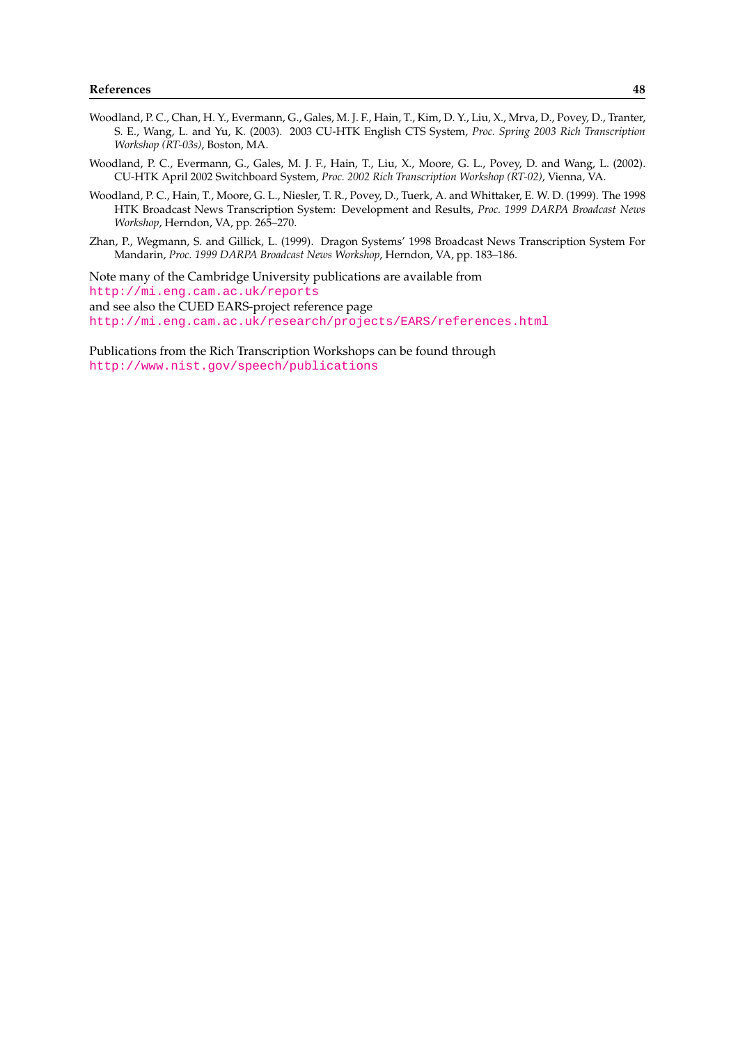Woodland, P. C., Chan, H. Y., Evermann, G., Gales, M. J. F., Hain, T., Kim, D. Y., Liu, X., Mrva, D., Povey, D., Tranter, S. E., Wang, L. and Yu, K. (2003). 2003 CU-HTK English CTS System, *Proc. Spring 2003 Rich Transcription Workshop (RT-03s)*, Boston, MA.

Woodland, P. C., Evermann, G., Gales, M. J. F., Hain, T., Liu, X., Moore, G. L., Povey, D. and Wang, L. (2002). CU-HTK April 2002 Switchboard System, *Proc. 2002 Rich Transcription Workshop (RT-02)*, Vienna, VA.

Woodland, P. C., Hain, T., Moore, G. L., Niesler, T. R., Povey, D., Tuerk, A. and Whittaker, E. W. D. (1999). The 1998 HTK Broadcast News Transcription System: Development and Results, *Proc. 1999 DARPA Broadcast News Workshop*, Herndon, VA, pp. 265–270.

Zhan, P., Wegmann, S. and Gillick, L. (1999). Dragon Systems' 1998 Broadcast News Transcription System For Mandarin, *Proc. 1999 DARPA Broadcast News Workshop*, Herndon, VA, pp. 183–186.

Note many of the Cambridge University publications are available from
http://mi.eng.cam.ac.uk/reports
and see also the CUED EARS-project reference page
http://mi.eng.cam.ac.uk/research/projects/EARS/references.html

Publications from the Rich Transcription Workshops can be found through
http://www.nist.gov/speech/publications